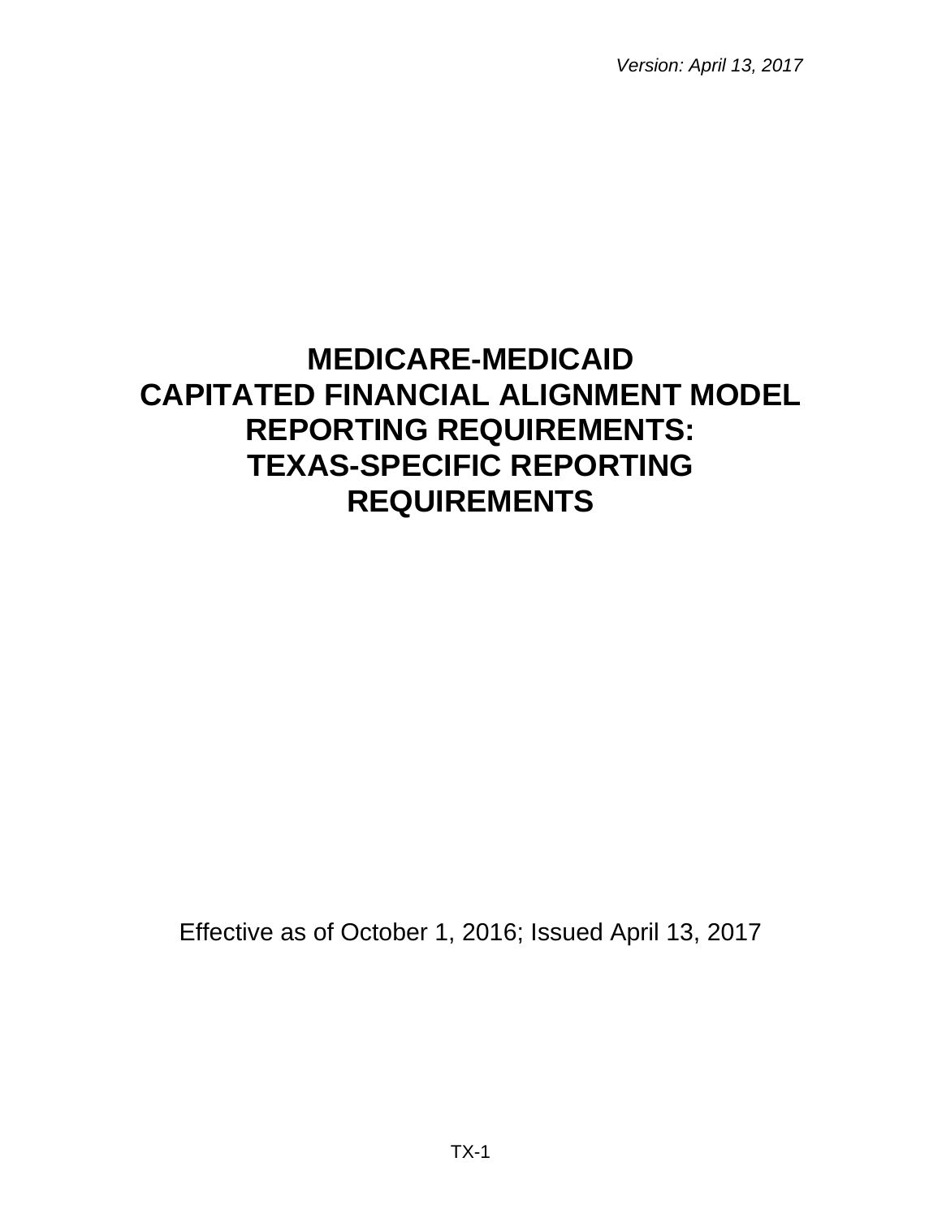*Version: April 13, 2017*

# MEDICARE-MEDICAID CAPITATED FINANCIAL ALIGNMENT MODEL REPORTING REQUIREMENTS: TEXAS-SPECIFIC REPORTING REQUIREMENTS

Effective as of October 1, 2016; Issued April 13, 2017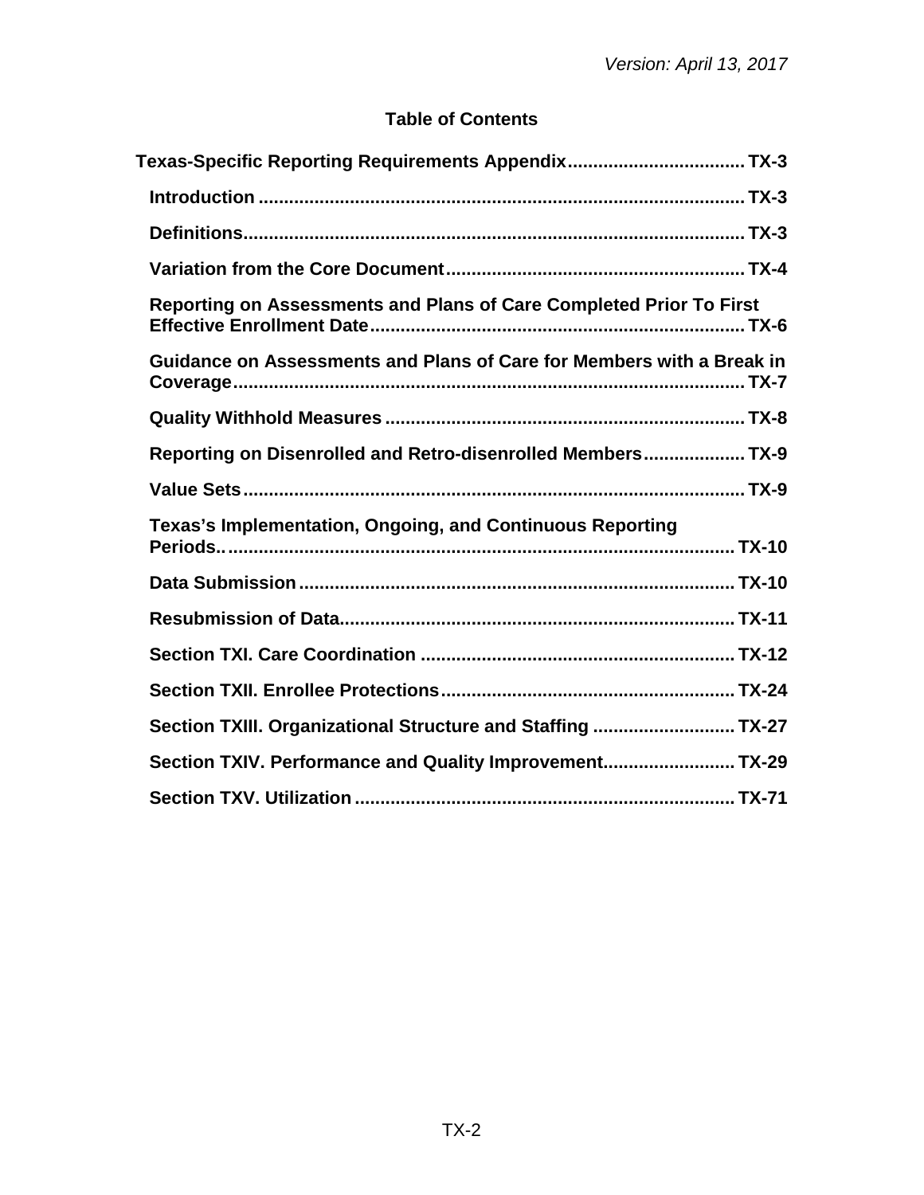Version: April 13, 2017

# Table of Contents

**Texas-Specific Reporting Requirements Appendix** .................................. TX-3

- **Introduction** .............................................................................................. TX-3
- **Definitions** ................................................................................................. TX-3
- **Variation from the Core Document** .......................................................... TX-4
- **Reporting on Assessments and Plans of Care Completed Prior To First Effective Enrollment Date** ......................................................................... TX-6
- **Guidance on Assessments and Plans of Care for Members with a Break in Coverage** ................................................................................................... TX-7
- **Quality Withhold Measures** ...................................................................... TX-8
- **Reporting on Disenrolled and Retro-disenrolled Members** .................... TX-9
- **Value Sets** .................................................................................................. TX-9
- **Texas's Implementation, Ongoing, and Continuous Reporting Periods..** .................................................................................................. TX-10
- **Data Submission** ..................................................................................... TX-10
- **Resubmission of Data** ............................................................................. TX-11
- **Section TXI. Care Coordination** ............................................................. TX-12
- **Section TXII. Enrollee Protections** ......................................................... TX-24
- **Section TXIII. Organizational Structure and Staffing** ............................ TX-27
- **Section TXIV. Performance and Quality Improvement** .......................... TX-29
- **Section TXV. Utilization** .......................................................................... TX-71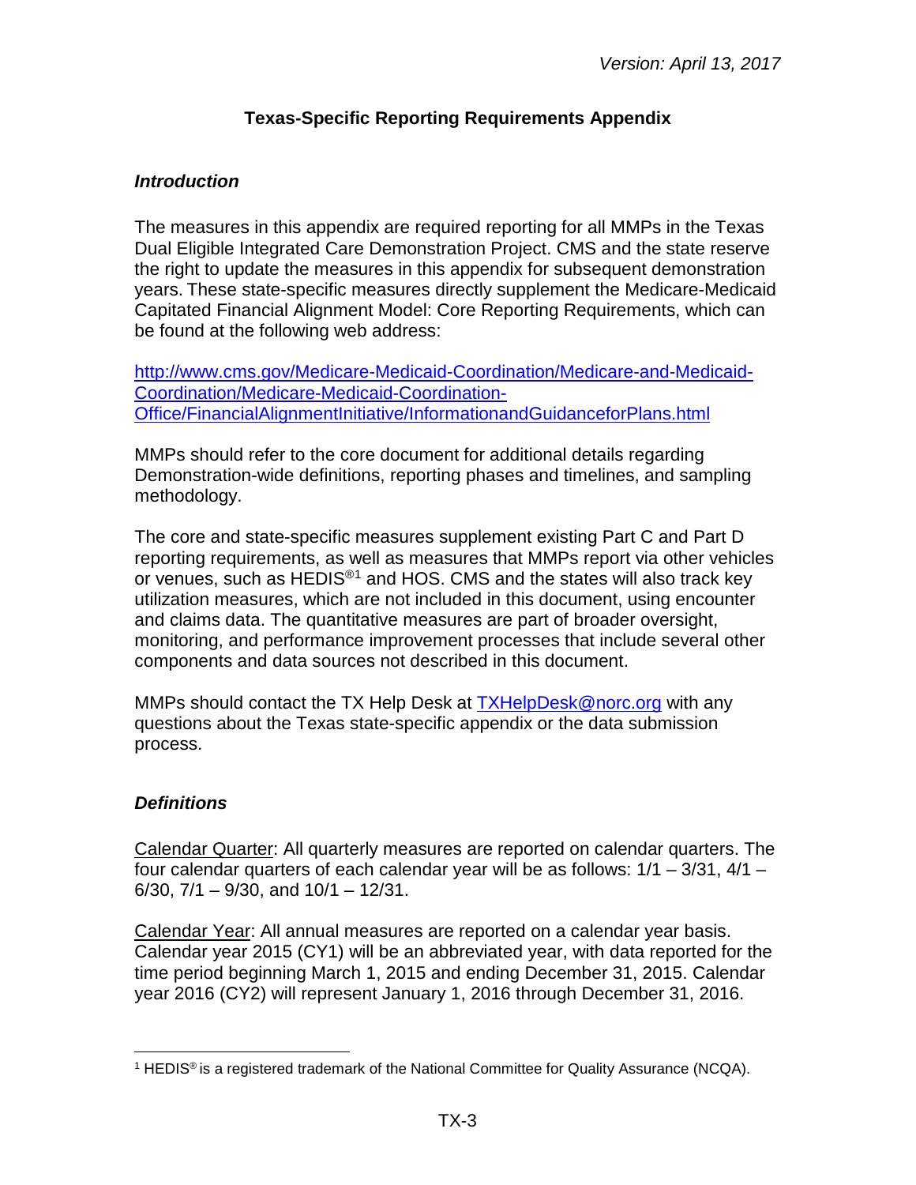# Texas-Specific Reporting Requirements Appendix

## *Introduction*

The measures in this appendix are required reporting for all MMPs in the Texas Dual Eligible Integrated Care Demonstration Project. CMS and the state reserve the right to update the measures in this appendix for subsequent demonstration years. These state-specific measures directly supplement the Medicare-Medicaid Capitated Financial Alignment Model: Core Reporting Requirements, which can be found at the following web address:

[http://www.cms.gov/Medicare-Medicaid-Coordination/Medicare-and-Medicaid-Coordination/Medicare-Medicaid-Coordination-Office/FinancialAlignmentInitiative/InformationandGuidanceforPlans.html](http://www.cms.gov/Medicare-Medicaid-Coordination/Medicare-and-Medicaid-Coordination/Medicare-Medicaid-Coordination-Office/FinancialAlignmentInitiative/InformationandGuidanceforPlans.html)

MMPs should refer to the core document for additional details regarding Demonstration-wide definitions, reporting phases and timelines, and sampling methodology.

The core and state-specific measures supplement existing Part C and Part D reporting requirements, as well as measures that MMPs report via other vehicles or venues, such as HEDIS®[1] and HOS. CMS and the states will also track key utilization measures, which are not included in this document, using encounter and claims data. The quantitative measures are part of broader oversight, monitoring, and performance improvement processes that include several other components and data sources not described in this document.

MMPs should contact the TX Help Desk at [TXHelpDesk@norc.org](mailto:TXHelpDesk@norc.org) with any questions about the Texas state-specific appendix or the data submission process.

## *Definitions*

Calendar Quarter: All quarterly measures are reported on calendar quarters. The four calendar quarters of each calendar year will be as follows: 1/1 – 3/31, 4/1 – 6/30, 7/1 – 9/30, and 10/1 – 12/31.

Calendar Year: All annual measures are reported on a calendar year basis. Calendar year 2015 (CY1) will be an abbreviated year, with data reported for the time period beginning March 1, 2015 and ending December 31, 2015. Calendar year 2016 (CY2) will represent January 1, 2016 through December 31, 2016.

---

[1] HEDIS® is a registered trademark of the National Committee for Quality Assurance (NCQA).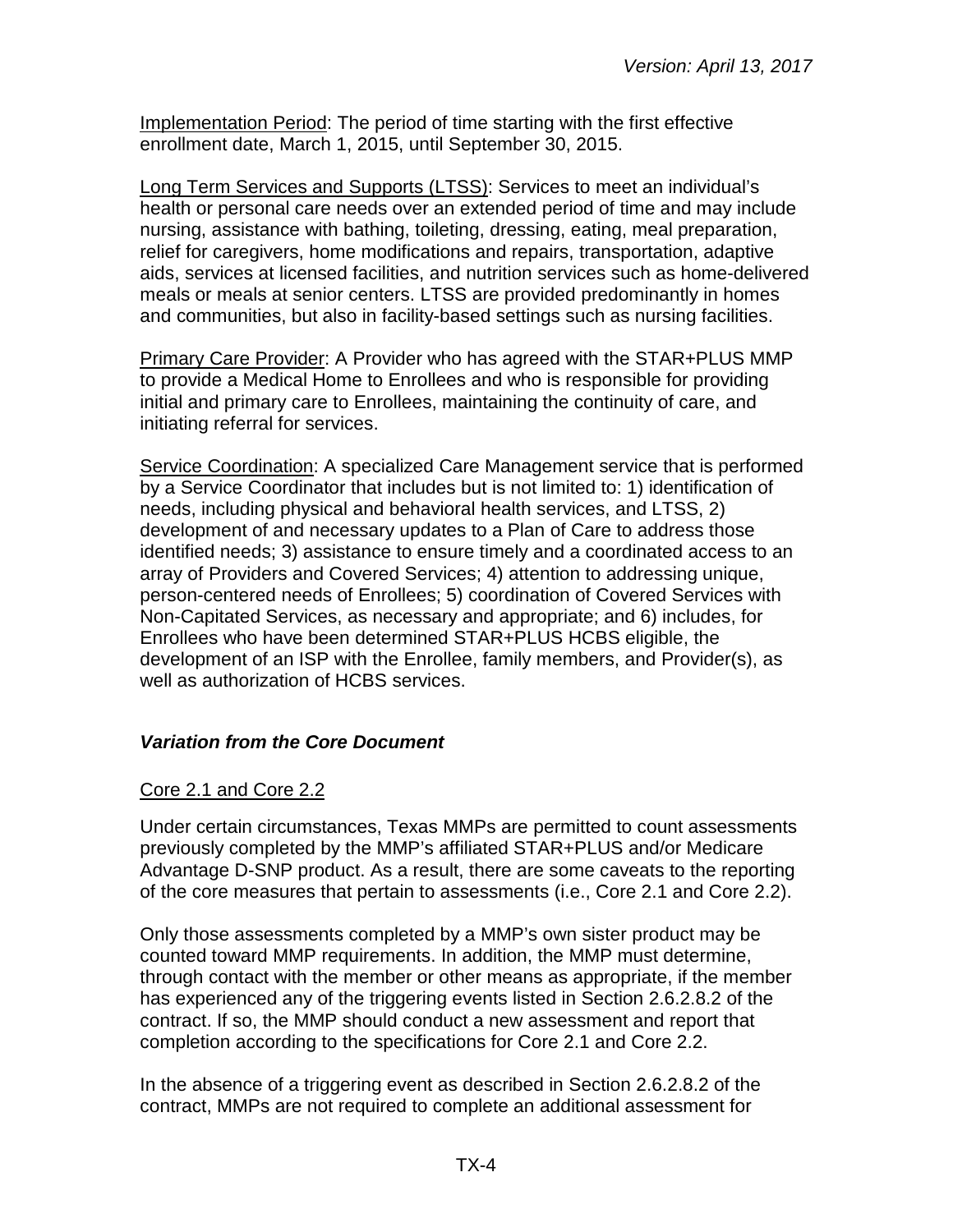Implementation Period: The period of time starting with the first effective enrollment date, March 1, 2015, until September 30, 2015.

Long Term Services and Supports (LTSS): Services to meet an individual's health or personal care needs over an extended period of time and may include nursing, assistance with bathing, toileting, dressing, eating, meal preparation, relief for caregivers, home modifications and repairs, transportation, adaptive aids, services at licensed facilities, and nutrition services such as home-delivered meals or meals at senior centers. LTSS are provided predominantly in homes and communities, but also in facility-based settings such as nursing facilities.

Primary Care Provider: A Provider who has agreed with the STAR+PLUS MMP to provide a Medical Home to Enrollees and who is responsible for providing initial and primary care to Enrollees, maintaining the continuity of care, and initiating referral for services.

Service Coordination: A specialized Care Management service that is performed by a Service Coordinator that includes but is not limited to: 1) identification of needs, including physical and behavioral health services, and LTSS, 2) development of and necessary updates to a Plan of Care to address those identified needs; 3) assistance to ensure timely and a coordinated access to an array of Providers and Covered Services; 4) attention to addressing unique, person-centered needs of Enrollees; 5) coordination of Covered Services with Non-Capitated Services, as necessary and appropriate; and 6) includes, for Enrollees who have been determined STAR+PLUS HCBS eligible, the development of an ISP with the Enrollee, family members, and Provider(s), as well as authorization of HCBS services.

### *Variation from the Core Document*

Core 2.1 and Core 2.2

Under certain circumstances, Texas MMPs are permitted to count assessments previously completed by the MMP's affiliated STAR+PLUS and/or Medicare Advantage D-SNP product. As a result, there are some caveats to the reporting of the core measures that pertain to assessments (i.e., Core 2.1 and Core 2.2).

Only those assessments completed by a MMP's own sister product may be counted toward MMP requirements. In addition, the MMP must determine, through contact with the member or other means as appropriate, if the member has experienced any of the triggering events listed in Section 2.6.2.8.2 of the contract. If so, the MMP should conduct a new assessment and report that completion according to the specifications for Core 2.1 and Core 2.2.

In the absence of a triggering event as described in Section 2.6.2.8.2 of the contract, MMPs are not required to complete an additional assessment for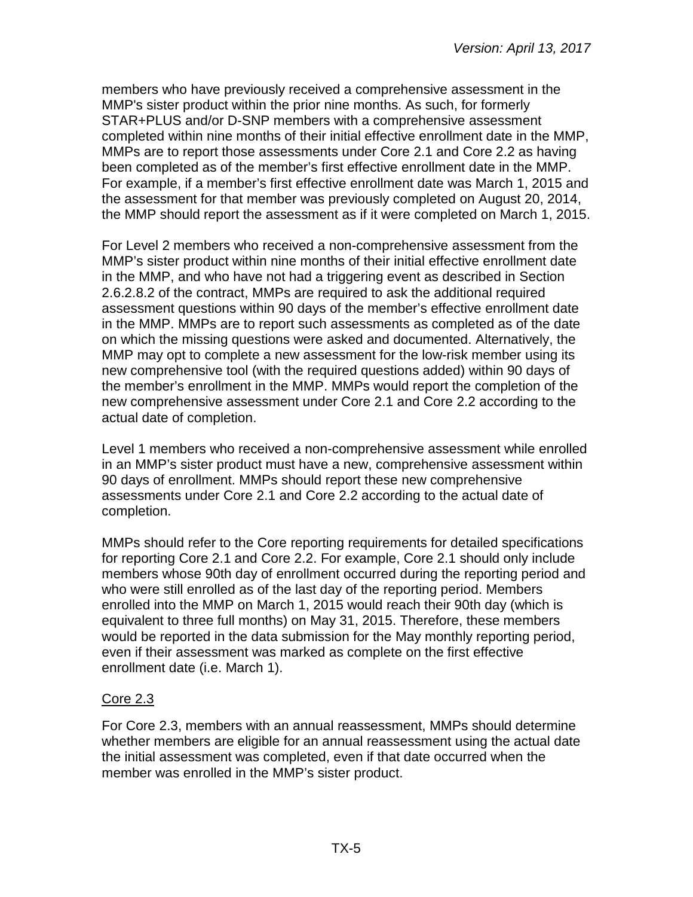members who have previously received a comprehensive assessment in the MMP's sister product within the prior nine months. As such, for formerly STAR+PLUS and/or D-SNP members with a comprehensive assessment completed within nine months of their initial effective enrollment date in the MMP, MMPs are to report those assessments under Core 2.1 and Core 2.2 as having been completed as of the member's first effective enrollment date in the MMP. For example, if a member's first effective enrollment date was March 1, 2015 and the assessment for that member was previously completed on August 20, 2014, the MMP should report the assessment as if it were completed on March 1, 2015.

For Level 2 members who received a non-comprehensive assessment from the MMP's sister product within nine months of their initial effective enrollment date in the MMP, and who have not had a triggering event as described in Section 2.6.2.8.2 of the contract, MMPs are required to ask the additional required assessment questions within 90 days of the member's effective enrollment date in the MMP. MMPs are to report such assessments as completed as of the date on which the missing questions were asked and documented. Alternatively, the MMP may opt to complete a new assessment for the low-risk member using its new comprehensive tool (with the required questions added) within 90 days of the member's enrollment in the MMP. MMPs would report the completion of the new comprehensive assessment under Core 2.1 and Core 2.2 according to the actual date of completion.

Level 1 members who received a non-comprehensive assessment while enrolled in an MMP's sister product must have a new, comprehensive assessment within 90 days of enrollment. MMPs should report these new comprehensive assessments under Core 2.1 and Core 2.2 according to the actual date of completion.

MMPs should refer to the Core reporting requirements for detailed specifications for reporting Core 2.1 and Core 2.2. For example, Core 2.1 should only include members whose 90th day of enrollment occurred during the reporting period and who were still enrolled as of the last day of the reporting period. Members enrolled into the MMP on March 1, 2015 would reach their 90th day (which is equivalent to three full months) on May 31, 2015. Therefore, these members would be reported in the data submission for the May monthly reporting period, even if their assessment was marked as complete on the first effective enrollment date (i.e. March 1).

### Core 2.3

For Core 2.3, members with an annual reassessment, MMPs should determine whether members are eligible for an annual reassessment using the actual date the initial assessment was completed, even if that date occurred when the member was enrolled in the MMP's sister product.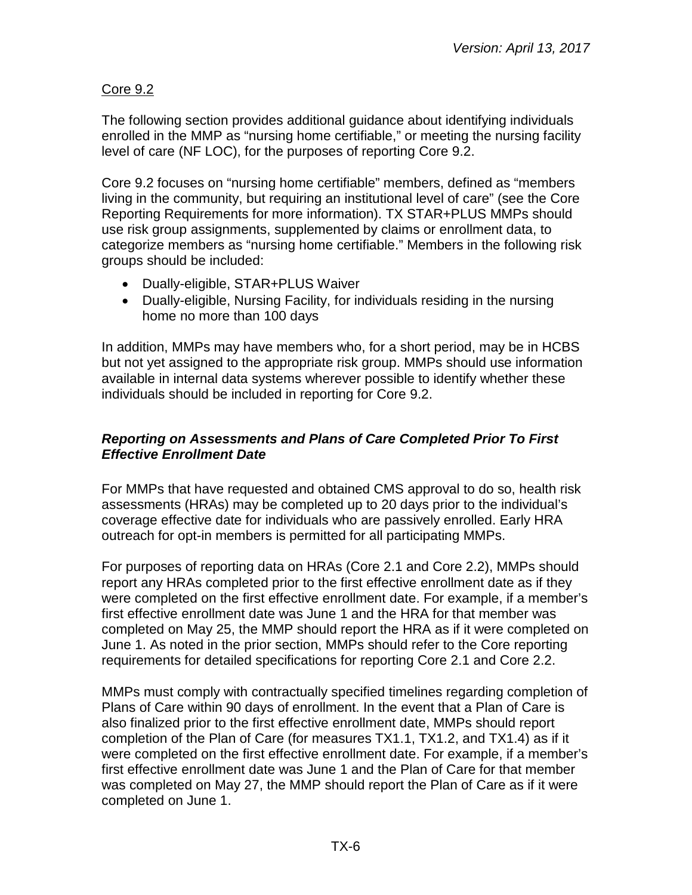Core 9.2

The following section provides additional guidance about identifying individuals enrolled in the MMP as "nursing home certifiable," or meeting the nursing facility level of care (NF LOC), for the purposes of reporting Core 9.2.

Core 9.2 focuses on "nursing home certifiable" members, defined as "members living in the community, but requiring an institutional level of care" (see the Core Reporting Requirements for more information). TX STAR+PLUS MMPs should use risk group assignments, supplemented by claims or enrollment data, to categorize members as "nursing home certifiable." Members in the following risk groups should be included:

- Dually-eligible, STAR+PLUS Waiver
- Dually-eligible, Nursing Facility, for individuals residing in the nursing home no more than 100 days

In addition, MMPs may have members who, for a short period, may be in HCBS but not yet assigned to the appropriate risk group. MMPs should use information available in internal data systems wherever possible to identify whether these individuals should be included in reporting for Core 9.2.

### *Reporting on Assessments and Plans of Care Completed Prior To First Effective Enrollment Date*

For MMPs that have requested and obtained CMS approval to do so, health risk assessments (HRAs) may be completed up to 20 days prior to the individual's coverage effective date for individuals who are passively enrolled. Early HRA outreach for opt-in members is permitted for all participating MMPs.

For purposes of reporting data on HRAs (Core 2.1 and Core 2.2), MMPs should report any HRAs completed prior to the first effective enrollment date as if they were completed on the first effective enrollment date. For example, if a member's first effective enrollment date was June 1 and the HRA for that member was completed on May 25, the MMP should report the HRA as if it were completed on June 1. As noted in the prior section, MMPs should refer to the Core reporting requirements for detailed specifications for reporting Core 2.1 and Core 2.2.

MMPs must comply with contractually specified timelines regarding completion of Plans of Care within 90 days of enrollment. In the event that a Plan of Care is also finalized prior to the first effective enrollment date, MMPs should report completion of the Plan of Care (for measures TX1.1, TX1.2, and TX1.4) as if it were completed on the first effective enrollment date. For example, if a member's first effective enrollment date was June 1 and the Plan of Care for that member was completed on May 27, the MMP should report the Plan of Care as if it were completed on June 1.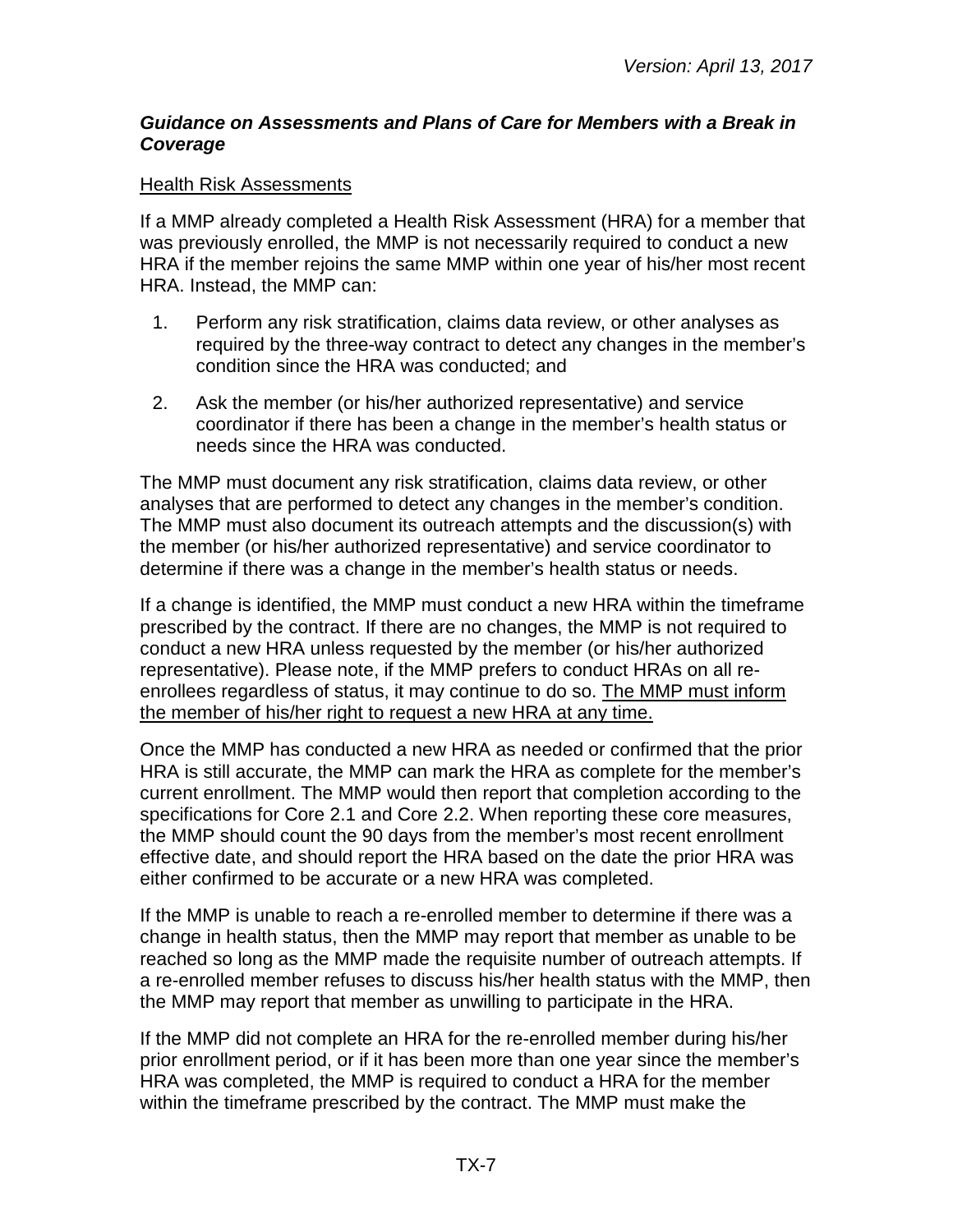### *Guidance on Assessments and Plans of Care for Members with a Break in Coverage*

Health Risk Assessments

If a MMP already completed a Health Risk Assessment (HRA) for a member that was previously enrolled, the MMP is not necessarily required to conduct a new HRA if the member rejoins the same MMP within one year of his/her most recent HRA. Instead, the MMP can:

1. Perform any risk stratification, claims data review, or other analyses as required by the three-way contract to detect any changes in the member's condition since the HRA was conducted; and
2. Ask the member (or his/her authorized representative) and service coordinator if there has been a change in the member's health status or needs since the HRA was conducted.

The MMP must document any risk stratification, claims data review, or other analyses that are performed to detect any changes in the member's condition. The MMP must also document its outreach attempts and the discussion(s) with the member (or his/her authorized representative) and service coordinator to determine if there was a change in the member's health status or needs.

If a change is identified, the MMP must conduct a new HRA within the timeframe prescribed by the contract. If there are no changes, the MMP is not required to conduct a new HRA unless requested by the member (or his/her authorized representative). Please note, if the MMP prefers to conduct HRAs on all re-enrollees regardless of status, it may continue to do so. <u>The MMP must inform the member of his/her right to request a new HRA at any time.</u>

Once the MMP has conducted a new HRA as needed or confirmed that the prior HRA is still accurate, the MMP can mark the HRA as complete for the member's current enrollment. The MMP would then report that completion according to the specifications for Core 2.1 and Core 2.2. When reporting these core measures, the MMP should count the 90 days from the member's most recent enrollment effective date, and should report the HRA based on the date the prior HRA was either confirmed to be accurate or a new HRA was completed.

If the MMP is unable to reach a re-enrolled member to determine if there was a change in health status, then the MMP may report that member as unable to be reached so long as the MMP made the requisite number of outreach attempts. If a re-enrolled member refuses to discuss his/her health status with the MMP, then the MMP may report that member as unwilling to participate in the HRA.

If the MMP did not complete an HRA for the re-enrolled member during his/her prior enrollment period, or if it has been more than one year since the member's HRA was completed, the MMP is required to conduct a HRA for the member within the timeframe prescribed by the contract. The MMP must make the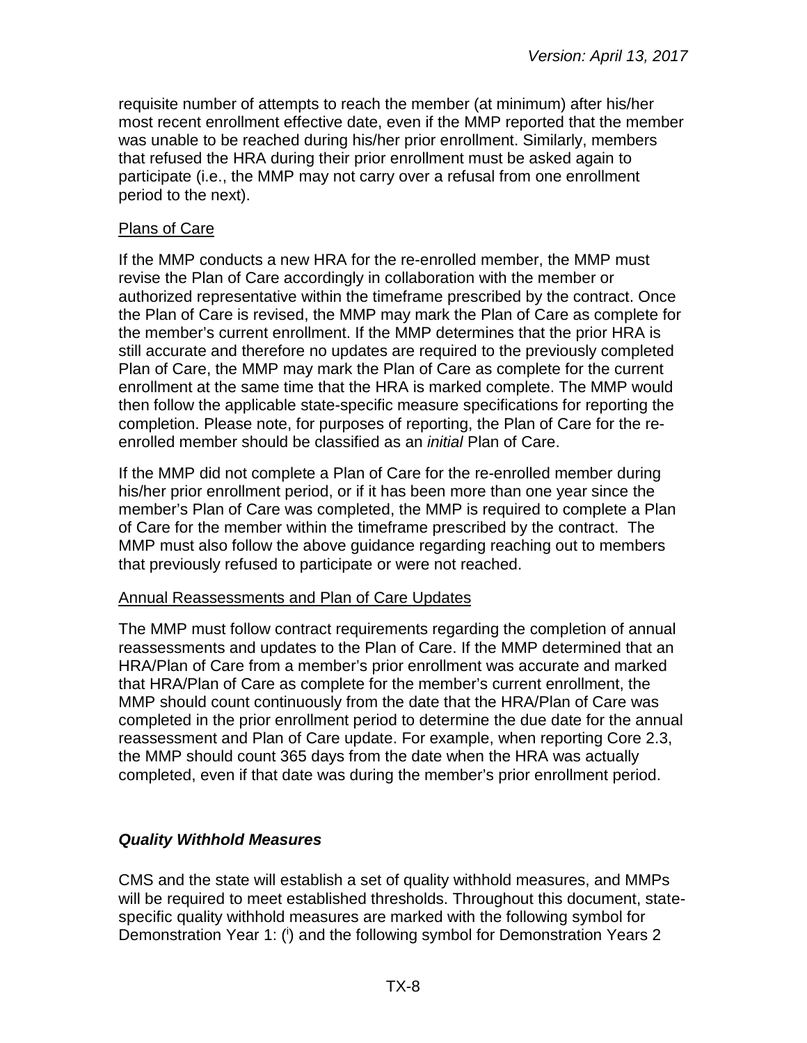requisite number of attempts to reach the member (at minimum) after his/her most recent enrollment effective date, even if the MMP reported that the member was unable to be reached during his/her prior enrollment. Similarly, members that refused the HRA during their prior enrollment must be asked again to participate (i.e., the MMP may not carry over a refusal from one enrollment period to the next).

Plans of Care

If the MMP conducts a new HRA for the re-enrolled member, the MMP must revise the Plan of Care accordingly in collaboration with the member or authorized representative within the timeframe prescribed by the contract. Once the Plan of Care is revised, the MMP may mark the Plan of Care as complete for the member's current enrollment. If the MMP determines that the prior HRA is still accurate and therefore no updates are required to the previously completed Plan of Care, the MMP may mark the Plan of Care as complete for the current enrollment at the same time that the HRA is marked complete. The MMP would then follow the applicable state-specific measure specifications for reporting the completion. Please note, for purposes of reporting, the Plan of Care for the re-enrolled member should be classified as an *initial* Plan of Care.

If the MMP did not complete a Plan of Care for the re-enrolled member during his/her prior enrollment period, or if it has been more than one year since the member's Plan of Care was completed, the MMP is required to complete a Plan of Care for the member within the timeframe prescribed by the contract. The MMP must also follow the above guidance regarding reaching out to members that previously refused to participate or were not reached.

Annual Reassessments and Plan of Care Updates

The MMP must follow contract requirements regarding the completion of annual reassessments and updates to the Plan of Care. If the MMP determined that an HRA/Plan of Care from a member's prior enrollment was accurate and marked that HRA/Plan of Care as complete for the member's current enrollment, the MMP should count continuously from the date that the HRA/Plan of Care was completed in the prior enrollment period to determine the due date for the annual reassessment and Plan of Care update. For example, when reporting Core 2.3, the MMP should count 365 days from the date when the HRA was actually completed, even if that date was during the member's prior enrollment period.

### *Quality Withhold Measures*

CMS and the state will establish a set of quality withhold measures, and MMPs will be required to meet established thresholds. Throughout this document, state-specific quality withhold measures are marked with the following symbol for Demonstration Year 1: ([i]) and the following symbol for Demonstration Years 2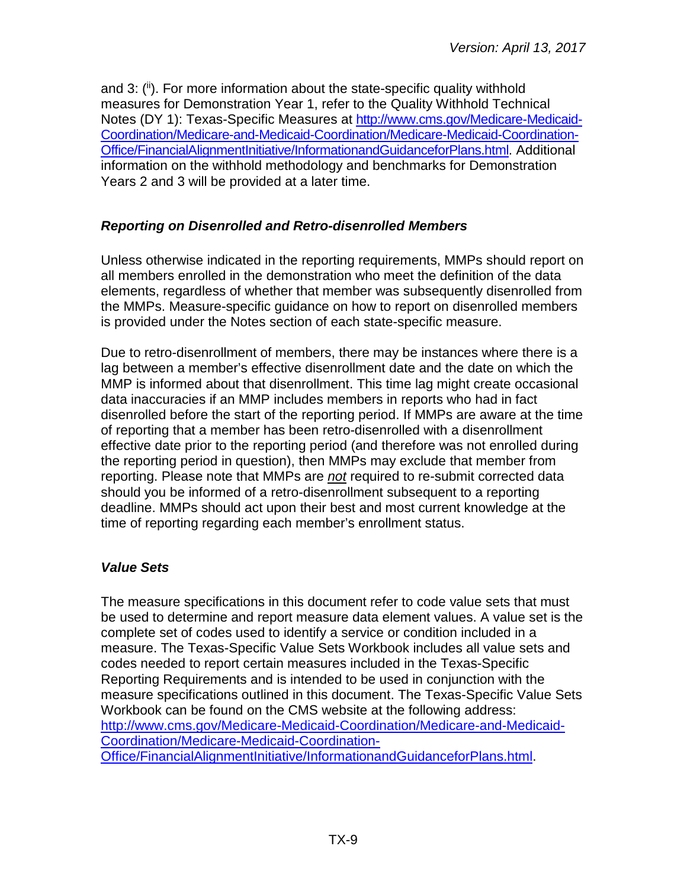and 3: ([ii]). For more information about the state-specific quality withhold measures for Demonstration Year 1, refer to the Quality Withhold Technical Notes (DY 1): Texas-Specific Measures at [http://www.cms.gov/Medicare-Medicaid-Coordination/Medicare-and-Medicaid-Coordination/Medicare-Medicaid-Coordination-Office/FinancialAlignmentInitiative/InformationandGuidanceforPlans.html](http://www.cms.gov/Medicare-Medicaid-Coordination/Medicare-and-Medicaid-Coordination/Medicare-Medicaid-Coordination-Office/FinancialAlignmentInitiative/InformationandGuidanceforPlans.html). Additional information on the withhold methodology and benchmarks for Demonstration Years 2 and 3 will be provided at a later time.

### *Reporting on Disenrolled and Retro-disenrolled Members*

Unless otherwise indicated in the reporting requirements, MMPs should report on all members enrolled in the demonstration who meet the definition of the data elements, regardless of whether that member was subsequently disenrolled from the MMPs. Measure-specific guidance on how to report on disenrolled members is provided under the Notes section of each state-specific measure.

Due to retro-disenrollment of members, there may be instances where there is a lag between a member's effective disenrollment date and the date on which the MMP is informed about that disenrollment. This time lag might create occasional data inaccuracies if an MMP includes members in reports who had in fact disenrolled before the start of the reporting period. If MMPs are aware at the time of reporting that a member has been retro-disenrolled with a disenrollment effective date prior to the reporting period (and therefore was not enrolled during the reporting period in question), then MMPs may exclude that member from reporting. Please note that MMPs are ***not*** required to re-submit corrected data should you be informed of a retro-disenrollment subsequent to a reporting deadline. MMPs should act upon their best and most current knowledge at the time of reporting regarding each member's enrollment status.

### *Value Sets*

The measure specifications in this document refer to code value sets that must be used to determine and report measure data element values. A value set is the complete set of codes used to identify a service or condition included in a measure. The Texas-Specific Value Sets Workbook includes all value sets and codes needed to report certain measures included in the Texas-Specific Reporting Requirements and is intended to be used in conjunction with the measure specifications outlined in this document. The Texas-Specific Value Sets Workbook can be found on the CMS website at the following address: [http://www.cms.gov/Medicare-Medicaid-Coordination/Medicare-and-Medicaid-Coordination/Medicare-Medicaid-Coordination-Office/FinancialAlignmentInitiative/InformationandGuidanceforPlans.html](http://www.cms.gov/Medicare-Medicaid-Coordination/Medicare-and-Medicaid-Coordination/Medicare-Medicaid-Coordination-Office/FinancialAlignmentInitiative/InformationandGuidanceforPlans.html).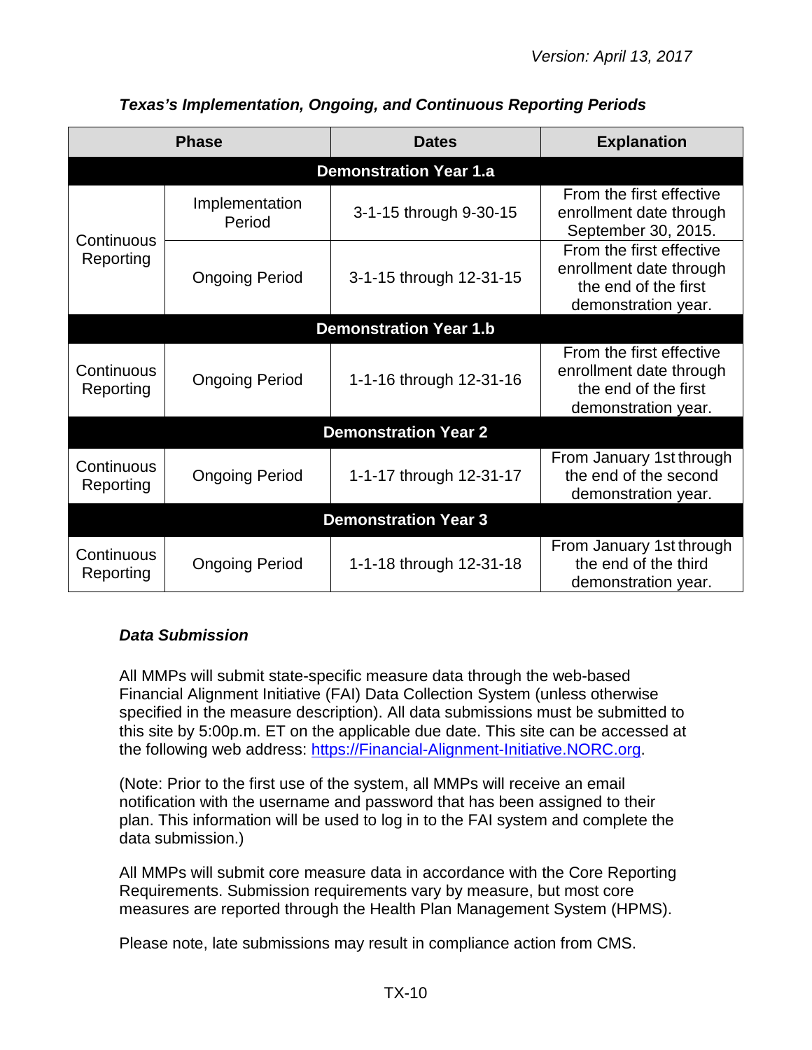*Version: April 13, 2017*

***Texas's Implementation, Ongoing, and Continuous Reporting Periods***

| Phase | | Dates | Explanation |
|---|---|---|---|
| **Demonstration Year 1.a** | | | |
| Continuous Reporting | Implementation Period | 3-1-15 through 9-30-15 | From the first effective enrollment date through September 30, 2015. |
| | Ongoing Period | 3-1-15 through 12-31-15 | From the first effective enrollment date through the end of the first demonstration year. |
| **Demonstration Year 1.b** | | | |
| Continuous Reporting | Ongoing Period | 1-1-16 through 12-31-16 | From the first effective enrollment date through the end of the first demonstration year. |
| **Demonstration Year 2** | | | |
| Continuous Reporting | Ongoing Period | 1-1-17 through 12-31-17 | From January 1st through the end of the second demonstration year. |
| **Demonstration Year 3** | | | |
| Continuous Reporting | Ongoing Period | 1-1-18 through 12-31-18 | From January 1st through the end of the third demonstration year. |

***Data Submission***

All MMPs will submit state-specific measure data through the web-based Financial Alignment Initiative (FAI) Data Collection System (unless otherwise specified in the measure description). All data submissions must be submitted to this site by 5:00p.m. ET on the applicable due date. This site can be accessed at the following web address: https://Financial-Alignment-Initiative.NORC.org.

(Note: Prior to the first use of the system, all MMPs will receive an email notification with the username and password that has been assigned to their plan. This information will be used to log in to the FAI system and complete the data submission.)

All MMPs will submit core measure data in accordance with the Core Reporting Requirements. Submission requirements vary by measure, but most core measures are reported through the Health Plan Management System (HPMS).

Please note, late submissions may result in compliance action from CMS.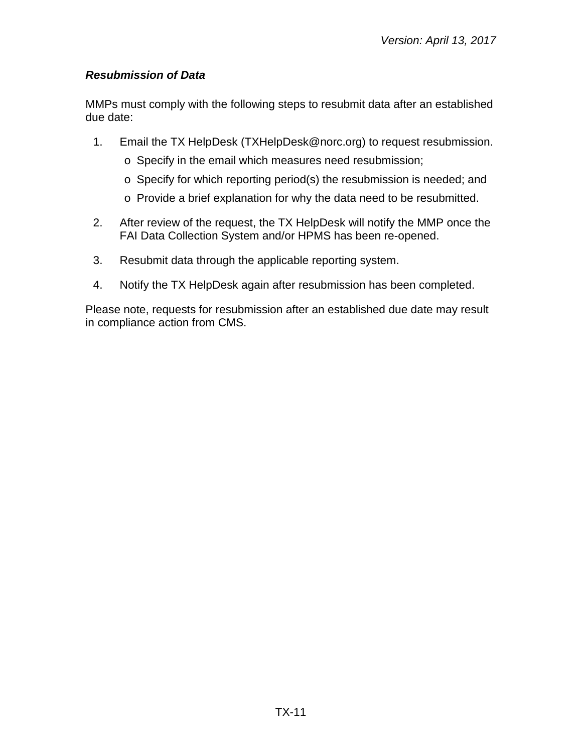### *Resubmission of Data*

MMPs must comply with the following steps to resubmit data after an established due date:

1. Email the TX HelpDesk (TXHelpDesk@norc.org) to request resubmission.
   - Specify in the email which measures need resubmission;
   - Specify for which reporting period(s) the resubmission is needed; and
   - Provide a brief explanation for why the data need to be resubmitted.
2. After review of the request, the TX HelpDesk will notify the MMP once the FAI Data Collection System and/or HPMS has been re-opened.
3. Resubmit data through the applicable reporting system.
4. Notify the TX HelpDesk again after resubmission has been completed.

Please note, requests for resubmission after an established due date may result in compliance action from CMS.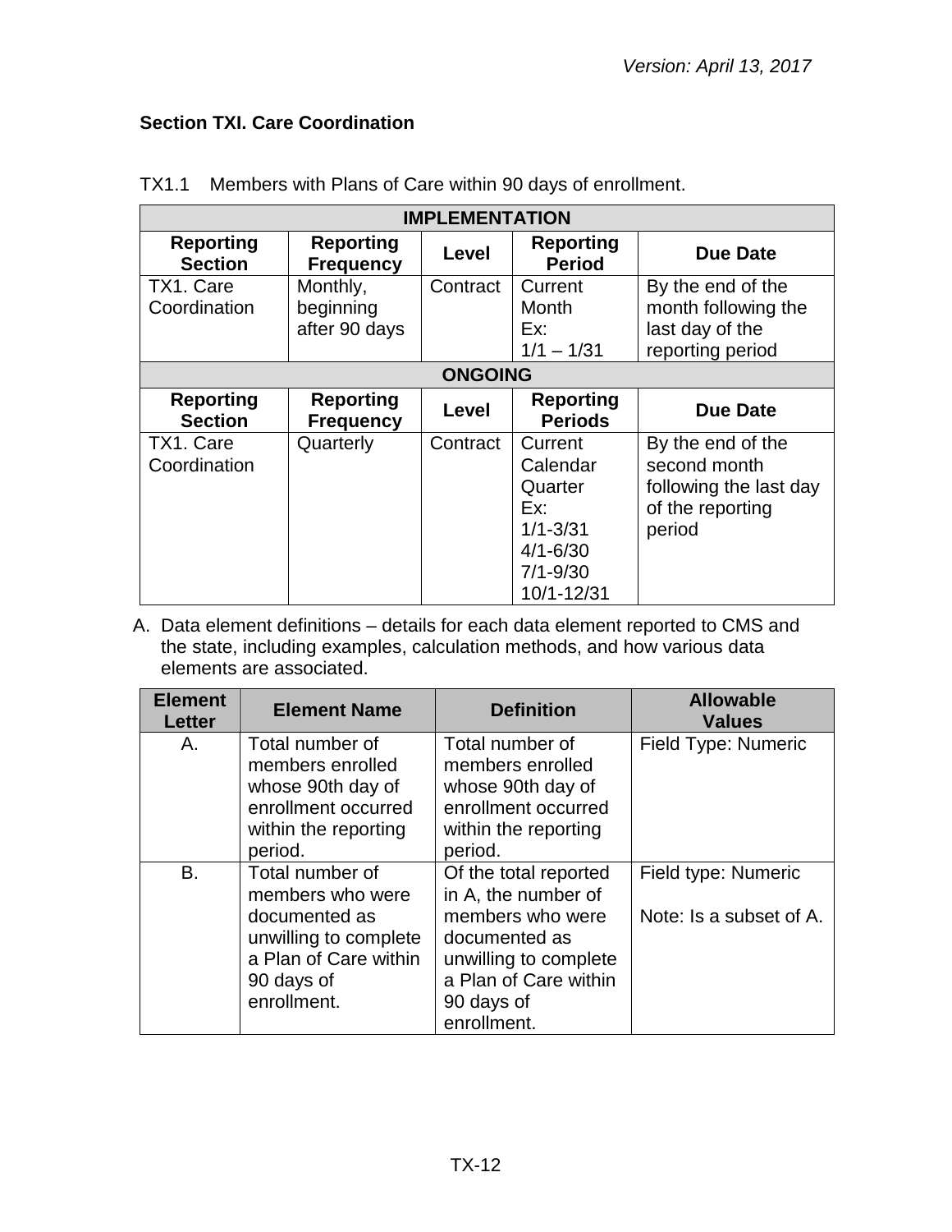## Section TXI. Care Coordination

TX1.1 Members with Plans of Care within 90 days of enrollment.

| IMPLEMENTATION | | | | |
|---|---|---|---|---|
| **Reporting Section** | **Reporting Frequency** | **Level** | **Reporting Period** | **Due Date** |
| TX1. Care Coordination | Monthly, beginning after 90 days | Contract | Current Month Ex: 1/1 – 1/31 | By the end of the month following the last day of the reporting period |
| **ONGOING** | | | | |
| **Reporting Section** | **Reporting Frequency** | **Level** | **Reporting Periods** | **Due Date** |
| TX1. Care Coordination | Quarterly | Contract | Current Calendar Quarter Ex: 1/1-3/31 4/1-6/30 7/1-9/30 10/1-12/31 | By the end of the second month following the last day of the reporting period |

A. Data element definitions – details for each data element reported to CMS and the state, including examples, calculation methods, and how various data elements are associated.

| Element Letter | Element Name | Definition | Allowable Values |
|---|---|---|---|
| A. | Total number of members enrolled whose 90th day of enrollment occurred within the reporting period. | Total number of members enrolled whose 90th day of enrollment occurred within the reporting period. | Field Type: Numeric |
| B. | Total number of members who were documented as unwilling to complete a Plan of Care within 90 days of enrollment. | Of the total reported in A, the number of members who were documented as unwilling to complete a Plan of Care within 90 days of enrollment. | Field type: Numeric<br><br>Note: Is a subset of A. |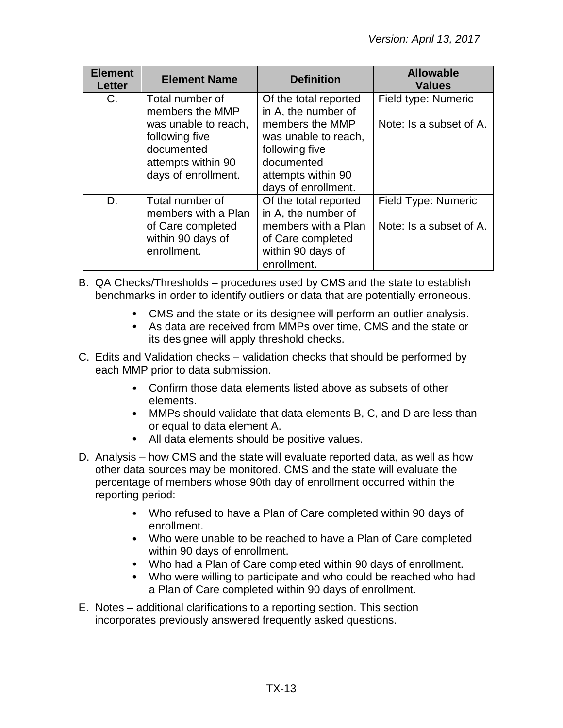| Element Letter | Element Name | Definition | Allowable Values |
|---|---|---|---|
| C. | Total number of members the MMP was unable to reach, following five documented attempts within 90 days of enrollment. | Of the total reported in A, the number of members the MMP was unable to reach, following five documented attempts within 90 days of enrollment. | Field type: Numeric<br><br>Note: Is a subset of A. |
| D. | Total number of members with a Plan of Care completed within 90 days of enrollment. | Of the total reported in A, the number of members with a Plan of Care completed within 90 days of enrollment. | Field Type: Numeric<br><br>Note: Is a subset of A. |

B. QA Checks/Thresholds – procedures used by CMS and the state to establish benchmarks in order to identify outliers or data that are potentially erroneous.

- CMS and the state or its designee will perform an outlier analysis.
- As data are received from MMPs over time, CMS and the state or its designee will apply threshold checks.

C. Edits and Validation checks – validation checks that should be performed by each MMP prior to data submission.

- Confirm those data elements listed above as subsets of other elements.
- MMPs should validate that data elements B, C, and D are less than or equal to data element A.
- All data elements should be positive values.

D. Analysis – how CMS and the state will evaluate reported data, as well as how other data sources may be monitored. CMS and the state will evaluate the percentage of members whose 90th day of enrollment occurred within the reporting period:

- Who refused to have a Plan of Care completed within 90 days of enrollment.
- Who were unable to be reached to have a Plan of Care completed within 90 days of enrollment.
- Who had a Plan of Care completed within 90 days of enrollment.
- Who were willing to participate and who could be reached who had a Plan of Care completed within 90 days of enrollment.

E. Notes – additional clarifications to a reporting section. This section incorporates previously answered frequently asked questions.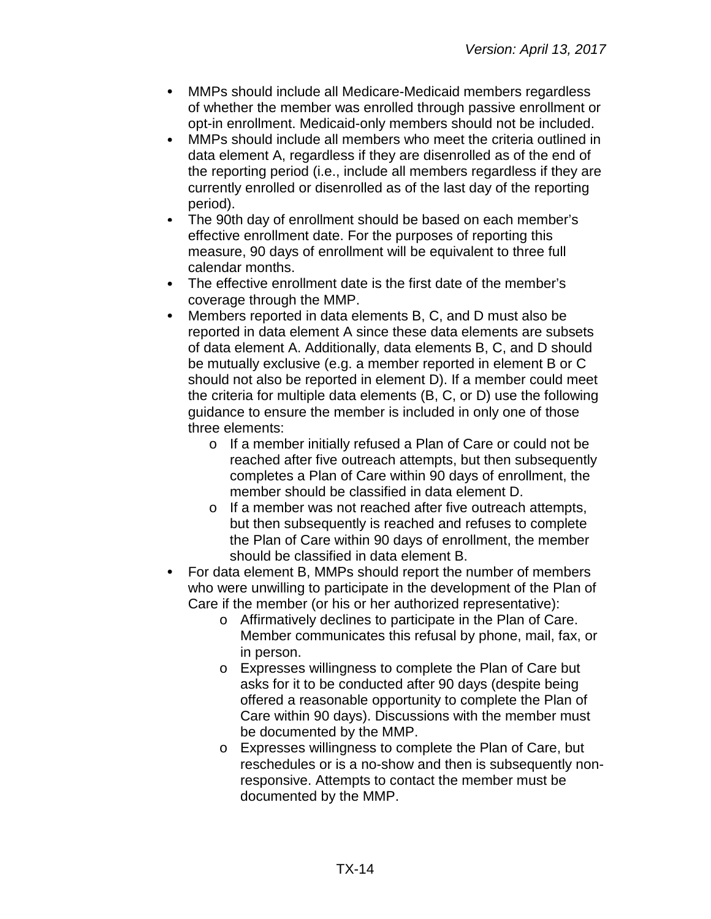- MMPs should include all Medicare-Medicaid members regardless of whether the member was enrolled through passive enrollment or opt-in enrollment. Medicaid-only members should not be included.
- MMPs should include all members who meet the criteria outlined in data element A, regardless if they are disenrolled as of the end of the reporting period (i.e., include all members regardless if they are currently enrolled or disenrolled as of the last day of the reporting period).
- The 90th day of enrollment should be based on each member's effective enrollment date. For the purposes of reporting this measure, 90 days of enrollment will be equivalent to three full calendar months.
- The effective enrollment date is the first date of the member's coverage through the MMP.
- Members reported in data elements B, C, and D must also be reported in data element A since these data elements are subsets of data element A. Additionally, data elements B, C, and D should be mutually exclusive (e.g. a member reported in element B or C should not also be reported in element D). If a member could meet the criteria for multiple data elements (B, C, or D) use the following guidance to ensure the member is included in only one of those three elements:
  - If a member initially refused a Plan of Care or could not be reached after five outreach attempts, but then subsequently completes a Plan of Care within 90 days of enrollment, the member should be classified in data element D.
  - If a member was not reached after five outreach attempts, but then subsequently is reached and refuses to complete the Plan of Care within 90 days of enrollment, the member should be classified in data element B.
- For data element B, MMPs should report the number of members who were unwilling to participate in the development of the Plan of Care if the member (or his or her authorized representative):
  - Affirmatively declines to participate in the Plan of Care. Member communicates this refusal by phone, mail, fax, or in person.
  - Expresses willingness to complete the Plan of Care but asks for it to be conducted after 90 days (despite being offered a reasonable opportunity to complete the Plan of Care within 90 days). Discussions with the member must be documented by the MMP.
  - Expresses willingness to complete the Plan of Care, but reschedules or is a no-show and then is subsequently non-responsive. Attempts to contact the member must be documented by the MMP.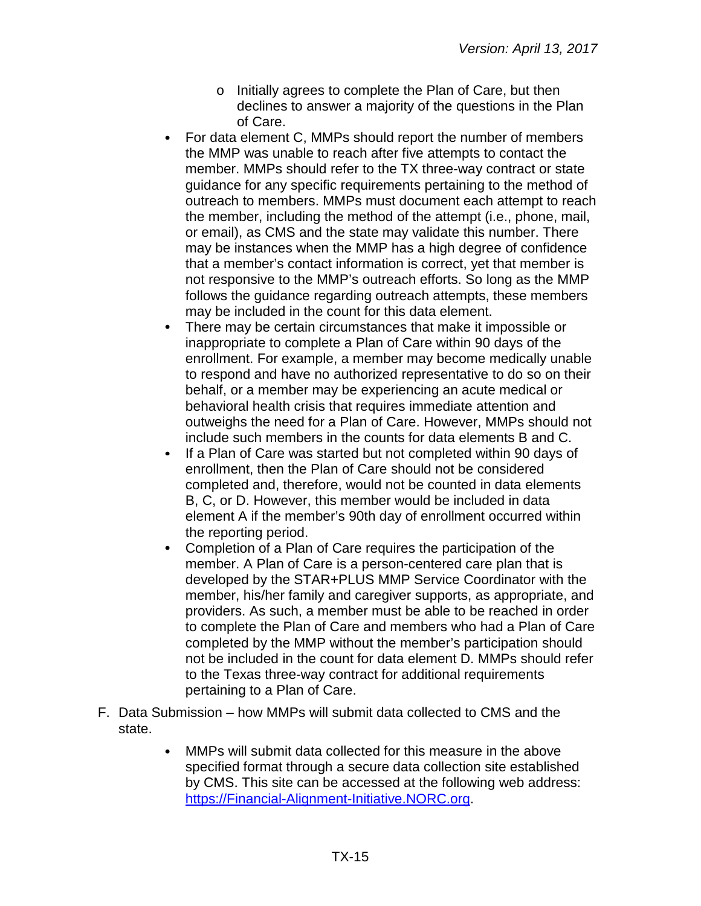- Initially agrees to complete the Plan of Care, but then declines to answer a majority of the questions in the Plan of Care.
- For data element C, MMPs should report the number of members the MMP was unable to reach after five attempts to contact the member. MMPs should refer to the TX three-way contract or state guidance for any specific requirements pertaining to the method of outreach to members. MMPs must document each attempt to reach the member, including the method of the attempt (i.e., phone, mail, or email), as CMS and the state may validate this number. There may be instances when the MMP has a high degree of confidence that a member's contact information is correct, yet that member is not responsive to the MMP's outreach efforts. So long as the MMP follows the guidance regarding outreach attempts, these members may be included in the count for this data element.
- There may be certain circumstances that make it impossible or inappropriate to complete a Plan of Care within 90 days of the enrollment. For example, a member may become medically unable to respond and have no authorized representative to do so on their behalf, or a member may be experiencing an acute medical or behavioral health crisis that requires immediate attention and outweighs the need for a Plan of Care. However, MMPs should not include such members in the counts for data elements B and C.
- If a Plan of Care was started but not completed within 90 days of enrollment, then the Plan of Care should not be considered completed and, therefore, would not be counted in data elements B, C, or D. However, this member would be included in data element A if the member's 90th day of enrollment occurred within the reporting period.
- Completion of a Plan of Care requires the participation of the member. A Plan of Care is a person-centered care plan that is developed by the STAR+PLUS MMP Service Coordinator with the member, his/her family and caregiver supports, as appropriate, and providers. As such, a member must be able to be reached in order to complete the Plan of Care and members who had a Plan of Care completed by the MMP without the member's participation should not be included in the count for data element D. MMPs should refer to the Texas three-way contract for additional requirements pertaining to a Plan of Care.

F. Data Submission – how MMPs will submit data collected to CMS and the state.

- MMPs will submit data collected for this measure in the above specified format through a secure data collection site established by CMS. This site can be accessed at the following web address: [https://Financial-Alignment-Initiative.NORC.org](https://Financial-Alignment-Initiative.NORC.org).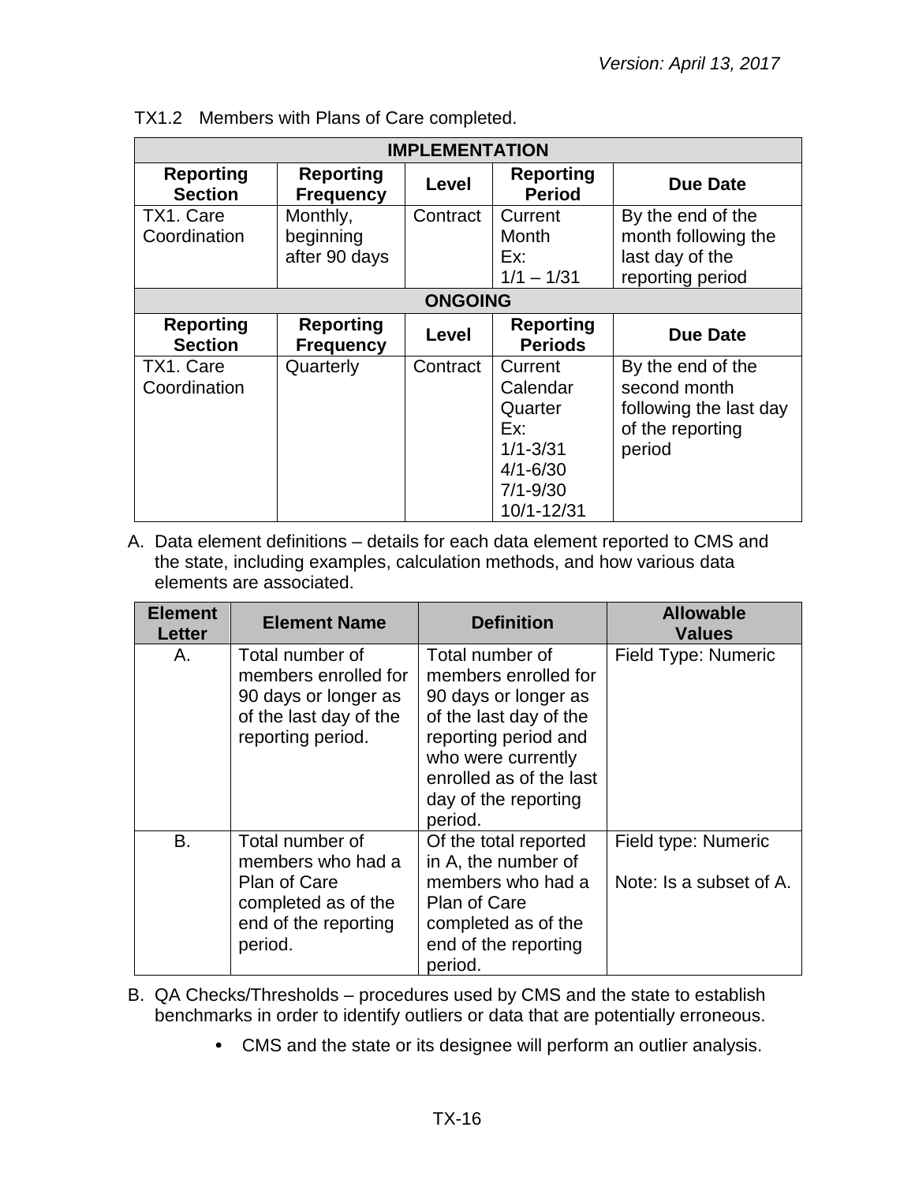TX1.2 Members with Plans of Care completed.

| IMPLEMENTATION | | | | |
|---|---|---|---|---|
| **Reporting Section** | **Reporting Frequency** | **Level** | **Reporting Period** | **Due Date** |
| TX1. Care Coordination | Monthly, beginning after 90 days | Contract | Current Month Ex: 1/1 – 1/31 | By the end of the month following the last day of the reporting period |
| **ONGOING** | | | | |
| **Reporting Section** | **Reporting Frequency** | **Level** | **Reporting Periods** | **Due Date** |
| TX1. Care Coordination | Quarterly | Contract | Current Calendar Quarter Ex: 1/1-3/31 4/1-6/30 7/1-9/30 10/1-12/31 | By the end of the second month following the last day of the reporting period |

A. Data element definitions – details for each data element reported to CMS and the state, including examples, calculation methods, and how various data elements are associated.

| Element Letter | Element Name | Definition | Allowable Values |
|---|---|---|---|
| A. | Total number of members enrolled for 90 days or longer as of the last day of the reporting period. | Total number of members enrolled for 90 days or longer as of the last day of the reporting period and who were currently enrolled as of the last day of the reporting period. | Field Type: Numeric |
| B. | Total number of members who had a Plan of Care completed as of the end of the reporting period. | Of the total reported in A, the number of members who had a Plan of Care completed as of the end of the reporting period. | Field type: Numeric<br><br>Note: Is a subset of A. |

B. QA Checks/Thresholds – procedures used by CMS and the state to establish benchmarks in order to identify outliers or data that are potentially erroneous.

- CMS and the state or its designee will perform an outlier analysis.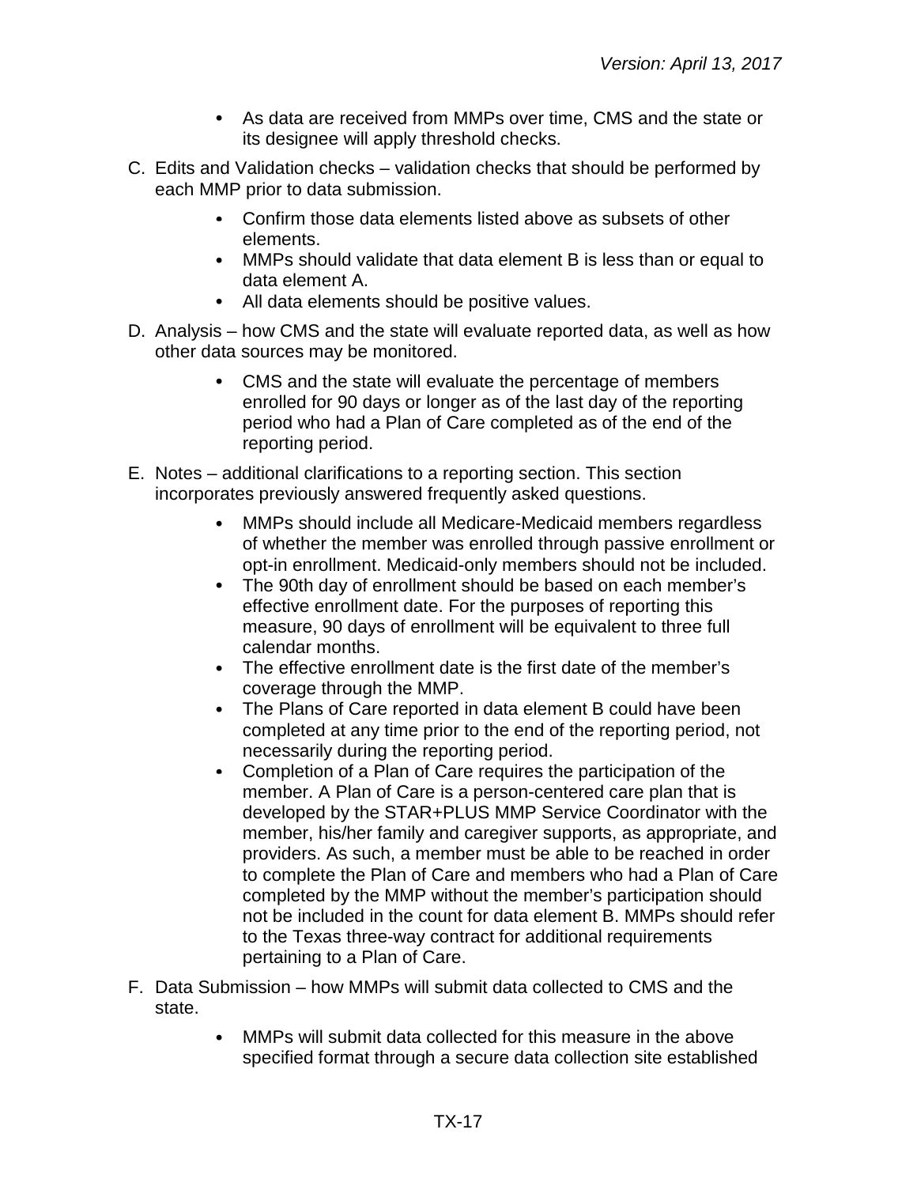- As data are received from MMPs over time, CMS and the state or its designee will apply threshold checks.

C. Edits and Validation checks – validation checks that should be performed by each MMP prior to data submission.

- Confirm those data elements listed above as subsets of other elements.
- MMPs should validate that data element B is less than or equal to data element A.
- All data elements should be positive values.

D. Analysis – how CMS and the state will evaluate reported data, as well as how other data sources may be monitored.

- CMS and the state will evaluate the percentage of members enrolled for 90 days or longer as of the last day of the reporting period who had a Plan of Care completed as of the end of the reporting period.

E. Notes – additional clarifications to a reporting section. This section incorporates previously answered frequently asked questions.

- MMPs should include all Medicare-Medicaid members regardless of whether the member was enrolled through passive enrollment or opt-in enrollment. Medicaid-only members should not be included.
- The 90th day of enrollment should be based on each member's effective enrollment date. For the purposes of reporting this measure, 90 days of enrollment will be equivalent to three full calendar months.
- The effective enrollment date is the first date of the member's coverage through the MMP.
- The Plans of Care reported in data element B could have been completed at any time prior to the end of the reporting period, not necessarily during the reporting period.
- Completion of a Plan of Care requires the participation of the member. A Plan of Care is a person-centered care plan that is developed by the STAR+PLUS MMP Service Coordinator with the member, his/her family and caregiver supports, as appropriate, and providers. As such, a member must be able to be reached in order to complete the Plan of Care and members who had a Plan of Care completed by the MMP without the member's participation should not be included in the count for data element B. MMPs should refer to the Texas three-way contract for additional requirements pertaining to a Plan of Care.

F. Data Submission – how MMPs will submit data collected to CMS and the state.

- MMPs will submit data collected for this measure in the above specified format through a secure data collection site established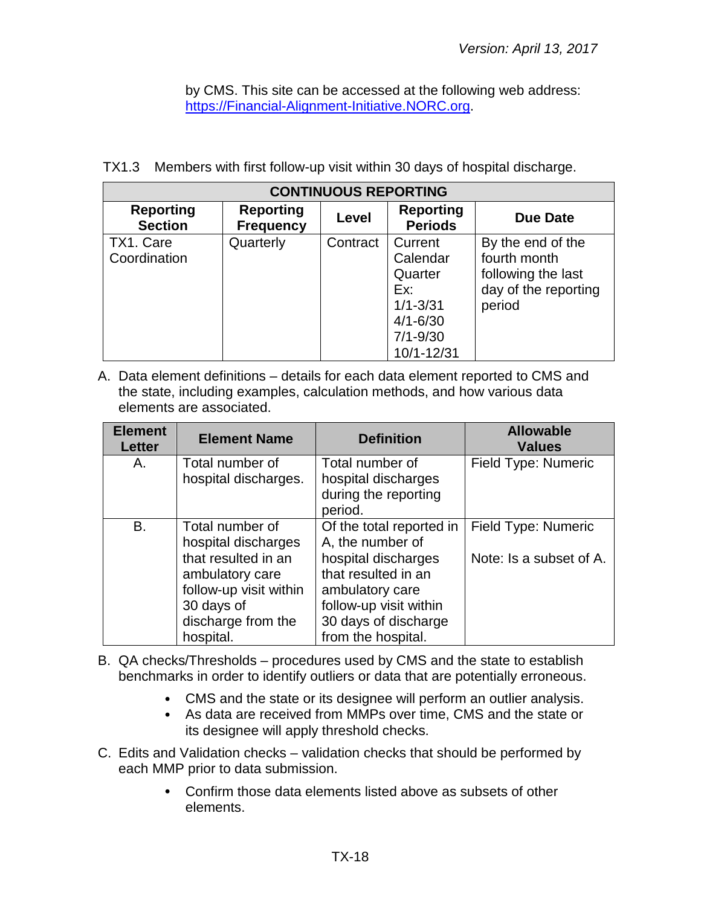by CMS. This site can be accessed at the following web address: https://Financial-Alignment-Initiative.NORC.org.

TX1.3 Members with first follow-up visit within 30 days of hospital discharge.

| CONTINUOUS REPORTING | | | | |
|---|---|---|---|---|
| **Reporting Section** | **Reporting Frequency** | **Level** | **Reporting Periods** | **Due Date** |
| TX1. Care Coordination | Quarterly | Contract | Current Calendar Quarter Ex: 1/1-3/31 4/1-6/30 7/1-9/30 10/1-12/31 | By the end of the fourth month following the last day of the reporting period |

A. Data element definitions – details for each data element reported to CMS and the state, including examples, calculation methods, and how various data elements are associated.

| Element Letter | Element Name | Definition | Allowable Values |
|---|---|---|---|
| A. | Total number of hospital discharges. | Total number of hospital discharges during the reporting period. | Field Type: Numeric |
| B. | Total number of hospital discharges that resulted in an ambulatory care follow-up visit within 30 days of discharge from the hospital. | Of the total reported in A, the number of hospital discharges that resulted in an ambulatory care follow-up visit within 30 days of discharge from the hospital. | Field Type: Numeric<br><br>Note: Is a subset of A. |

B. QA checks/Thresholds – procedures used by CMS and the state to establish benchmarks in order to identify outliers or data that are potentially erroneous.

- CMS and the state or its designee will perform an outlier analysis.
- As data are received from MMPs over time, CMS and the state or its designee will apply threshold checks.

C. Edits and Validation checks – validation checks that should be performed by each MMP prior to data submission.

- Confirm those data elements listed above as subsets of other elements.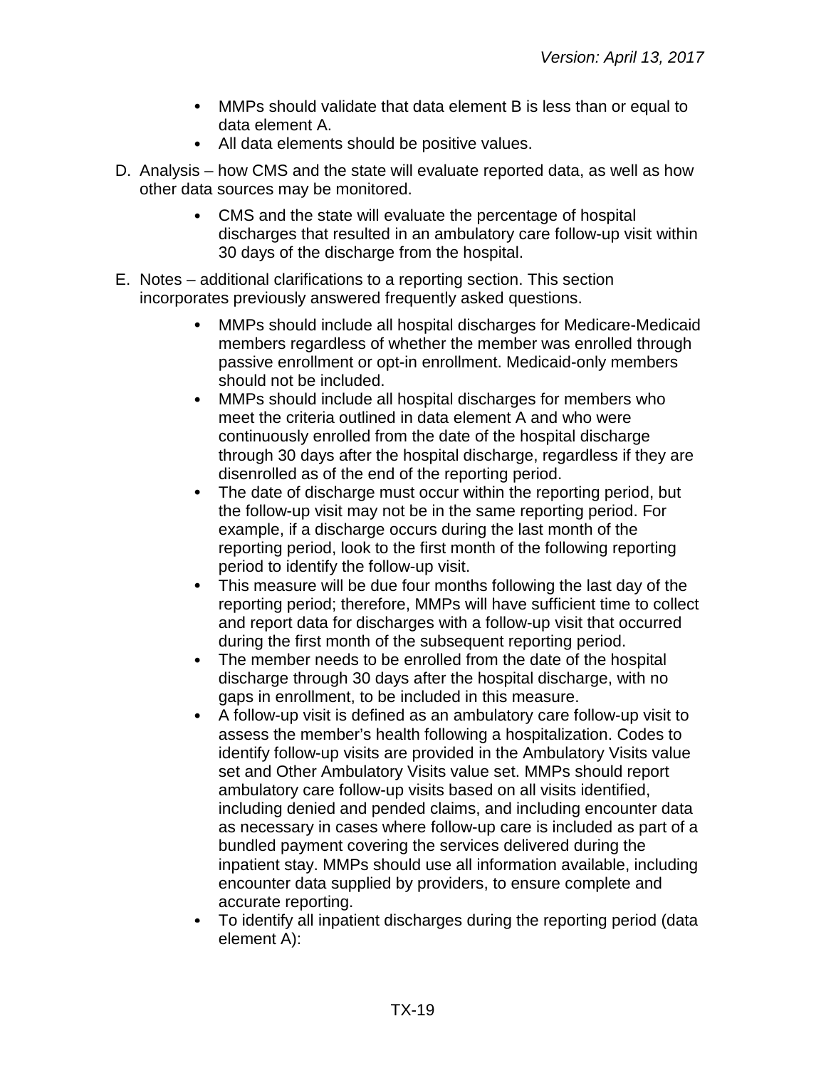- MMPs should validate that data element B is less than or equal to data element A.
- All data elements should be positive values.

D. Analysis – how CMS and the state will evaluate reported data, as well as how other data sources may be monitored.

- CMS and the state will evaluate the percentage of hospital discharges that resulted in an ambulatory care follow-up visit within 30 days of the discharge from the hospital.

E. Notes – additional clarifications to a reporting section. This section incorporates previously answered frequently asked questions.

- MMPs should include all hospital discharges for Medicare-Medicaid members regardless of whether the member was enrolled through passive enrollment or opt-in enrollment. Medicaid-only members should not be included.
- MMPs should include all hospital discharges for members who meet the criteria outlined in data element A and who were continuously enrolled from the date of the hospital discharge through 30 days after the hospital discharge, regardless if they are disenrolled as of the end of the reporting period.
- The date of discharge must occur within the reporting period, but the follow-up visit may not be in the same reporting period. For example, if a discharge occurs during the last month of the reporting period, look to the first month of the following reporting period to identify the follow-up visit.
- This measure will be due four months following the last day of the reporting period; therefore, MMPs will have sufficient time to collect and report data for discharges with a follow-up visit that occurred during the first month of the subsequent reporting period.
- The member needs to be enrolled from the date of the hospital discharge through 30 days after the hospital discharge, with no gaps in enrollment, to be included in this measure.
- A follow-up visit is defined as an ambulatory care follow-up visit to assess the member's health following a hospitalization. Codes to identify follow-up visits are provided in the Ambulatory Visits value set and Other Ambulatory Visits value set. MMPs should report ambulatory care follow-up visits based on all visits identified, including denied and pended claims, and including encounter data as necessary in cases where follow-up care is included as part of a bundled payment covering the services delivered during the inpatient stay. MMPs should use all information available, including encounter data supplied by providers, to ensure complete and accurate reporting.
- To identify all inpatient discharges during the reporting period (data element A):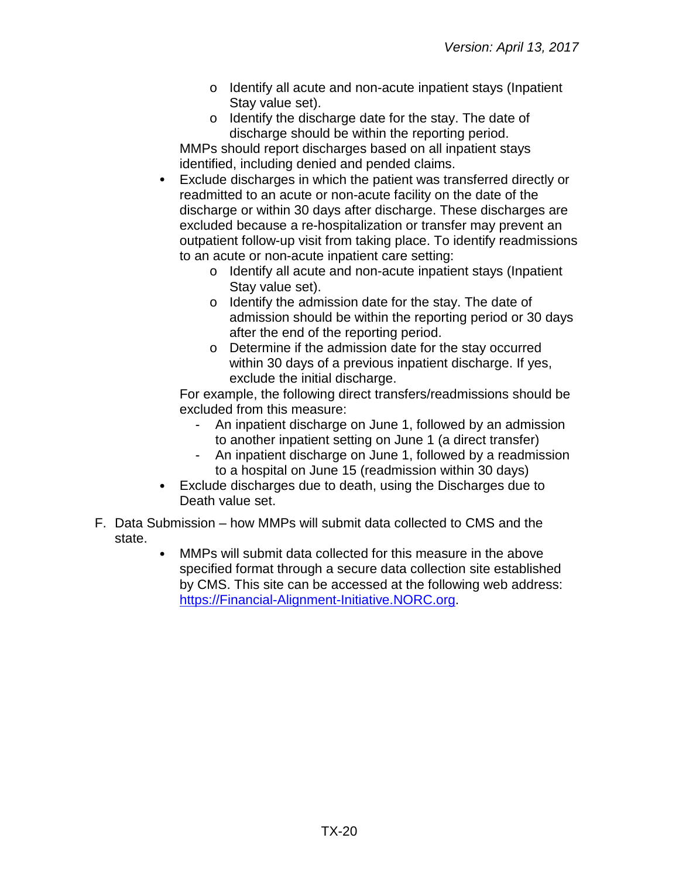- Identify all acute and non-acute inpatient stays (Inpatient Stay value set).
    - Identify the discharge date for the stay. The date of discharge should be within the reporting period.

  MMPs should report discharges based on all inpatient stays identified, including denied and pended claims.
- Exclude discharges in which the patient was transferred directly or readmitted to an acute or non-acute facility on the date of the discharge or within 30 days after discharge. These discharges are excluded because a re-hospitalization or transfer may prevent an outpatient follow-up visit from taking place. To identify readmissions to an acute or non-acute inpatient care setting:
    - Identify all acute and non-acute inpatient stays (Inpatient Stay value set).
    - Identify the admission date for the stay. The date of admission should be within the reporting period or 30 days after the end of the reporting period.
    - Determine if the admission date for the stay occurred within 30 days of a previous inpatient discharge. If yes, exclude the initial discharge.

  For example, the following direct transfers/readmissions should be excluded from this measure:
    - An inpatient discharge on June 1, followed by an admission to another inpatient setting on June 1 (a direct transfer)
    - An inpatient discharge on June 1, followed by a readmission to a hospital on June 15 (readmission within 30 days)
- Exclude discharges due to death, using the Discharges due to Death value set.

F. Data Submission – how MMPs will submit data collected to CMS and the state.

- MMPs will submit data collected for this measure in the above specified format through a secure data collection site established by CMS. This site can be accessed at the following web address: [https://Financial-Alignment-Initiative.NORC.org](https://Financial-Alignment-Initiative.NORC.org).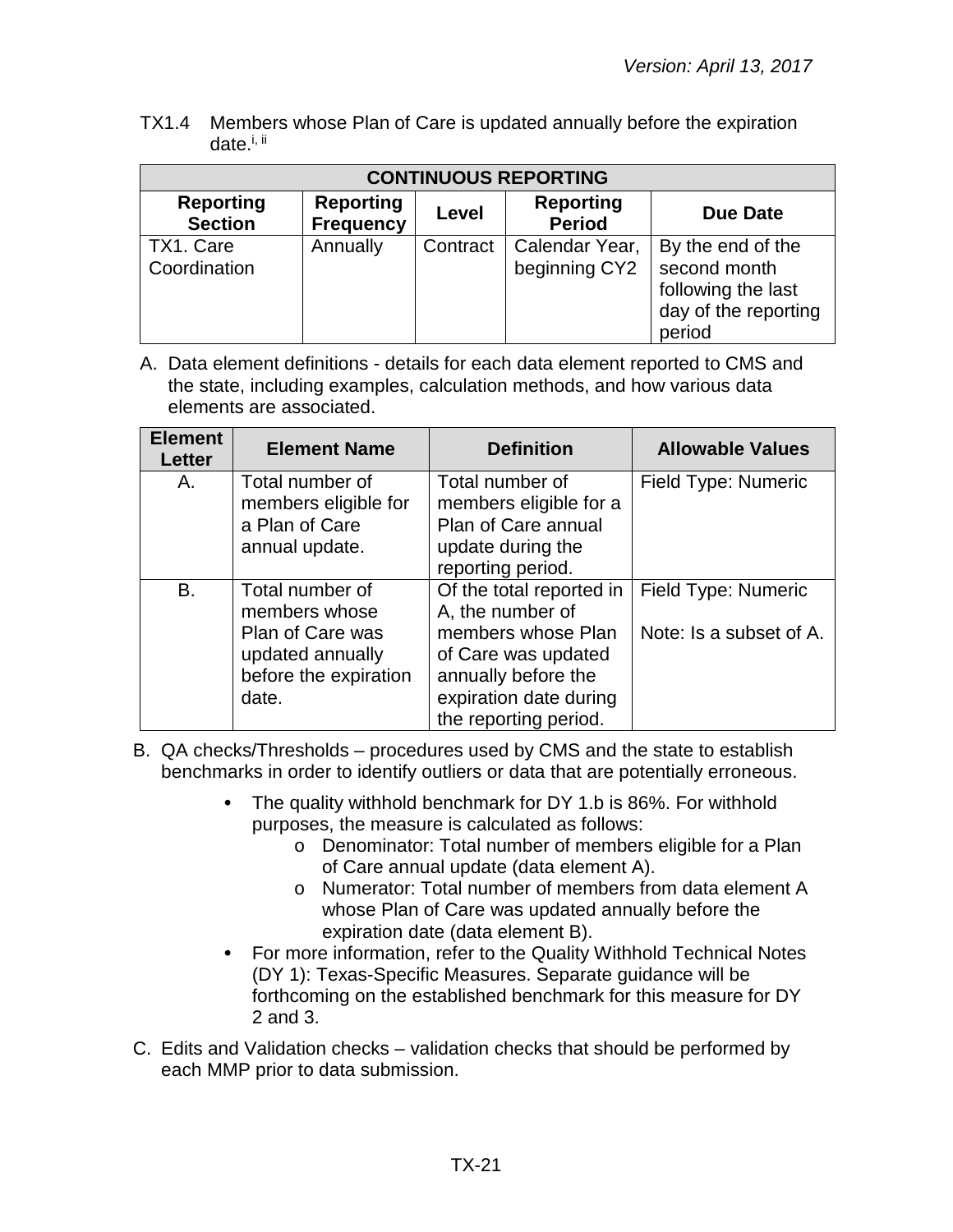TX1.4 Members whose Plan of Care is updated annually before the expiration date.[i, ii]

| CONTINUOUS REPORTING | | | | |
|---|---|---|---|---|
| **Reporting Section** | **Reporting Frequency** | **Level** | **Reporting Period** | **Due Date** |
| TX1. Care Coordination | Annually | Contract | Calendar Year, beginning CY2 | By the end of the second month following the last day of the reporting period |

A. Data element definitions - details for each data element reported to CMS and the state, including examples, calculation methods, and how various data elements are associated.

| Element Letter | Element Name | Definition | Allowable Values |
|---|---|---|---|
| A. | Total number of members eligible for a Plan of Care annual update. | Total number of members eligible for a Plan of Care annual update during the reporting period. | Field Type: Numeric |
| B. | Total number of members whose Plan of Care was updated annually before the expiration date. | Of the total reported in A, the number of members whose Plan of Care was updated annually before the expiration date during the reporting period. | Field Type: Numeric<br><br>Note: Is a subset of A. |

B. QA checks/Thresholds – procedures used by CMS and the state to establish benchmarks in order to identify outliers or data that are potentially erroneous.

- The quality withhold benchmark for DY 1.b is 86%. For withhold purposes, the measure is calculated as follows:
  - Denominator: Total number of members eligible for a Plan of Care annual update (data element A).
  - Numerator: Total number of members from data element A whose Plan of Care was updated annually before the expiration date (data element B).
- For more information, refer to the Quality Withhold Technical Notes (DY 1): Texas-Specific Measures. Separate guidance will be forthcoming on the established benchmark for this measure for DY 2 and 3.

C. Edits and Validation checks – validation checks that should be performed by each MMP prior to data submission.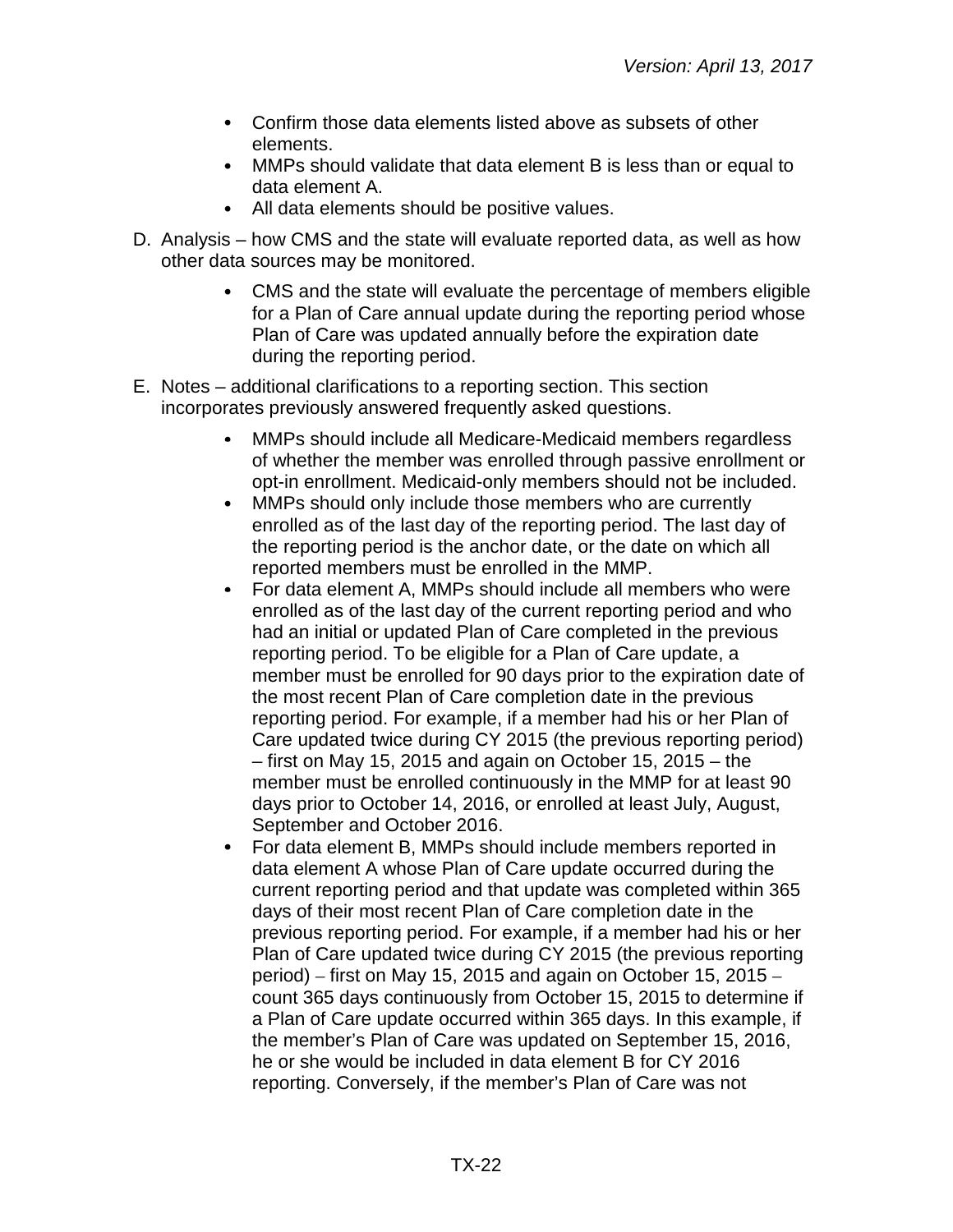- Confirm those data elements listed above as subsets of other elements.
- MMPs should validate that data element B is less than or equal to data element A.
- All data elements should be positive values.

D. Analysis – how CMS and the state will evaluate reported data, as well as how other data sources may be monitored.

- CMS and the state will evaluate the percentage of members eligible for a Plan of Care annual update during the reporting period whose Plan of Care was updated annually before the expiration date during the reporting period.

E. Notes – additional clarifications to a reporting section. This section incorporates previously answered frequently asked questions.

- MMPs should include all Medicare-Medicaid members regardless of whether the member was enrolled through passive enrollment or opt-in enrollment. Medicaid-only members should not be included.
- MMPs should only include those members who are currently enrolled as of the last day of the reporting period. The last day of the reporting period is the anchor date, or the date on which all reported members must be enrolled in the MMP.
- For data element A, MMPs should include all members who were enrolled as of the last day of the current reporting period and who had an initial or updated Plan of Care completed in the previous reporting period. To be eligible for a Plan of Care update, a member must be enrolled for 90 days prior to the expiration date of the most recent Plan of Care completion date in the previous reporting period. For example, if a member had his or her Plan of Care updated twice during CY 2015 (the previous reporting period) – first on May 15, 2015 and again on October 15, 2015 – the member must be enrolled continuously in the MMP for at least 90 days prior to October 14, 2016, or enrolled at least July, August, September and October 2016.
- For data element B, MMPs should include members reported in data element A whose Plan of Care update occurred during the current reporting period and that update was completed within 365 days of their most recent Plan of Care completion date in the previous reporting period. For example, if a member had his or her Plan of Care updated twice during CY 2015 (the previous reporting period) – first on May 15, 2015 and again on October 15, 2015 – count 365 days continuously from October 15, 2015 to determine if a Plan of Care update occurred within 365 days. In this example, if the member's Plan of Care was updated on September 15, 2016, he or she would be included in data element B for CY 2016 reporting. Conversely, if the member's Plan of Care was not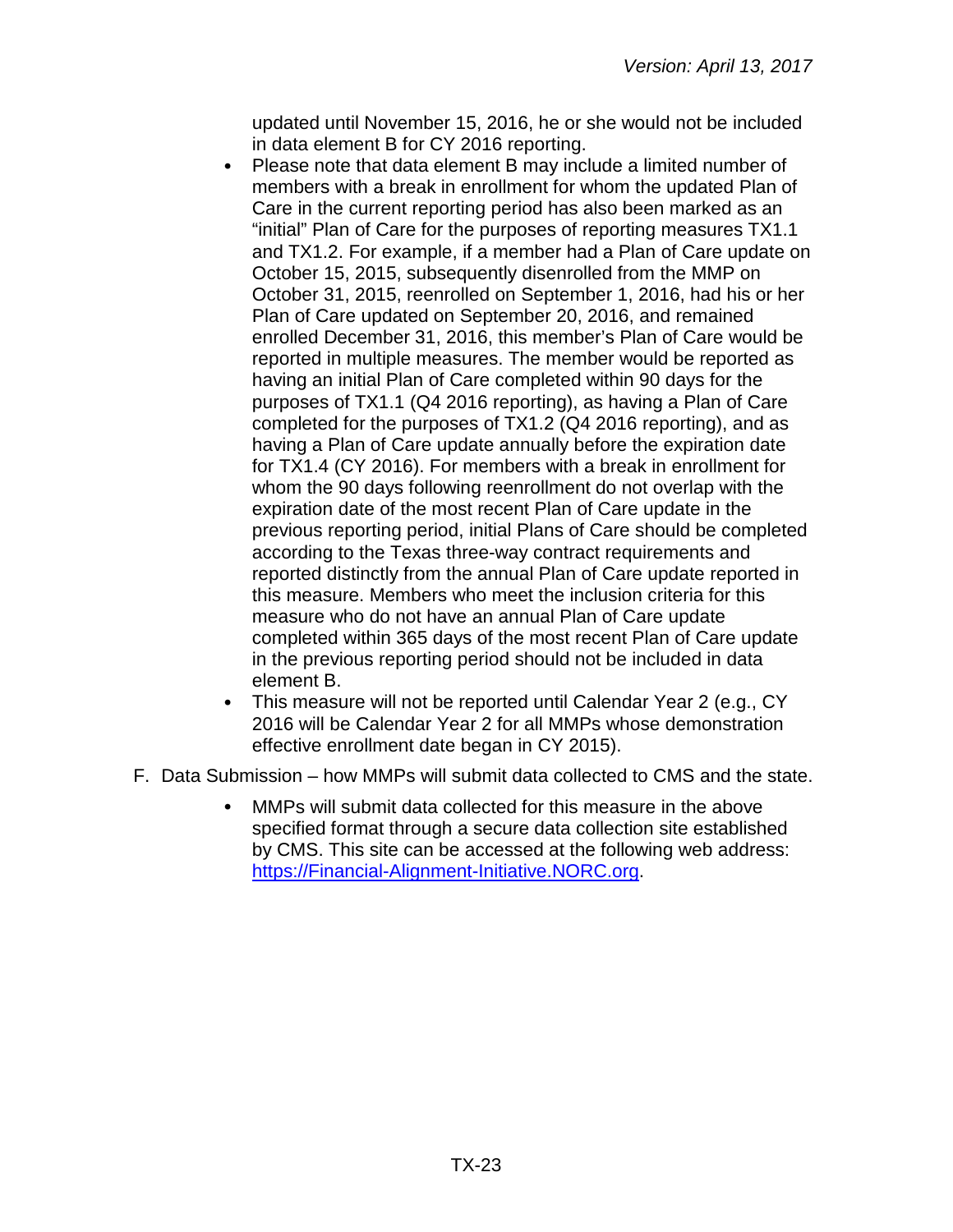updated until November 15, 2016, he or she would not be included in data element B for CY 2016 reporting.

- Please note that data element B may include a limited number of members with a break in enrollment for whom the updated Plan of Care in the current reporting period has also been marked as an "initial" Plan of Care for the purposes of reporting measures TX1.1 and TX1.2. For example, if a member had a Plan of Care update on October 15, 2015, subsequently disenrolled from the MMP on October 31, 2015, reenrolled on September 1, 2016, had his or her Plan of Care updated on September 20, 2016, and remained enrolled December 31, 2016, this member's Plan of Care would be reported in multiple measures. The member would be reported as having an initial Plan of Care completed within 90 days for the purposes of TX1.1 (Q4 2016 reporting), as having a Plan of Care completed for the purposes of TX1.2 (Q4 2016 reporting), and as having a Plan of Care update annually before the expiration date for TX1.4 (CY 2016). For members with a break in enrollment for whom the 90 days following reenrollment do not overlap with the expiration date of the most recent Plan of Care update in the previous reporting period, initial Plans of Care should be completed according to the Texas three-way contract requirements and reported distinctly from the annual Plan of Care update reported in this measure. Members who meet the inclusion criteria for this measure who do not have an annual Plan of Care update completed within 365 days of the most recent Plan of Care update in the previous reporting period should not be included in data element B.
- This measure will not be reported until Calendar Year 2 (e.g., CY 2016 will be Calendar Year 2 for all MMPs whose demonstration effective enrollment date began in CY 2015).

F. Data Submission – how MMPs will submit data collected to CMS and the state.

- MMPs will submit data collected for this measure in the above specified format through a secure data collection site established by CMS. This site can be accessed at the following web address: https://Financial-Alignment-Initiative.NORC.org.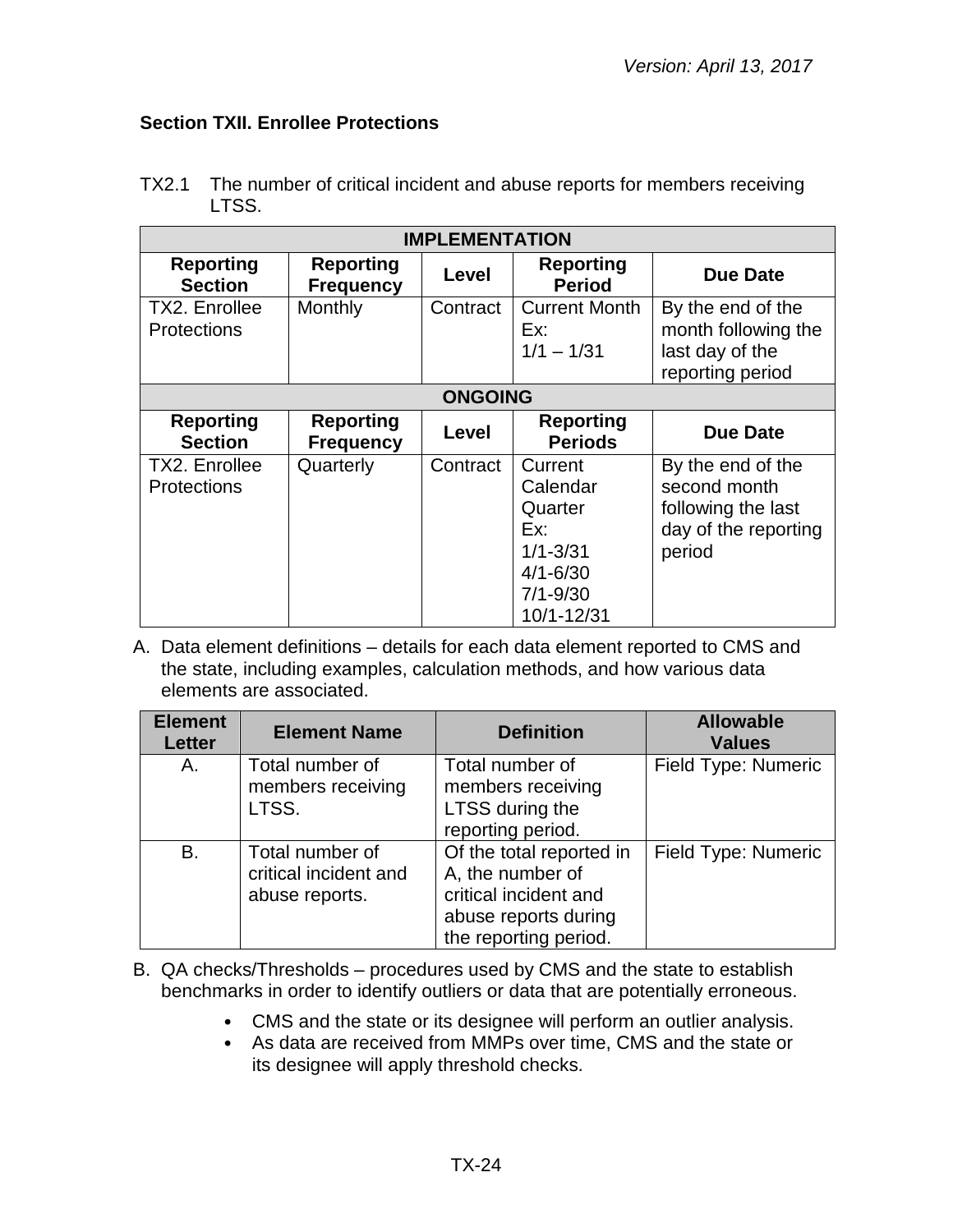### Section TXII. Enrollee Protections

TX2.1 The number of critical incident and abuse reports for members receiving LTSS.

| IMPLEMENTATION | | | | |
|---|---|---|---|---|
| **Reporting Section** | **Reporting Frequency** | **Level** | **Reporting Period** | **Due Date** |
| TX2. Enrollee Protections | Monthly | Contract | Current Month<br>Ex:<br>1/1 – 1/31 | By the end of the month following the last day of the reporting period |
| **ONGOING** | | | | |
| **Reporting Section** | **Reporting Frequency** | **Level** | **Reporting Periods** | **Due Date** |
| TX2. Enrollee Protections | Quarterly | Contract | Current Calendar Quarter<br>Ex:<br>1/1-3/31<br>4/1-6/30<br>7/1-9/30<br>10/1-12/31 | By the end of the second month following the last day of the reporting period |

A. Data element definitions – details for each data element reported to CMS and the state, including examples, calculation methods, and how various data elements are associated.

| Element Letter | Element Name | Definition | Allowable Values |
|---|---|---|---|
| A. | Total number of members receiving LTSS. | Total number of members receiving LTSS during the reporting period. | Field Type: Numeric |
| B. | Total number of critical incident and abuse reports. | Of the total reported in A, the number of critical incident and abuse reports during the reporting period. | Field Type: Numeric |

B. QA checks/Thresholds – procedures used by CMS and the state to establish benchmarks in order to identify outliers or data that are potentially erroneous.

- CMS and the state or its designee will perform an outlier analysis.
- As data are received from MMPs over time, CMS and the state or its designee will apply threshold checks.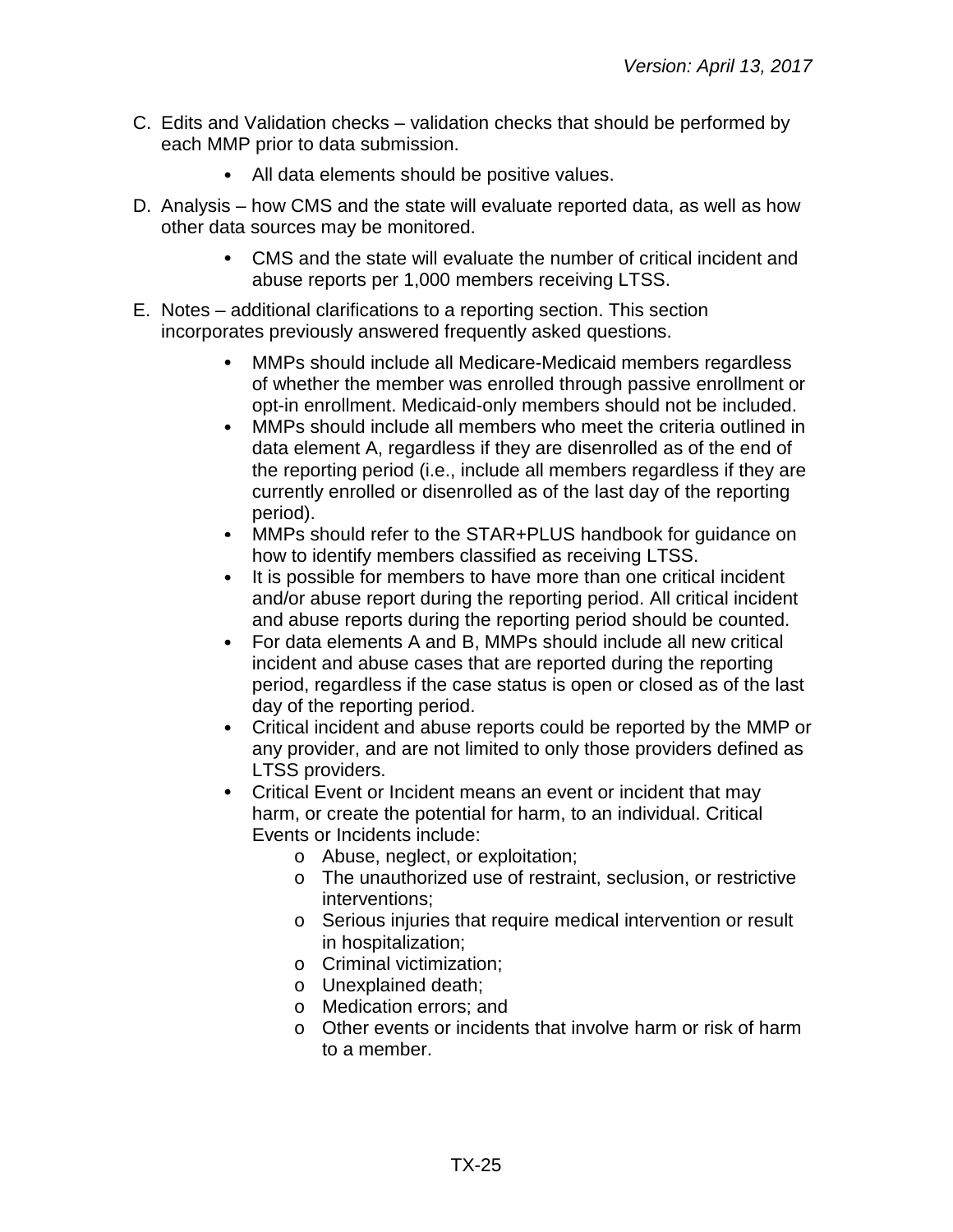C. Edits and Validation checks – validation checks that should be performed by each MMP prior to data submission.

    - All data elements should be positive values.

D. Analysis – how CMS and the state will evaluate reported data, as well as how other data sources may be monitored.

    - CMS and the state will evaluate the number of critical incident and abuse reports per 1,000 members receiving LTSS.

E. Notes – additional clarifications to a reporting section. This section incorporates previously answered frequently asked questions.

    - MMPs should include all Medicare-Medicaid members regardless of whether the member was enrolled through passive enrollment or opt-in enrollment. Medicaid-only members should not be included.
    - MMPs should include all members who meet the criteria outlined in data element A, regardless if they are disenrolled as of the end of the reporting period (i.e., include all members regardless if they are currently enrolled or disenrolled as of the last day of the reporting period).
    - MMPs should refer to the STAR+PLUS handbook for guidance on how to identify members classified as receiving LTSS.
    - It is possible for members to have more than one critical incident and/or abuse report during the reporting period. All critical incident and abuse reports during the reporting period should be counted.
    - For data elements A and B, MMPs should include all new critical incident and abuse cases that are reported during the reporting period, regardless if the case status is open or closed as of the last day of the reporting period.
    - Critical incident and abuse reports could be reported by the MMP or any provider, and are not limited to only those providers defined as LTSS providers.
    - Critical Event or Incident means an event or incident that may harm, or create the potential for harm, to an individual. Critical Events or Incidents include:
        - Abuse, neglect, or exploitation;
        - The unauthorized use of restraint, seclusion, or restrictive interventions;
        - Serious injuries that require medical intervention or result in hospitalization;
        - Criminal victimization;
        - Unexplained death;
        - Medication errors; and
        - Other events or incidents that involve harm or risk of harm to a member.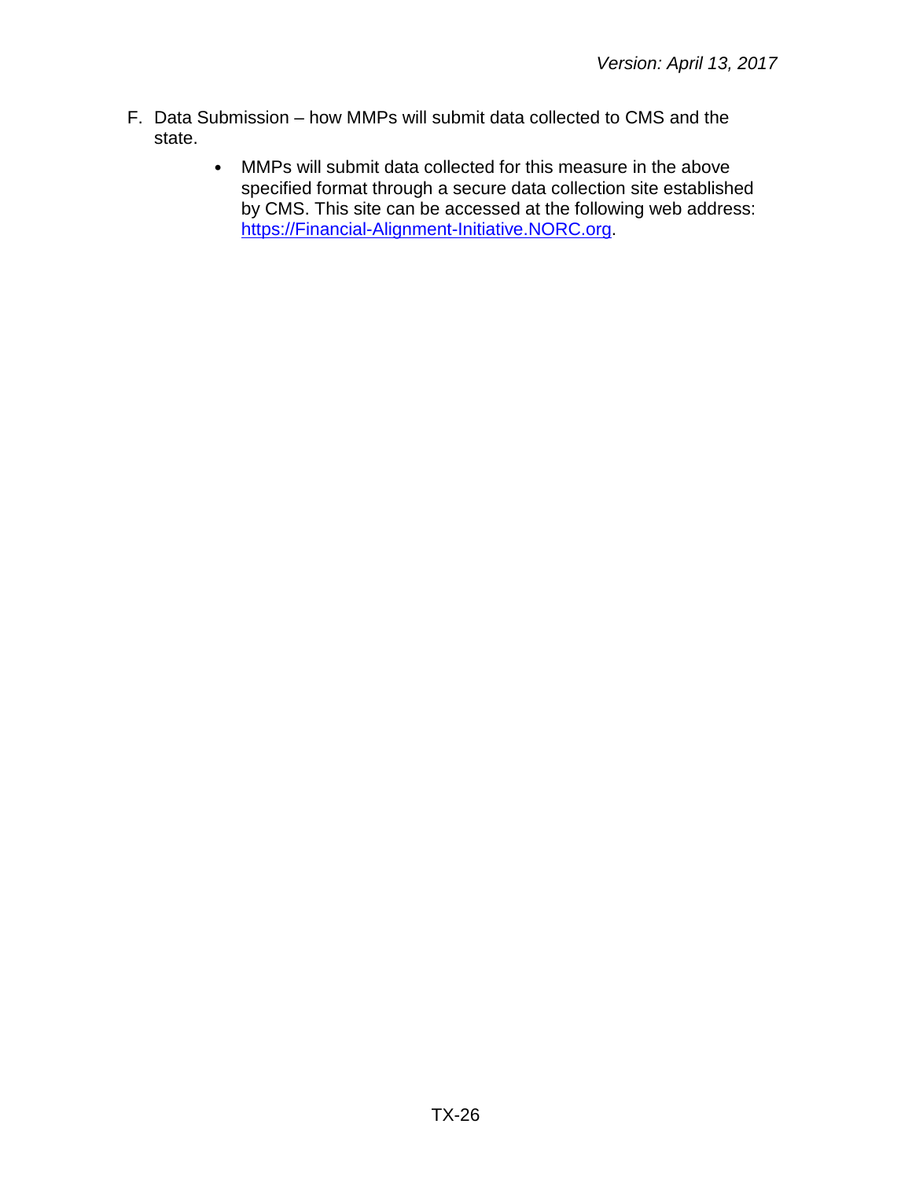F. Data Submission – how MMPs will submit data collected to CMS and the state.

- MMPs will submit data collected for this measure in the above specified format through a secure data collection site established by CMS. This site can be accessed at the following web address: [https://Financial-Alignment-Initiative.NORC.org](https://Financial-Alignment-Initiative.NORC.org).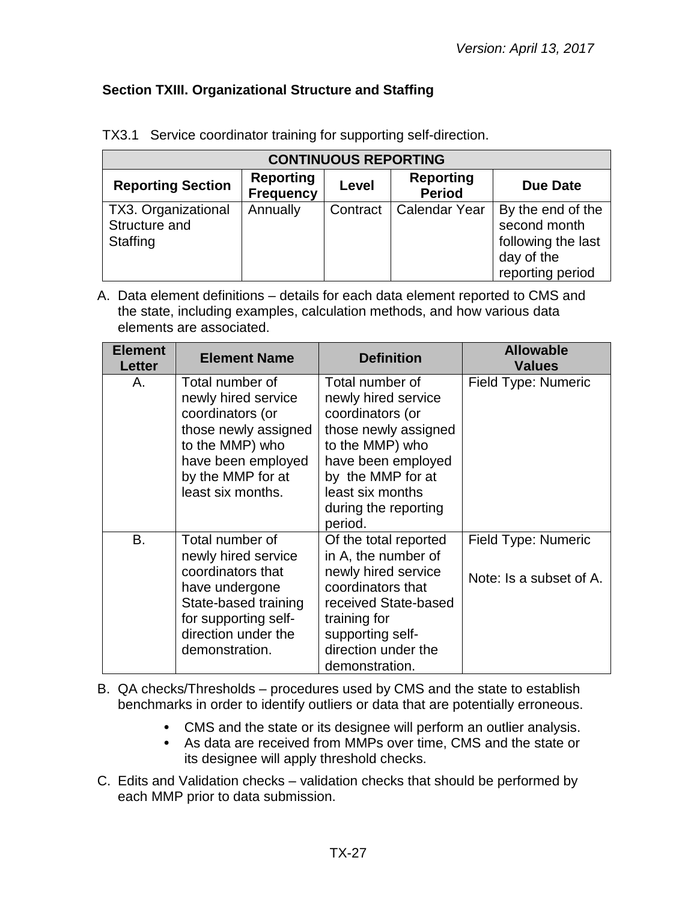### Section TXIII. Organizational Structure and Staffing

TX3.1 Service coordinator training for supporting self-direction.

| CONTINUOUS REPORTING | | | | |
|---|---|---|---|---|
| **Reporting Section** | **Reporting Frequency** | **Level** | **Reporting Period** | **Due Date** |
| TX3. Organizational Structure and Staffing | Annually | Contract | Calendar Year | By the end of the second month following the last day of the reporting period |

A. Data element definitions – details for each data element reported to CMS and the state, including examples, calculation methods, and how various data elements are associated.

| Element Letter | Element Name | Definition | Allowable Values |
|---|---|---|---|
| A. | Total number of newly hired service coordinators (or those newly assigned to the MMP) who have been employed by the MMP for at least six months. | Total number of newly hired service coordinators (or those newly assigned to the MMP) who have been employed by the MMP for at least six months during the reporting period. | Field Type: Numeric |
| B. | Total number of newly hired service coordinators that have undergone State-based training for supporting self-direction under the demonstration. | Of the total reported in A, the number of newly hired service coordinators that received State-based training for supporting self-direction under the demonstration. | Field Type: Numeric<br><br>Note: Is a subset of A. |

B. QA checks/Thresholds – procedures used by CMS and the state to establish benchmarks in order to identify outliers or data that are potentially erroneous.

- CMS and the state or its designee will perform an outlier analysis.
- As data are received from MMPs over time, CMS and the state or its designee will apply threshold checks.

C. Edits and Validation checks – validation checks that should be performed by each MMP prior to data submission.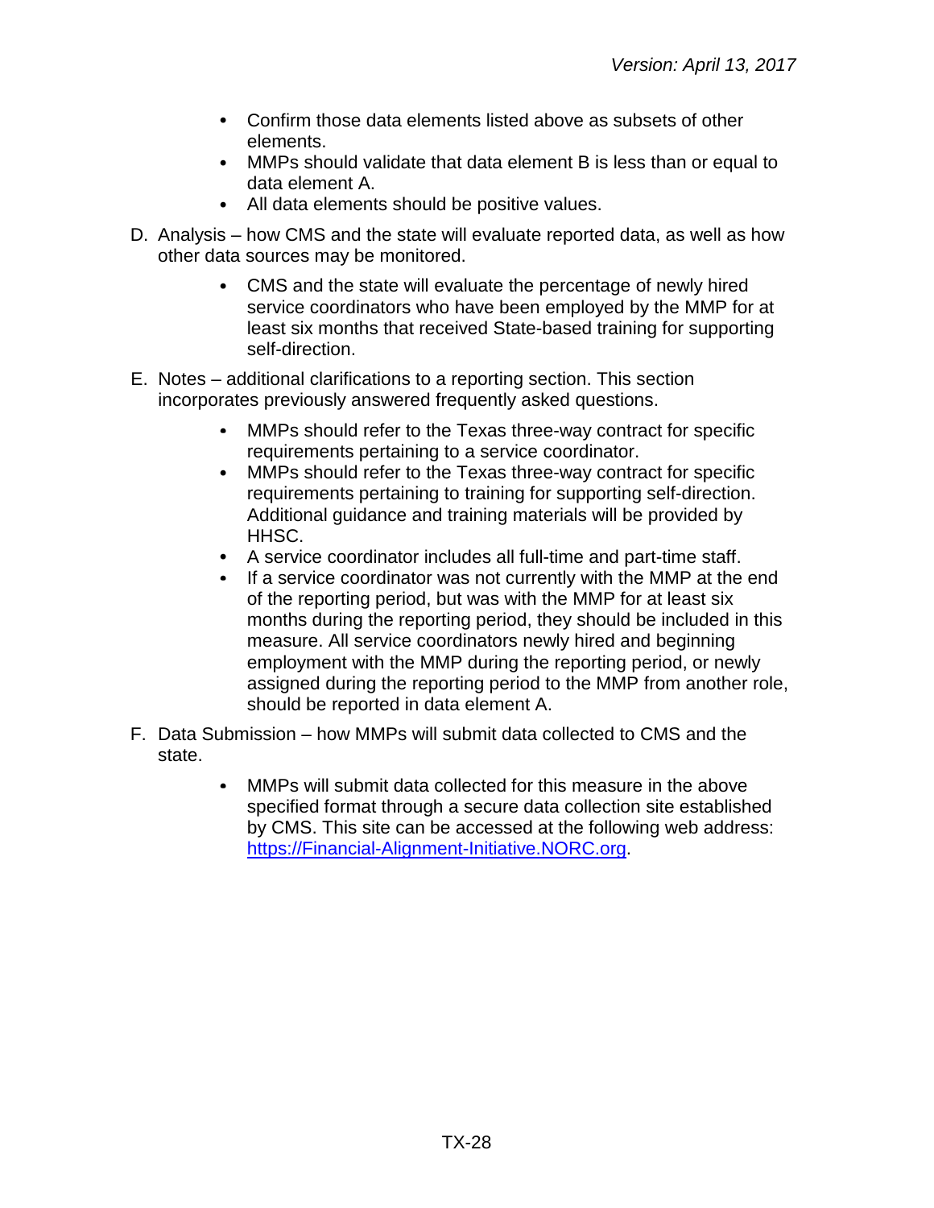- Confirm those data elements listed above as subsets of other elements.
- MMPs should validate that data element B is less than or equal to data element A.
- All data elements should be positive values.

D. Analysis – how CMS and the state will evaluate reported data, as well as how other data sources may be monitored.

- CMS and the state will evaluate the percentage of newly hired service coordinators who have been employed by the MMP for at least six months that received State-based training for supporting self-direction.

E. Notes – additional clarifications to a reporting section. This section incorporates previously answered frequently asked questions.

- MMPs should refer to the Texas three-way contract for specific requirements pertaining to a service coordinator.
- MMPs should refer to the Texas three-way contract for specific requirements pertaining to training for supporting self-direction. Additional guidance and training materials will be provided by HHSC.
- A service coordinator includes all full-time and part-time staff.
- If a service coordinator was not currently with the MMP at the end of the reporting period, but was with the MMP for at least six months during the reporting period, they should be included in this measure. All service coordinators newly hired and beginning employment with the MMP during the reporting period, or newly assigned during the reporting period to the MMP from another role, should be reported in data element A.

F. Data Submission – how MMPs will submit data collected to CMS and the state.

- MMPs will submit data collected for this measure in the above specified format through a secure data collection site established by CMS. This site can be accessed at the following web address: [https://Financial-Alignment-Initiative.NORC.org](https://Financial-Alignment-Initiative.NORC.org).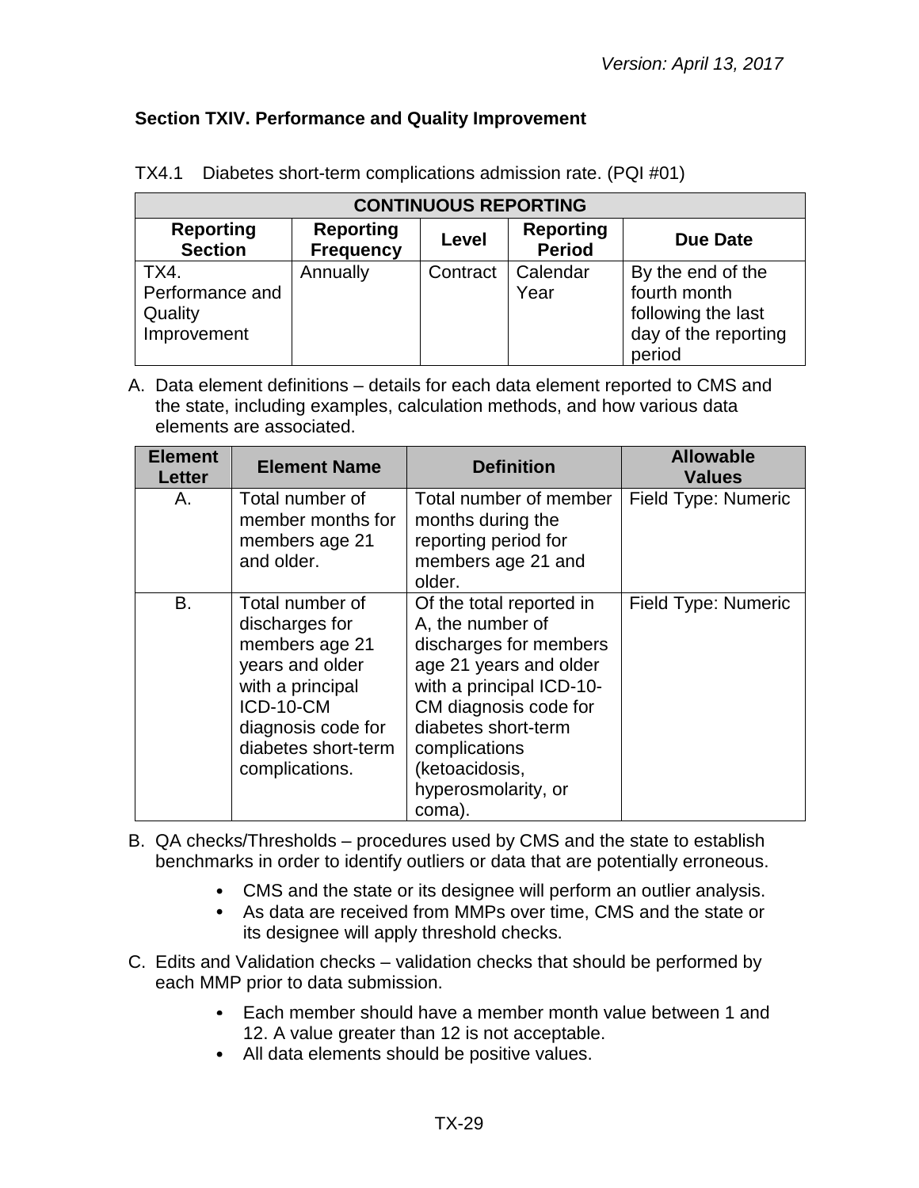**Section TXIV. Performance and Quality Improvement**

TX4.1 Diabetes short-term complications admission rate. (PQI #01)

| CONTINUOUS REPORTING | | | | |
|---|---|---|---|---|
| **Reporting Section** | **Reporting Frequency** | **Level** | **Reporting Period** | **Due Date** |
| TX4. Performance and Quality Improvement | Annually | Contract | Calendar Year | By the end of the fourth month following the last day of the reporting period |

A. Data element definitions – details for each data element reported to CMS and the state, including examples, calculation methods, and how various data elements are associated.

| Element Letter | Element Name | Definition | Allowable Values |
|---|---|---|---|
| A. | Total number of member months for members age 21 and older. | Total number of member months during the reporting period for members age 21 and older. | Field Type: Numeric |
| B. | Total number of discharges for members age 21 years and older with a principal ICD-10-CM diagnosis code for diabetes short-term complications. | Of the total reported in A, the number of discharges for members age 21 years and older with a principal ICD-10-CM diagnosis code for diabetes short-term complications (ketoacidosis, hyperosmolarity, or coma). | Field Type: Numeric |

B. QA checks/Thresholds – procedures used by CMS and the state to establish benchmarks in order to identify outliers or data that are potentially erroneous.

- CMS and the state or its designee will perform an outlier analysis.
- As data are received from MMPs over time, CMS and the state or its designee will apply threshold checks.

C. Edits and Validation checks – validation checks that should be performed by each MMP prior to data submission.

- Each member should have a member month value between 1 and 12. A value greater than 12 is not acceptable.
- All data elements should be positive values.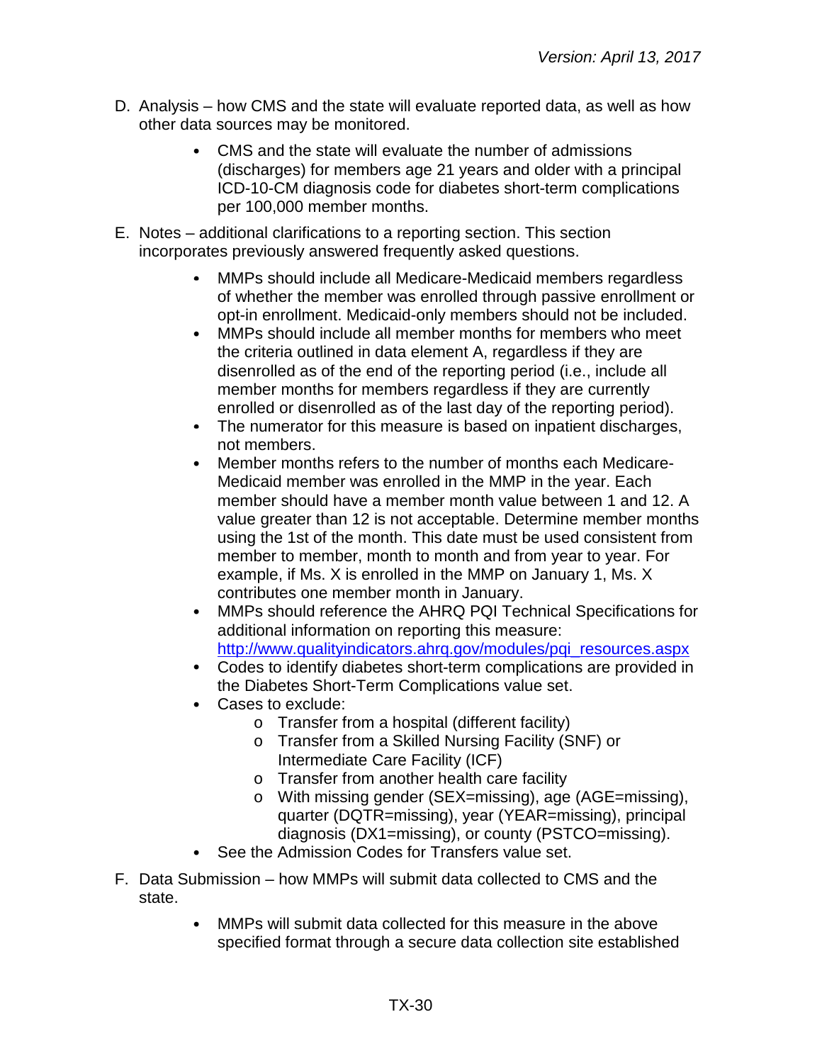D. Analysis – how CMS and the state will evaluate reported data, as well as how other data sources may be monitored.

- CMS and the state will evaluate the number of admissions (discharges) for members age 21 years and older with a principal ICD-10-CM diagnosis code for diabetes short-term complications per 100,000 member months.

E. Notes – additional clarifications to a reporting section. This section incorporates previously answered frequently asked questions.

- MMPs should include all Medicare-Medicaid members regardless of whether the member was enrolled through passive enrollment or opt-in enrollment. Medicaid-only members should not be included.
- MMPs should include all member months for members who meet the criteria outlined in data element A, regardless if they are disenrolled as of the end of the reporting period (i.e., include all member months for members regardless if they are currently enrolled or disenrolled as of the last day of the reporting period).
- The numerator for this measure is based on inpatient discharges, not members.
- Member months refers to the number of months each Medicare-Medicaid member was enrolled in the MMP in the year. Each member should have a member month value between 1 and 12. A value greater than 12 is not acceptable. Determine member months using the 1st of the month. This date must be used consistent from member to member, month to month and from year to year. For example, if Ms. X is enrolled in the MMP on January 1, Ms. X contributes one member month in January.
- MMPs should reference the AHRQ PQI Technical Specifications for additional information on reporting this measure: [http://www.qualityindicators.ahrq.gov/modules/pqi_resources.aspx](http://www.qualityindicators.ahrq.gov/modules/pqi_resources.aspx)
- Codes to identify diabetes short-term complications are provided in the Diabetes Short-Term Complications value set.
- Cases to exclude:
    - Transfer from a hospital (different facility)
    - Transfer from a Skilled Nursing Facility (SNF) or Intermediate Care Facility (ICF)
    - Transfer from another health care facility
    - With missing gender (SEX=missing), age (AGE=missing), quarter (DQTR=missing), year (YEAR=missing), principal diagnosis (DX1=missing), or county (PSTCO=missing).
- See the Admission Codes for Transfers value set.

F. Data Submission – how MMPs will submit data collected to CMS and the state.

- MMPs will submit data collected for this measure in the above specified format through a secure data collection site established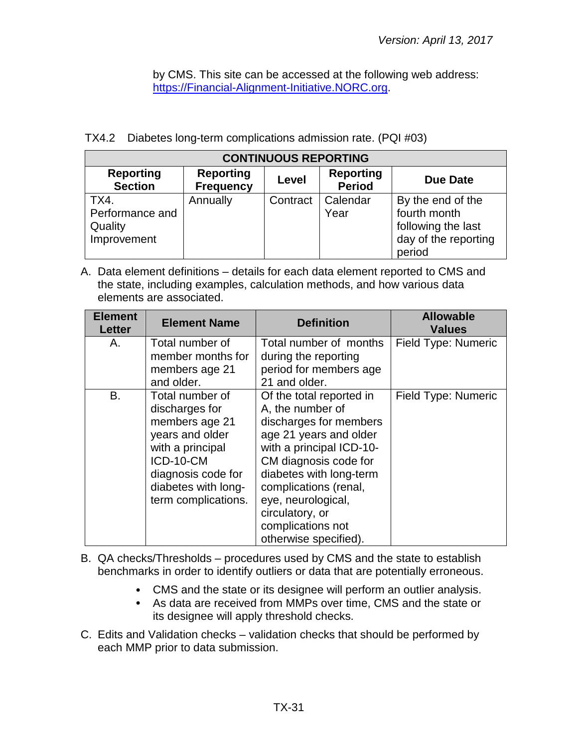by CMS. This site can be accessed at the following web address: https://Financial-Alignment-Initiative.NORC.org.

TX4.2 Diabetes long-term complications admission rate. (PQI #03)

| CONTINUOUS REPORTING | | | | |
|---|---|---|---|---|
| **Reporting Section** | **Reporting Frequency** | **Level** | **Reporting Period** | **Due Date** |
| TX4. Performance and Quality Improvement | Annually | Contract | Calendar Year | By the end of the fourth month following the last day of the reporting period |

A. Data element definitions – details for each data element reported to CMS and the state, including examples, calculation methods, and how various data elements are associated.

| Element Letter | Element Name | Definition | Allowable Values |
|---|---|---|---|
| A. | Total number of member months for members age 21 and older. | Total number of months during the reporting period for members age 21 and older. | Field Type: Numeric |
| B. | Total number of discharges for members age 21 years and older with a principal ICD-10-CM diagnosis code for diabetes with long-term complications. | Of the total reported in A, the number of discharges for members age 21 years and older with a principal ICD-10-CM diagnosis code for diabetes with long-term complications (renal, eye, neurological, circulatory, or complications not otherwise specified). | Field Type: Numeric |

B. QA checks/Thresholds – procedures used by CMS and the state to establish benchmarks in order to identify outliers or data that are potentially erroneous.

- CMS and the state or its designee will perform an outlier analysis.
- As data are received from MMPs over time, CMS and the state or its designee will apply threshold checks.

C. Edits and Validation checks – validation checks that should be performed by each MMP prior to data submission.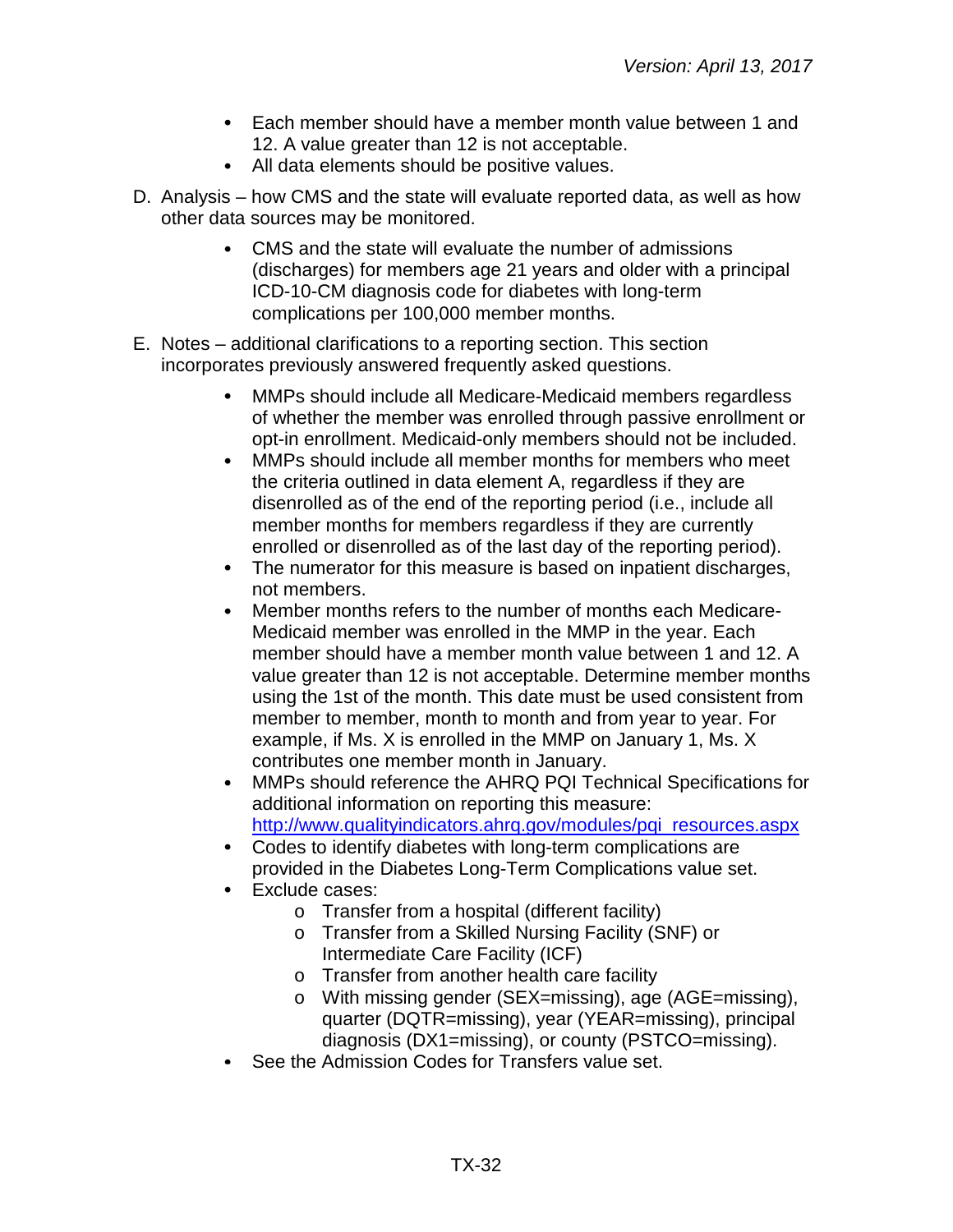- Each member should have a member month value between 1 and 12. A value greater than 12 is not acceptable.
- All data elements should be positive values.

D. Analysis – how CMS and the state will evaluate reported data, as well as how other data sources may be monitored.

- CMS and the state will evaluate the number of admissions (discharges) for members age 21 years and older with a principal ICD-10-CM diagnosis code for diabetes with long-term complications per 100,000 member months.

E. Notes – additional clarifications to a reporting section. This section incorporates previously answered frequently asked questions.

- MMPs should include all Medicare-Medicaid members regardless of whether the member was enrolled through passive enrollment or opt-in enrollment. Medicaid-only members should not be included.
- MMPs should include all member months for members who meet the criteria outlined in data element A, regardless if they are disenrolled as of the end of the reporting period (i.e., include all member months for members regardless if they are currently enrolled or disenrolled as of the last day of the reporting period).
- The numerator for this measure is based on inpatient discharges, not members.
- Member months refers to the number of months each Medicare-Medicaid member was enrolled in the MMP in the year. Each member should have a member month value between 1 and 12. A value greater than 12 is not acceptable. Determine member months using the 1st of the month. This date must be used consistent from member to member, month to month and from year to year. For example, if Ms. X is enrolled in the MMP on January 1, Ms. X contributes one member month in January.
- MMPs should reference the AHRQ PQI Technical Specifications for additional information on reporting this measure: [http://www.qualityindicators.ahrq.gov/modules/pqi_resources.aspx](http://www.qualityindicators.ahrq.gov/modules/pqi_resources.aspx)
- Codes to identify diabetes with long-term complications are provided in the Diabetes Long-Term Complications value set.
- Exclude cases:
    - Transfer from a hospital (different facility)
    - Transfer from a Skilled Nursing Facility (SNF) or Intermediate Care Facility (ICF)
    - Transfer from another health care facility
    - With missing gender (SEX=missing), age (AGE=missing), quarter (DQTR=missing), year (YEAR=missing), principal diagnosis (DX1=missing), or county (PSTCO=missing).
- See the Admission Codes for Transfers value set.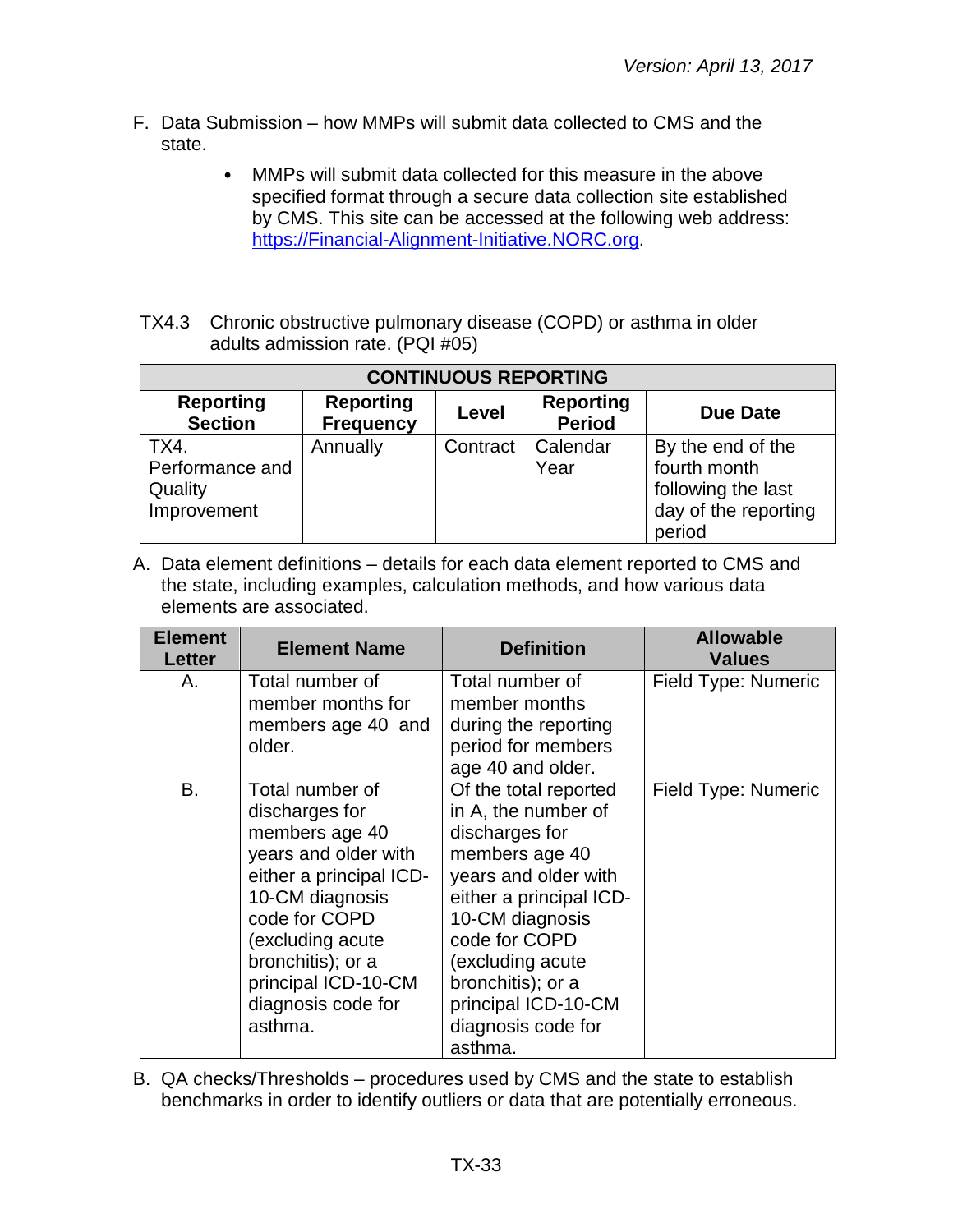F. Data Submission – how MMPs will submit data collected to CMS and the state.

- MMPs will submit data collected for this measure in the above specified format through a secure data collection site established by CMS. This site can be accessed at the following web address: https://Financial-Alignment-Initiative.NORC.org.

TX4.3 Chronic obstructive pulmonary disease (COPD) or asthma in older adults admission rate. (PQI #05)

| CONTINUOUS REPORTING | | | | |
|---|---|---|---|---|
| **Reporting Section** | **Reporting Frequency** | **Level** | **Reporting Period** | **Due Date** |
| TX4. Performance and Quality Improvement | Annually | Contract | Calendar Year | By the end of the fourth month following the last day of the reporting period |

A. Data element definitions – details for each data element reported to CMS and the state, including examples, calculation methods, and how various data elements are associated.

| Element Letter | Element Name | Definition | Allowable Values |
|---|---|---|---|
| A. | Total number of member months for members age 40 and older. | Total number of member months during the reporting period for members age 40 and older. | Field Type: Numeric |
| B. | Total number of discharges for members age 40 years and older with either a principal ICD-10-CM diagnosis code for COPD (excluding acute bronchitis); or a principal ICD-10-CM diagnosis code for asthma. | Of the total reported in A, the number of discharges for members age 40 years and older with either a principal ICD-10-CM diagnosis code for COPD (excluding acute bronchitis); or a principal ICD-10-CM diagnosis code for asthma. | Field Type: Numeric |

B. QA checks/Thresholds – procedures used by CMS and the state to establish benchmarks in order to identify outliers or data that are potentially erroneous.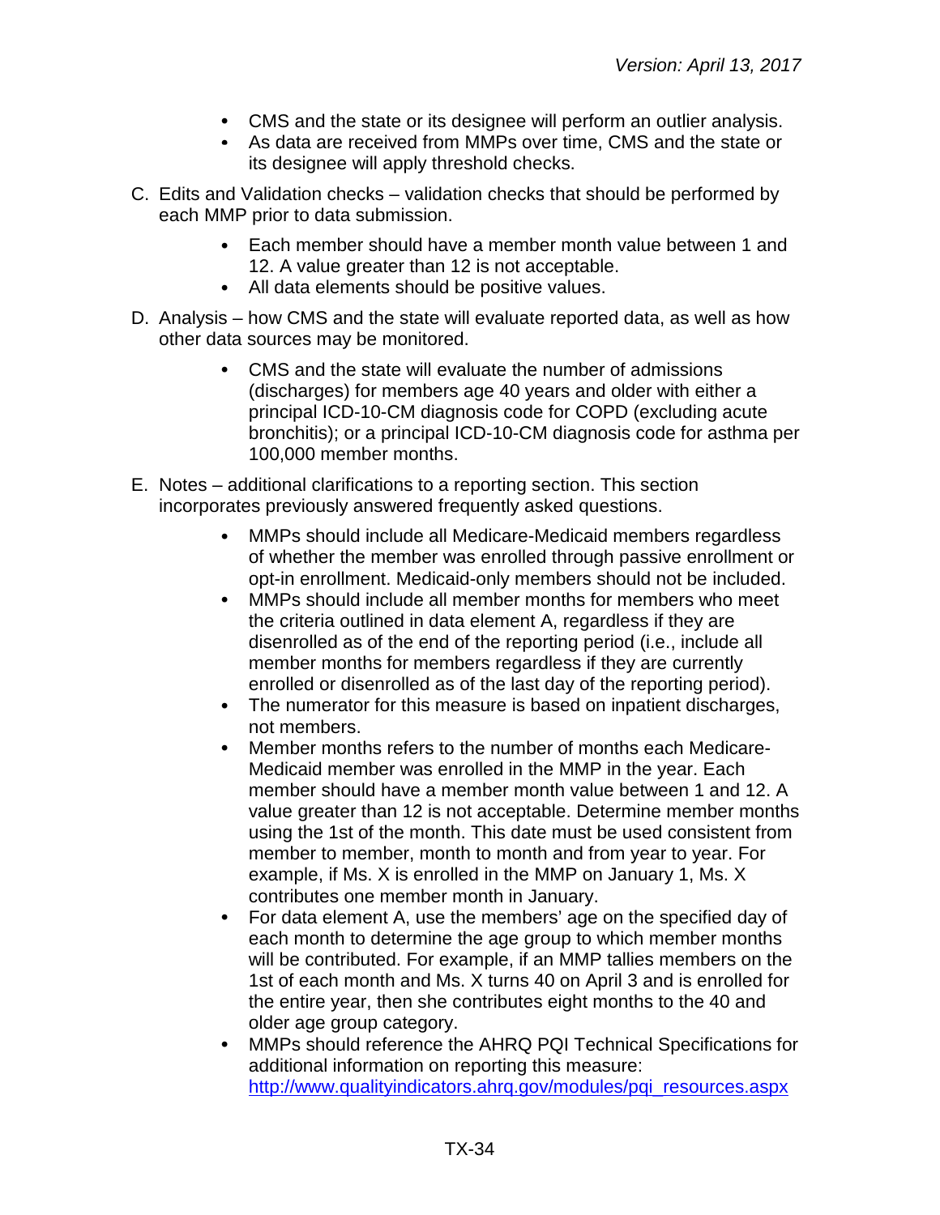- CMS and the state or its designee will perform an outlier analysis.
- As data are received from MMPs over time, CMS and the state or its designee will apply threshold checks.

C. Edits and Validation checks – validation checks that should be performed by each MMP prior to data submission.

- Each member should have a member month value between 1 and 12. A value greater than 12 is not acceptable.
- All data elements should be positive values.

D. Analysis – how CMS and the state will evaluate reported data, as well as how other data sources may be monitored.

- CMS and the state will evaluate the number of admissions (discharges) for members age 40 years and older with either a principal ICD-10-CM diagnosis code for COPD (excluding acute bronchitis); or a principal ICD-10-CM diagnosis code for asthma per 100,000 member months.

E. Notes – additional clarifications to a reporting section. This section incorporates previously answered frequently asked questions.

- MMPs should include all Medicare-Medicaid members regardless of whether the member was enrolled through passive enrollment or opt-in enrollment. Medicaid-only members should not be included.
- MMPs should include all member months for members who meet the criteria outlined in data element A, regardless if they are disenrolled as of the end of the reporting period (i.e., include all member months for members regardless if they are currently enrolled or disenrolled as of the last day of the reporting period).
- The numerator for this measure is based on inpatient discharges, not members.
- Member months refers to the number of months each Medicare-Medicaid member was enrolled in the MMP in the year. Each member should have a member month value between 1 and 12. A value greater than 12 is not acceptable. Determine member months using the 1st of the month. This date must be used consistent from member to member, month to month and from year to year. For example, if Ms. X is enrolled in the MMP on January 1, Ms. X contributes one member month in January.
- For data element A, use the members' age on the specified day of each month to determine the age group to which member months will be contributed. For example, if an MMP tallies members on the 1st of each month and Ms. X turns 40 on April 3 and is enrolled for the entire year, then she contributes eight months to the 40 and older age group category.
- MMPs should reference the AHRQ PQI Technical Specifications for additional information on reporting this measure: [http://www.qualityindicators.ahrq.gov/modules/pqi_resources.aspx](http://www.qualityindicators.ahrq.gov/modules/pqi_resources.aspx)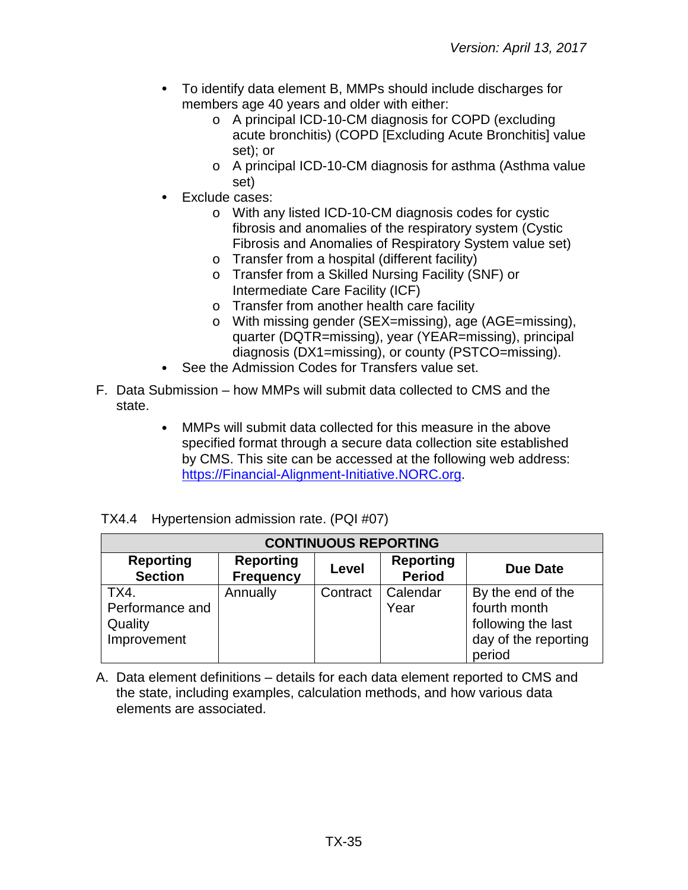- To identify data element B, MMPs should include discharges for members age 40 years and older with either:
  - A principal ICD-10-CM diagnosis for COPD (excluding acute bronchitis) (COPD [Excluding Acute Bronchitis] value set); or
  - A principal ICD-10-CM diagnosis for asthma (Asthma value set)
- Exclude cases:
  - With any listed ICD-10-CM diagnosis codes for cystic fibrosis and anomalies of the respiratory system (Cystic Fibrosis and Anomalies of Respiratory System value set)
  - Transfer from a hospital (different facility)
  - Transfer from a Skilled Nursing Facility (SNF) or Intermediate Care Facility (ICF)
  - Transfer from another health care facility
  - With missing gender (SEX=missing), age (AGE=missing), quarter (DQTR=missing), year (YEAR=missing), principal diagnosis (DX1=missing), or county (PSTCO=missing).
- See the Admission Codes for Transfers value set.

F. Data Submission – how MMPs will submit data collected to CMS and the state.

- MMPs will submit data collected for this measure in the above specified format through a secure data collection site established by CMS. This site can be accessed at the following web address: https://Financial-Alignment-Initiative.NORC.org.

TX4.4 Hypertension admission rate. (PQI #07)

| CONTINUOUS REPORTING | | | | |
|---|---|---|---|---|
| **Reporting Section** | **Reporting Frequency** | **Level** | **Reporting Period** | **Due Date** |
| TX4. Performance and Quality Improvement | Annually | Contract | Calendar Year | By the end of the fourth month following the last day of the reporting period |

A. Data element definitions – details for each data element reported to CMS and the state, including examples, calculation methods, and how various data elements are associated.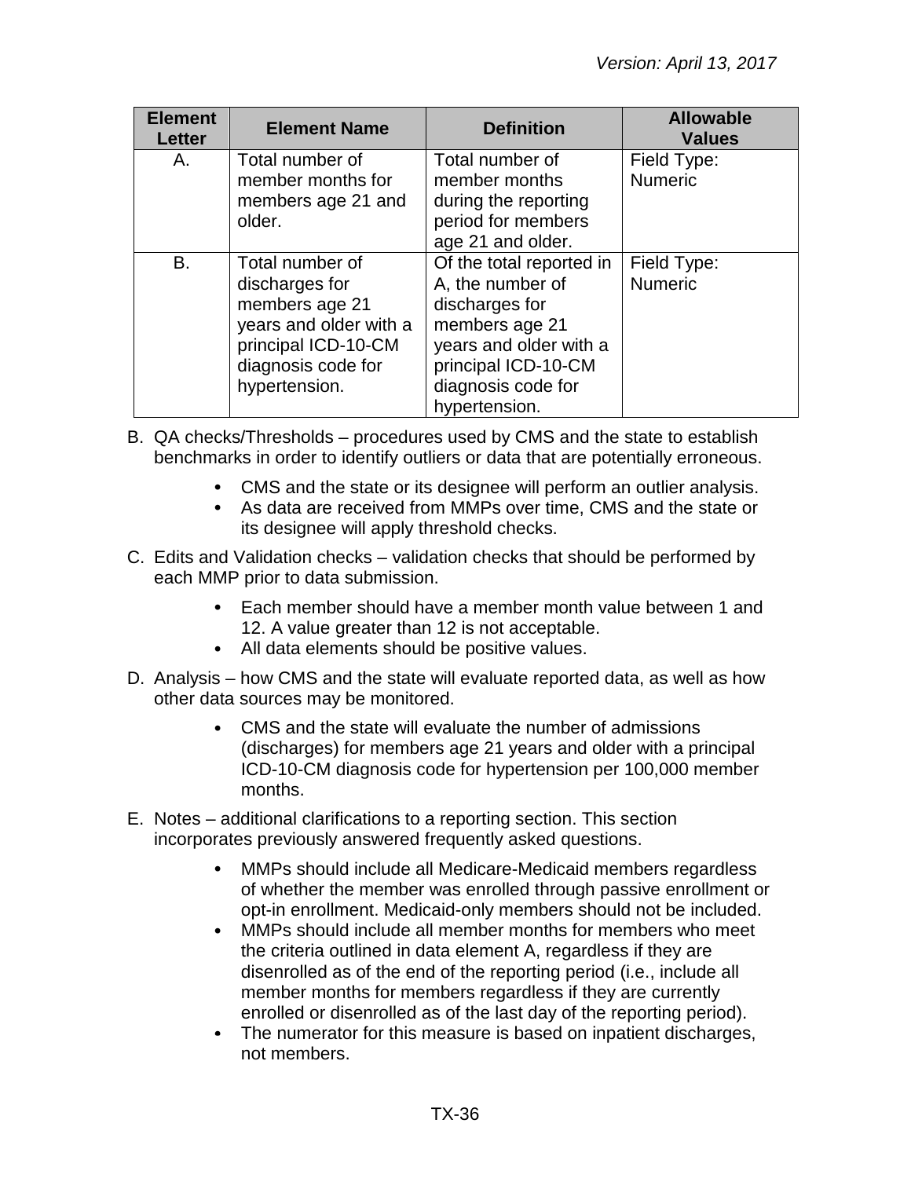| Element Letter | Element Name | Definition | Allowable Values |
|---|---|---|---|
| A. | Total number of member months for members age 21 and older. | Total number of member months during the reporting period for members age 21 and older. | Field Type: Numeric |
| B. | Total number of discharges for members age 21 years and older with a principal ICD-10-CM diagnosis code for hypertension. | Of the total reported in A, the number of discharges for members age 21 years and older with a principal ICD-10-CM diagnosis code for hypertension. | Field Type: Numeric |

B. QA checks/Thresholds – procedures used by CMS and the state to establish benchmarks in order to identify outliers or data that are potentially erroneous.

- CMS and the state or its designee will perform an outlier analysis.
- As data are received from MMPs over time, CMS and the state or its designee will apply threshold checks.

C. Edits and Validation checks – validation checks that should be performed by each MMP prior to data submission.

- Each member should have a member month value between 1 and 12. A value greater than 12 is not acceptable.
- All data elements should be positive values.

D. Analysis – how CMS and the state will evaluate reported data, as well as how other data sources may be monitored.

- CMS and the state will evaluate the number of admissions (discharges) for members age 21 years and older with a principal ICD-10-CM diagnosis code for hypertension per 100,000 member months.

E. Notes – additional clarifications to a reporting section. This section incorporates previously answered frequently asked questions.

- MMPs should include all Medicare-Medicaid members regardless of whether the member was enrolled through passive enrollment or opt-in enrollment. Medicaid-only members should not be included.
- MMPs should include all member months for members who meet the criteria outlined in data element A, regardless if they are disenrolled as of the end of the reporting period (i.e., include all member months for members regardless if they are currently enrolled or disenrolled as of the last day of the reporting period).
- The numerator for this measure is based on inpatient discharges, not members.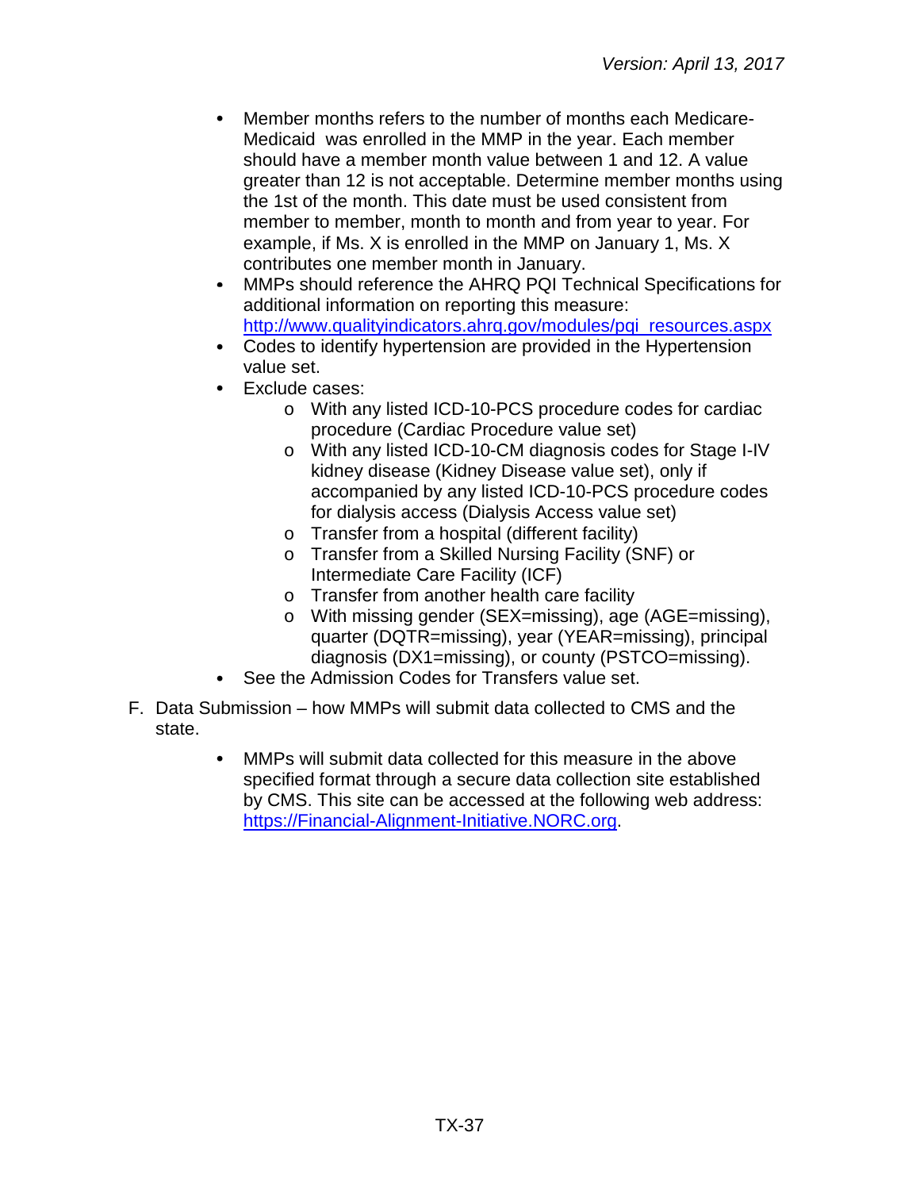- Member months refers to the number of months each Medicare-Medicaid was enrolled in the MMP in the year. Each member should have a member month value between 1 and 12. A value greater than 12 is not acceptable. Determine member months using the 1st of the month. This date must be used consistent from member to member, month to month and from year to year. For example, if Ms. X is enrolled in the MMP on January 1, Ms. X contributes one member month in January.
- MMPs should reference the AHRQ PQI Technical Specifications for additional information on reporting this measure: [http://www.qualityindicators.ahrq.gov/modules/pqi_resources.aspx](http://www.qualityindicators.ahrq.gov/modules/pqi_resources.aspx)
- Codes to identify hypertension are provided in the Hypertension value set.
- Exclude cases:
  - With any listed ICD-10-PCS procedure codes for cardiac procedure (Cardiac Procedure value set)
  - With any listed ICD-10-CM diagnosis codes for Stage I-IV kidney disease (Kidney Disease value set), only if accompanied by any listed ICD-10-PCS procedure codes for dialysis access (Dialysis Access value set)
  - Transfer from a hospital (different facility)
  - Transfer from a Skilled Nursing Facility (SNF) or Intermediate Care Facility (ICF)
  - Transfer from another health care facility
  - With missing gender (SEX=missing), age (AGE=missing), quarter (DQTR=missing), year (YEAR=missing), principal diagnosis (DX1=missing), or county (PSTCO=missing).
- See the Admission Codes for Transfers value set.

F. Data Submission – how MMPs will submit data collected to CMS and the state.

- MMPs will submit data collected for this measure in the above specified format through a secure data collection site established by CMS. This site can be accessed at the following web address: [https://Financial-Alignment-Initiative.NORC.org](https://Financial-Alignment-Initiative.NORC.org).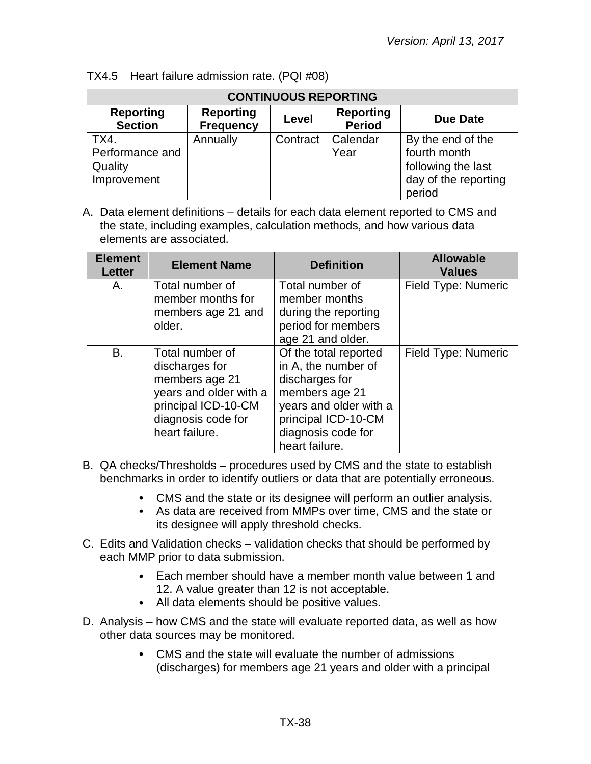TX4.5 Heart failure admission rate. (PQI #08)

| CONTINUOUS REPORTING | | | | |
|---|---|---|---|---|
| **Reporting Section** | **Reporting Frequency** | **Level** | **Reporting Period** | **Due Date** |
| TX4. Performance and Quality Improvement | Annually | Contract | Calendar Year | By the end of the fourth month following the last day of the reporting period |

A. Data element definitions – details for each data element reported to CMS and the state, including examples, calculation methods, and how various data elements are associated.

| Element Letter | Element Name | Definition | Allowable Values |
|---|---|---|---|
| A. | Total number of member months for members age 21 and older. | Total number of member months during the reporting period for members age 21 and older. | Field Type: Numeric |
| B. | Total number of discharges for members age 21 years and older with a principal ICD-10-CM diagnosis code for heart failure. | Of the total reported in A, the number of discharges for members age 21 years and older with a principal ICD-10-CM diagnosis code for heart failure. | Field Type: Numeric |

B. QA checks/Thresholds – procedures used by CMS and the state to establish benchmarks in order to identify outliers or data that are potentially erroneous.

- CMS and the state or its designee will perform an outlier analysis.
- As data are received from MMPs over time, CMS and the state or its designee will apply threshold checks.

C. Edits and Validation checks – validation checks that should be performed by each MMP prior to data submission.

- Each member should have a member month value between 1 and 12. A value greater than 12 is not acceptable.
- All data elements should be positive values.

D. Analysis – how CMS and the state will evaluate reported data, as well as how other data sources may be monitored.

- CMS and the state will evaluate the number of admissions (discharges) for members age 21 years and older with a principal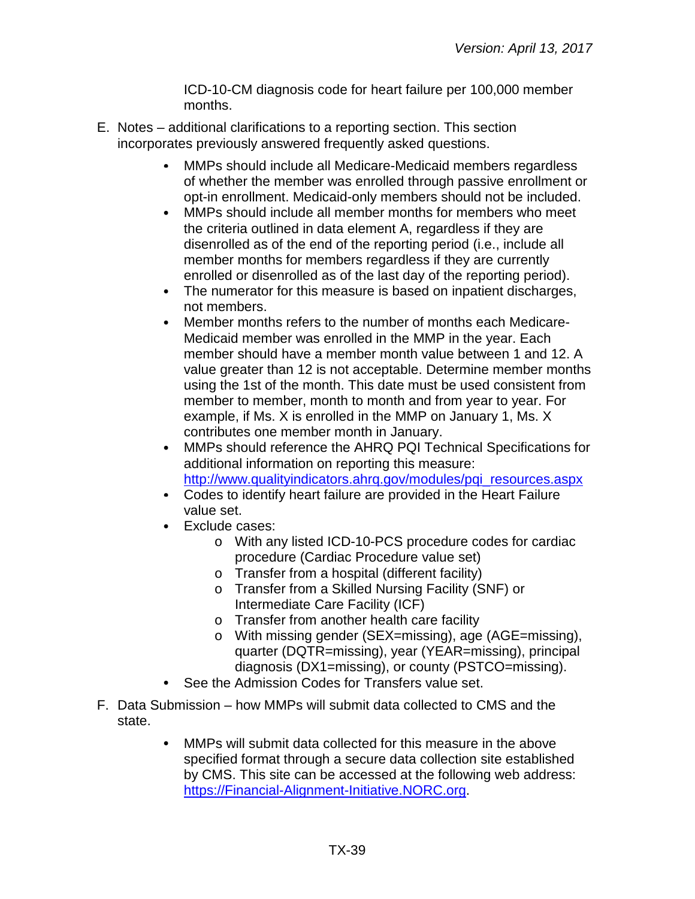ICD-10-CM diagnosis code for heart failure per 100,000 member months.

E. Notes – additional clarifications to a reporting section. This section incorporates previously answered frequently asked questions.

- MMPs should include all Medicare-Medicaid members regardless of whether the member was enrolled through passive enrollment or opt-in enrollment. Medicaid-only members should not be included.
- MMPs should include all member months for members who meet the criteria outlined in data element A, regardless if they are disenrolled as of the end of the reporting period (i.e., include all member months for members regardless if they are currently enrolled or disenrolled as of the last day of the reporting period).
- The numerator for this measure is based on inpatient discharges, not members.
- Member months refers to the number of months each Medicare-Medicaid member was enrolled in the MMP in the year. Each member should have a member month value between 1 and 12. A value greater than 12 is not acceptable. Determine member months using the 1st of the month. This date must be used consistent from member to member, month to month and from year to year. For example, if Ms. X is enrolled in the MMP on January 1, Ms. X contributes one member month in January.
- MMPs should reference the AHRQ PQI Technical Specifications for additional information on reporting this measure: [http://www.qualityindicators.ahrq.gov/modules/pqi_resources.aspx](http://www.qualityindicators.ahrq.gov/modules/pqi_resources.aspx)
- Codes to identify heart failure are provided in the Heart Failure value set.
- Exclude cases:
  - With any listed ICD-10-PCS procedure codes for cardiac procedure (Cardiac Procedure value set)
  - Transfer from a hospital (different facility)
  - Transfer from a Skilled Nursing Facility (SNF) or Intermediate Care Facility (ICF)
  - Transfer from another health care facility
  - With missing gender (SEX=missing), age (AGE=missing), quarter (DQTR=missing), year (YEAR=missing), principal diagnosis (DX1=missing), or county (PSTCO=missing).
- See the Admission Codes for Transfers value set.

F. Data Submission – how MMPs will submit data collected to CMS and the state.

- MMPs will submit data collected for this measure in the above specified format through a secure data collection site established by CMS. This site can be accessed at the following web address: [https://Financial-Alignment-Initiative.NORC.org](https://Financial-Alignment-Initiative.NORC.org).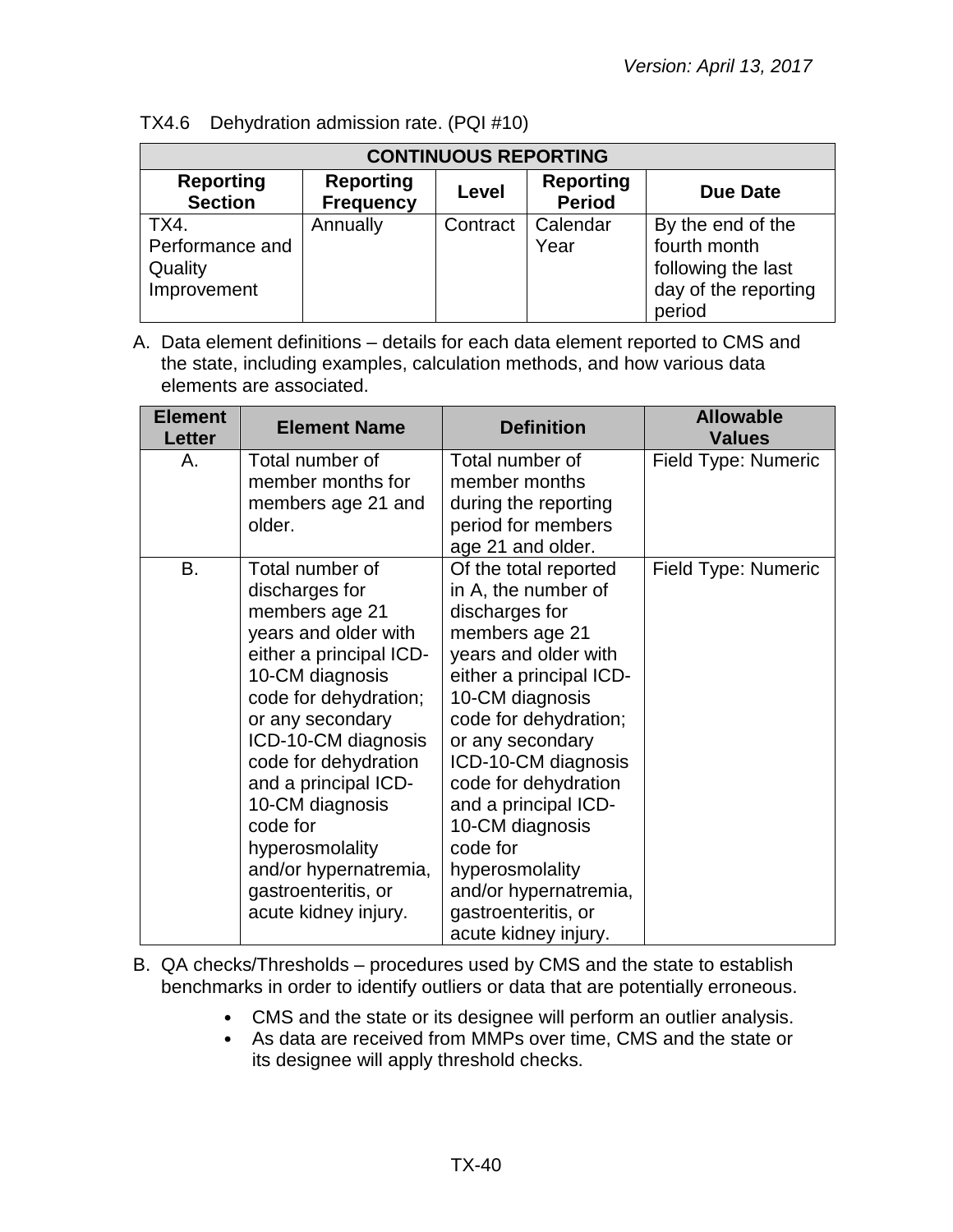TX4.6 Dehydration admission rate. (PQI #10)

| CONTINUOUS REPORTING | | | | |
|---|---|---|---|---|
| **Reporting Section** | **Reporting Frequency** | **Level** | **Reporting Period** | **Due Date** |
| TX4. Performance and Quality Improvement | Annually | Contract | Calendar Year | By the end of the fourth month following the last day of the reporting period |

A. Data element definitions – details for each data element reported to CMS and the state, including examples, calculation methods, and how various data elements are associated.

| Element Letter | Element Name | Definition | Allowable Values |
|---|---|---|---|
| A. | Total number of member months for members age 21 and older. | Total number of member months during the reporting period for members age 21 and older. | Field Type: Numeric |
| B. | Total number of discharges for members age 21 years and older with either a principal ICD-10-CM diagnosis code for dehydration; or any secondary ICD-10-CM diagnosis code for dehydration and a principal ICD-10-CM diagnosis code for hyperosmolality and/or hypernatremia, gastroenteritis, or acute kidney injury. | Of the total reported in A, the number of discharges for members age 21 years and older with either a principal ICD-10-CM diagnosis code for dehydration; or any secondary ICD-10-CM diagnosis code for dehydration and a principal ICD-10-CM diagnosis code for hyperosmolality and/or hypernatremia, gastroenteritis, or acute kidney injury. | Field Type: Numeric |

B. QA checks/Thresholds – procedures used by CMS and the state to establish benchmarks in order to identify outliers or data that are potentially erroneous.

- CMS and the state or its designee will perform an outlier analysis.
- As data are received from MMPs over time, CMS and the state or its designee will apply threshold checks.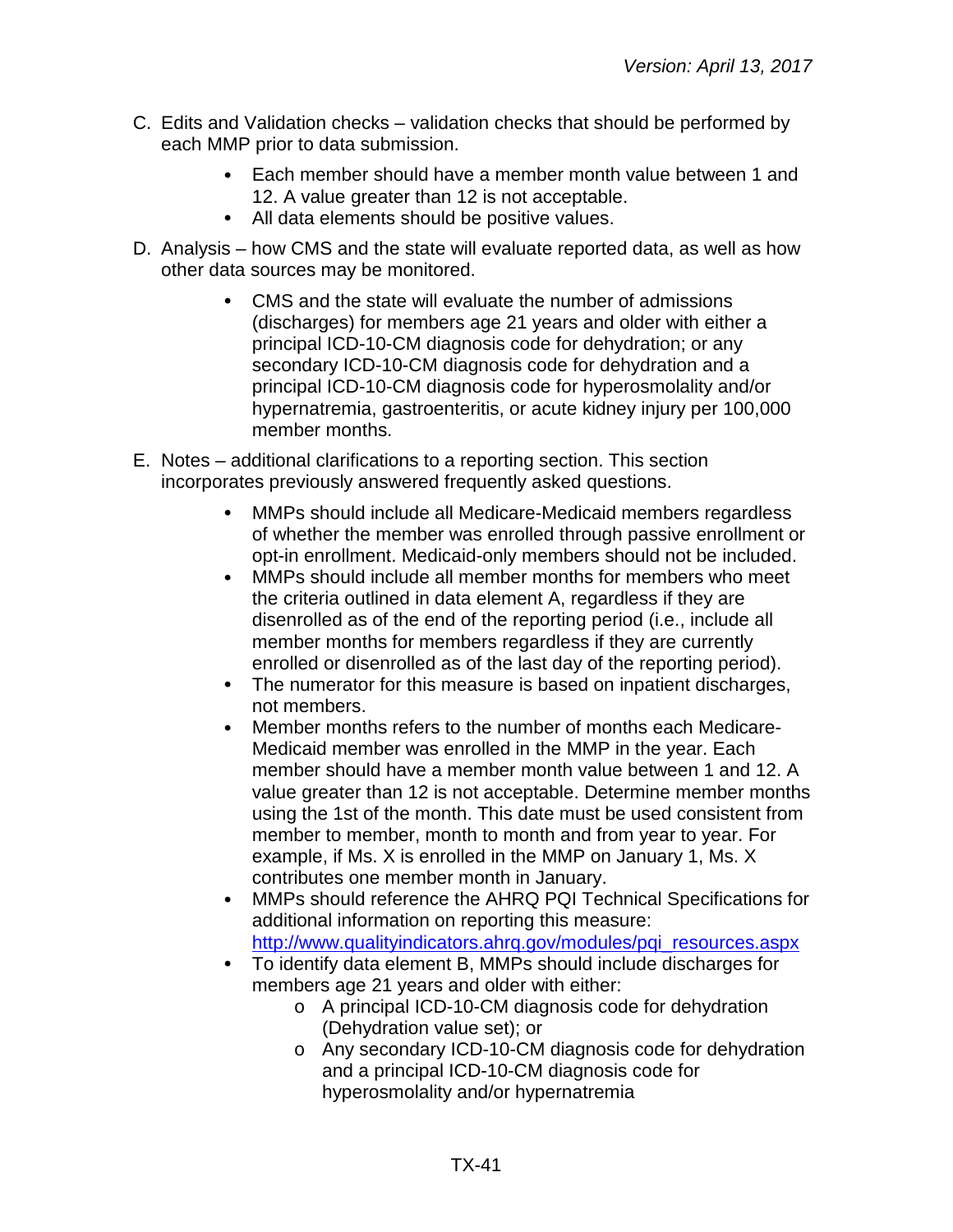C. Edits and Validation checks – validation checks that should be performed by each MMP prior to data submission.

- Each member should have a member month value between 1 and 12. A value greater than 12 is not acceptable.
- All data elements should be positive values.

D. Analysis – how CMS and the state will evaluate reported data, as well as how other data sources may be monitored.

- CMS and the state will evaluate the number of admissions (discharges) for members age 21 years and older with either a principal ICD-10-CM diagnosis code for dehydration; or any secondary ICD-10-CM diagnosis code for dehydration and a principal ICD-10-CM diagnosis code for hyperosmolality and/or hypernatremia, gastroenteritis, or acute kidney injury per 100,000 member months.

E. Notes – additional clarifications to a reporting section. This section incorporates previously answered frequently asked questions.

- MMPs should include all Medicare-Medicaid members regardless of whether the member was enrolled through passive enrollment or opt-in enrollment. Medicaid-only members should not be included.
- MMPs should include all member months for members who meet the criteria outlined in data element A, regardless if they are disenrolled as of the end of the reporting period (i.e., include all member months for members regardless if they are currently enrolled or disenrolled as of the last day of the reporting period).
- The numerator for this measure is based on inpatient discharges, not members.
- Member months refers to the number of months each Medicare-Medicaid member was enrolled in the MMP in the year. Each member should have a member month value between 1 and 12. A value greater than 12 is not acceptable. Determine member months using the 1st of the month. This date must be used consistent from member to member, month to month and from year to year. For example, if Ms. X is enrolled in the MMP on January 1, Ms. X contributes one member month in January.
- MMPs should reference the AHRQ PQI Technical Specifications for additional information on reporting this measure: [http://www.qualityindicators.ahrq.gov/modules/pqi_resources.aspx](http://www.qualityindicators.ahrq.gov/modules/pqi_resources.aspx)
- To identify data element B, MMPs should include discharges for members age 21 years and older with either:
  - A principal ICD-10-CM diagnosis code for dehydration (Dehydration value set); or
  - Any secondary ICD-10-CM diagnosis code for dehydration and a principal ICD-10-CM diagnosis code for hyperosmolality and/or hypernatremia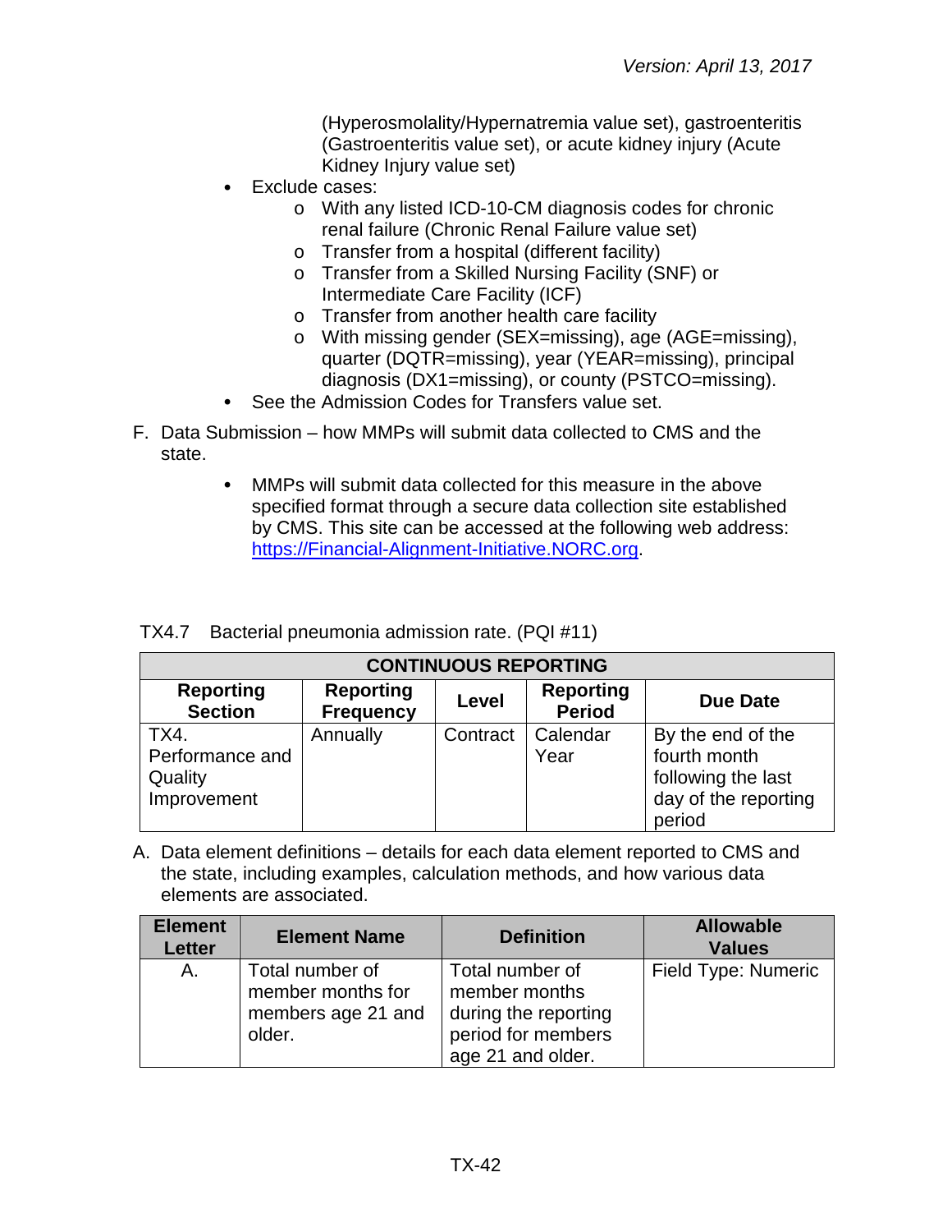(Hyperosmolality/Hypernatremia value set), gastroenteritis (Gastroenteritis value set), or acute kidney injury (Acute Kidney Injury value set)

- Exclude cases:
  - With any listed ICD-10-CM diagnosis codes for chronic renal failure (Chronic Renal Failure value set)
  - Transfer from a hospital (different facility)
  - Transfer from a Skilled Nursing Facility (SNF) or Intermediate Care Facility (ICF)
  - Transfer from another health care facility
  - With missing gender (SEX=missing), age (AGE=missing), quarter (DQTR=missing), year (YEAR=missing), principal diagnosis (DX1=missing), or county (PSTCO=missing).
- See the Admission Codes for Transfers value set.

F. Data Submission – how MMPs will submit data collected to CMS and the state.

- MMPs will submit data collected for this measure in the above specified format through a secure data collection site established by CMS. This site can be accessed at the following web address: [https://Financial-Alignment-Initiative.NORC.org](https://Financial-Alignment-Initiative.NORC.org).

TX4.7 Bacterial pneumonia admission rate. (PQI #11)

| CONTINUOUS REPORTING | | | | |
|---|---|---|---|---|
| **Reporting Section** | **Reporting Frequency** | **Level** | **Reporting Period** | **Due Date** |
| TX4. Performance and Quality Improvement | Annually | Contract | Calendar Year | By the end of the fourth month following the last day of the reporting period |

A. Data element definitions – details for each data element reported to CMS and the state, including examples, calculation methods, and how various data elements are associated.

| Element Letter | Element Name | Definition | Allowable Values |
|---|---|---|---|
| A. | Total number of member months for members age 21 and older. | Total number of member months during the reporting period for members age 21 and older. | Field Type: Numeric |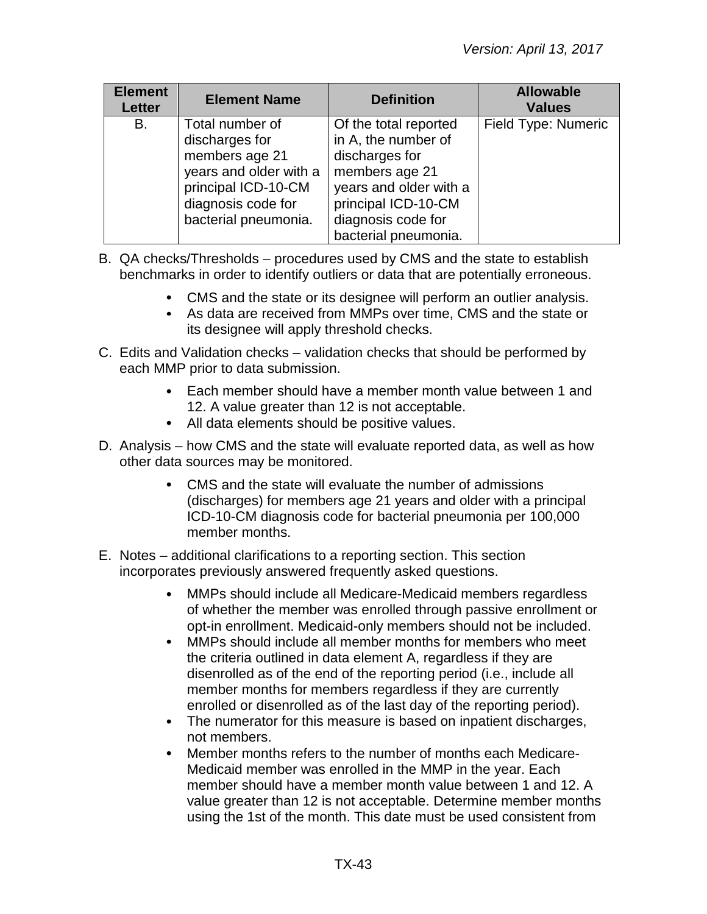| Element Letter | Element Name | Definition | Allowable Values |
|---|---|---|---|
| B. | Total number of discharges for members age 21 years and older with a principal ICD-10-CM diagnosis code for bacterial pneumonia. | Of the total reported in A, the number of discharges for members age 21 years and older with a principal ICD-10-CM diagnosis code for bacterial pneumonia. | Field Type: Numeric |

B. QA checks/Thresholds – procedures used by CMS and the state to establish benchmarks in order to identify outliers or data that are potentially erroneous.

- CMS and the state or its designee will perform an outlier analysis.
- As data are received from MMPs over time, CMS and the state or its designee will apply threshold checks.

C. Edits and Validation checks – validation checks that should be performed by each MMP prior to data submission.

- Each member should have a member month value between 1 and 12. A value greater than 12 is not acceptable.
- All data elements should be positive values.

D. Analysis – how CMS and the state will evaluate reported data, as well as how other data sources may be monitored.

- CMS and the state will evaluate the number of admissions (discharges) for members age 21 years and older with a principal ICD-10-CM diagnosis code for bacterial pneumonia per 100,000 member months.

E. Notes – additional clarifications to a reporting section. This section incorporates previously answered frequently asked questions.

- MMPs should include all Medicare-Medicaid members regardless of whether the member was enrolled through passive enrollment or opt-in enrollment. Medicaid-only members should not be included.
- MMPs should include all member months for members who meet the criteria outlined in data element A, regardless if they are disenrolled as of the end of the reporting period (i.e., include all member months for members regardless if they are currently enrolled or disenrolled as of the last day of the reporting period).
- The numerator for this measure is based on inpatient discharges, not members.
- Member months refers to the number of months each Medicare-Medicaid member was enrolled in the MMP in the year. Each member should have a member month value between 1 and 12. A value greater than 12 is not acceptable. Determine member months using the 1st of the month. This date must be used consistent from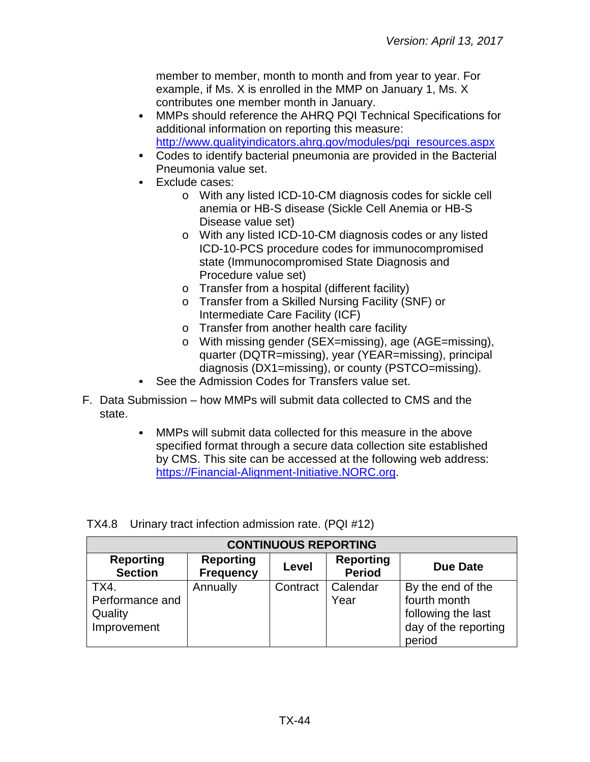member to member, month to month and from year to year. For example, if Ms. X is enrolled in the MMP on January 1, Ms. X contributes one member month in January.

- MMPs should reference the AHRQ PQI Technical Specifications for additional information on reporting this measure: http://www.qualityindicators.ahrq.gov/modules/pqi_resources.aspx
- Codes to identify bacterial pneumonia are provided in the Bacterial Pneumonia value set.
- Exclude cases:
  - With any listed ICD-10-CM diagnosis codes for sickle cell anemia or HB-S disease (Sickle Cell Anemia or HB-S Disease value set)
  - With any listed ICD-10-CM diagnosis codes or any listed ICD-10-PCS procedure codes for immunocompromised state (Immunocompromised State Diagnosis and Procedure value set)
  - Transfer from a hospital (different facility)
  - Transfer from a Skilled Nursing Facility (SNF) or Intermediate Care Facility (ICF)
  - Transfer from another health care facility
  - With missing gender (SEX=missing), age (AGE=missing), quarter (DQTR=missing), year (YEAR=missing), principal diagnosis (DX1=missing), or county (PSTCO=missing).
- See the Admission Codes for Transfers value set.

F. Data Submission – how MMPs will submit data collected to CMS and the state.

- MMPs will submit data collected for this measure in the above specified format through a secure data collection site established by CMS. This site can be accessed at the following web address: https://Financial-Alignment-Initiative.NORC.org.

TX4.8 Urinary tract infection admission rate. (PQI #12)

| CONTINUOUS REPORTING | | | | |
|---|---|---|---|---|
| **Reporting Section** | **Reporting Frequency** | **Level** | **Reporting Period** | **Due Date** |
| TX4. Performance and Quality Improvement | Annually | Contract | Calendar Year | By the end of the fourth month following the last day of the reporting period |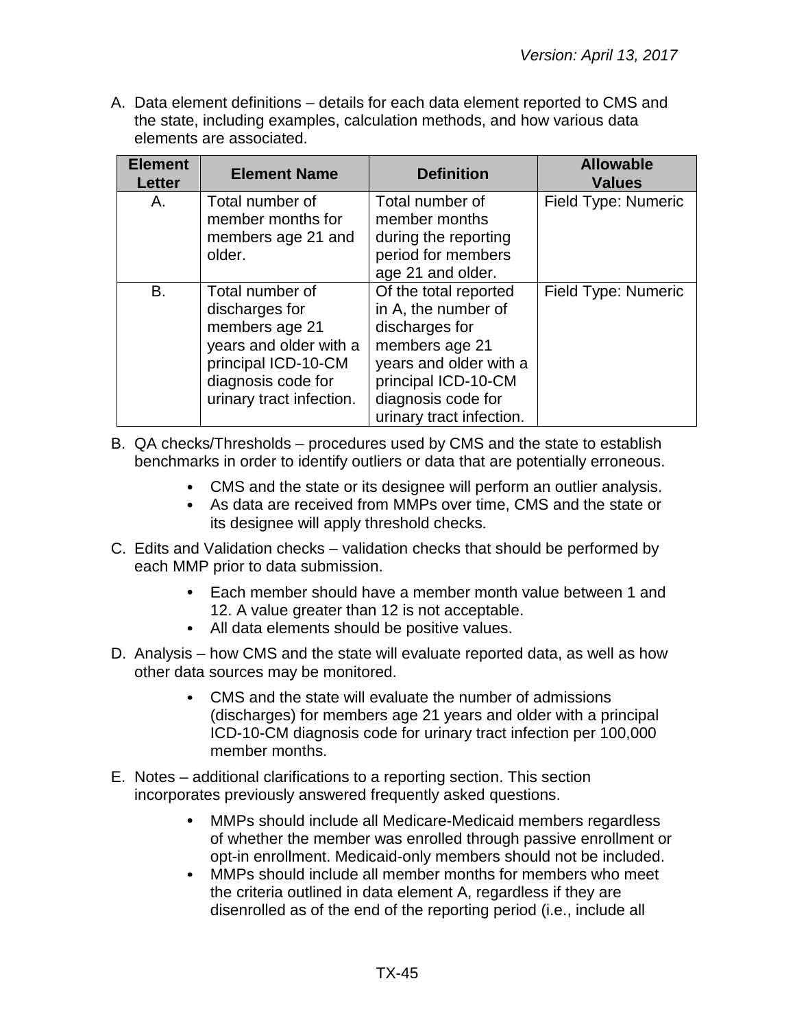A. Data element definitions – details for each data element reported to CMS and the state, including examples, calculation methods, and how various data elements are associated.

| Element Letter | Element Name | Definition | Allowable Values |
|---|---|---|---|
| A. | Total number of member months for members age 21 and older. | Total number of member months during the reporting period for members age 21 and older. | Field Type: Numeric |
| B. | Total number of discharges for members age 21 years and older with a principal ICD-10-CM diagnosis code for urinary tract infection. | Of the total reported in A, the number of discharges for members age 21 years and older with a principal ICD-10-CM diagnosis code for urinary tract infection. | Field Type: Numeric |

B. QA checks/Thresholds – procedures used by CMS and the state to establish benchmarks in order to identify outliers or data that are potentially erroneous.

- CMS and the state or its designee will perform an outlier analysis.
- As data are received from MMPs over time, CMS and the state or its designee will apply threshold checks.

C. Edits and Validation checks – validation checks that should be performed by each MMP prior to data submission.

- Each member should have a member month value between 1 and 12. A value greater than 12 is not acceptable.
- All data elements should be positive values.

D. Analysis – how CMS and the state will evaluate reported data, as well as how other data sources may be monitored.

- CMS and the state will evaluate the number of admissions (discharges) for members age 21 years and older with a principal ICD-10-CM diagnosis code for urinary tract infection per 100,000 member months.

E. Notes – additional clarifications to a reporting section. This section incorporates previously answered frequently asked questions.

- MMPs should include all Medicare-Medicaid members regardless of whether the member was enrolled through passive enrollment or opt-in enrollment. Medicaid-only members should not be included.
- MMPs should include all member months for members who meet the criteria outlined in data element A, regardless if they are disenrolled as of the end of the reporting period (i.e., include all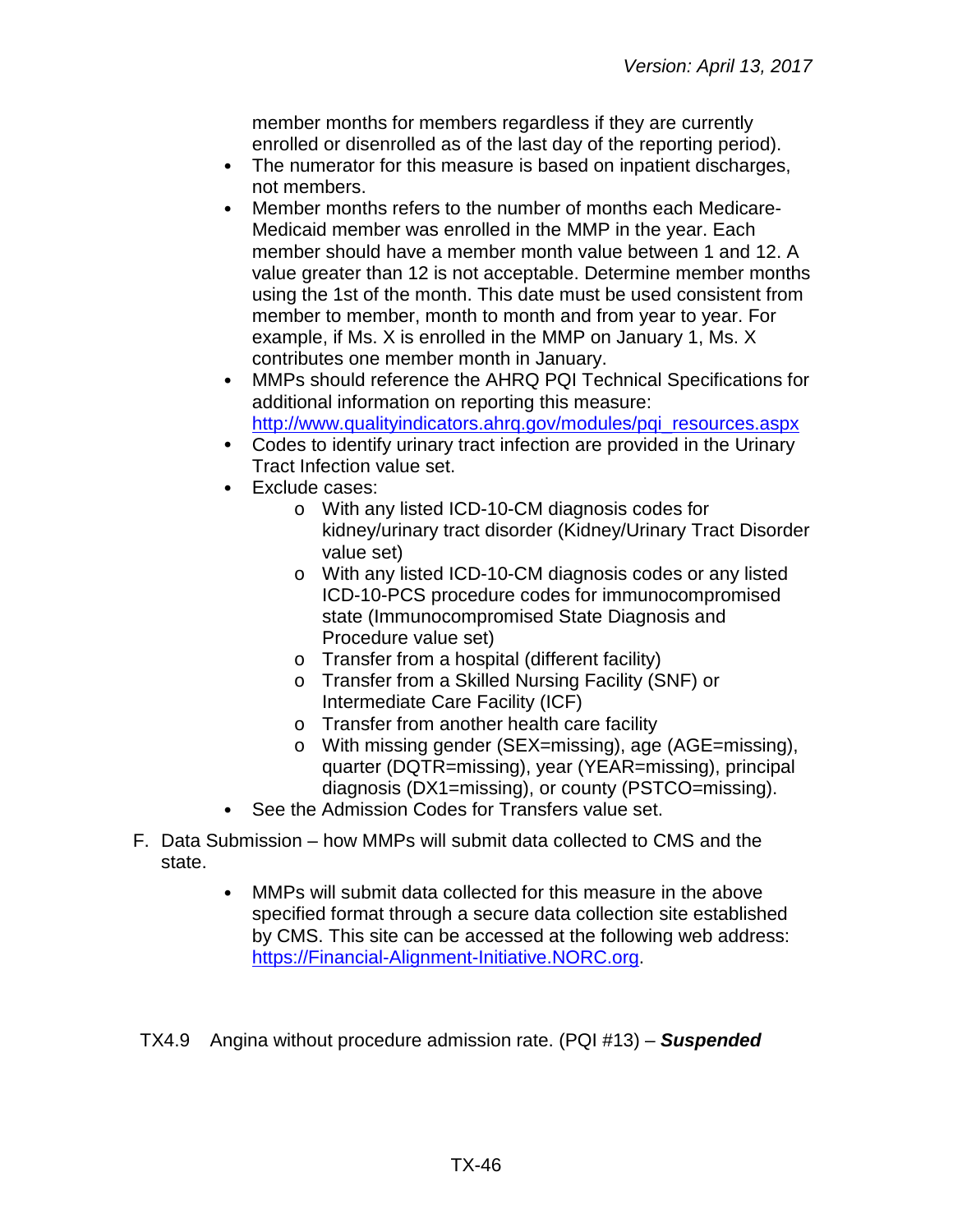member months for members regardless if they are currently enrolled or disenrolled as of the last day of the reporting period).

- The numerator for this measure is based on inpatient discharges, not members.
- Member months refers to the number of months each Medicare-Medicaid member was enrolled in the MMP in the year. Each member should have a member month value between 1 and 12. A value greater than 12 is not acceptable. Determine member months using the 1st of the month. This date must be used consistent from member to member, month to month and from year to year. For example, if Ms. X is enrolled in the MMP on January 1, Ms. X contributes one member month in January.
- MMPs should reference the AHRQ PQI Technical Specifications for additional information on reporting this measure: [http://www.qualityindicators.ahrq.gov/modules/pqi_resources.aspx](http://www.qualityindicators.ahrq.gov/modules/pqi_resources.aspx)
- Codes to identify urinary tract infection are provided in the Urinary Tract Infection value set.
- Exclude cases:
  - With any listed ICD-10-CM diagnosis codes for kidney/urinary tract disorder (Kidney/Urinary Tract Disorder value set)
  - With any listed ICD-10-CM diagnosis codes or any listed ICD-10-PCS procedure codes for immunocompromised state (Immunocompromised State Diagnosis and Procedure value set)
  - Transfer from a hospital (different facility)
  - Transfer from a Skilled Nursing Facility (SNF) or Intermediate Care Facility (ICF)
  - Transfer from another health care facility
  - With missing gender (SEX=missing), age (AGE=missing), quarter (DQTR=missing), year (YEAR=missing), principal diagnosis (DX1=missing), or county (PSTCO=missing).
- See the Admission Codes for Transfers value set.

F. Data Submission – how MMPs will submit data collected to CMS and the state.

- MMPs will submit data collected for this measure in the above specified format through a secure data collection site established by CMS. This site can be accessed at the following web address: [https://Financial-Alignment-Initiative.NORC.org](https://Financial-Alignment-Initiative.NORC.org).

### TX4.9 Angina without procedure admission rate. (PQI #13) – ***Suspended***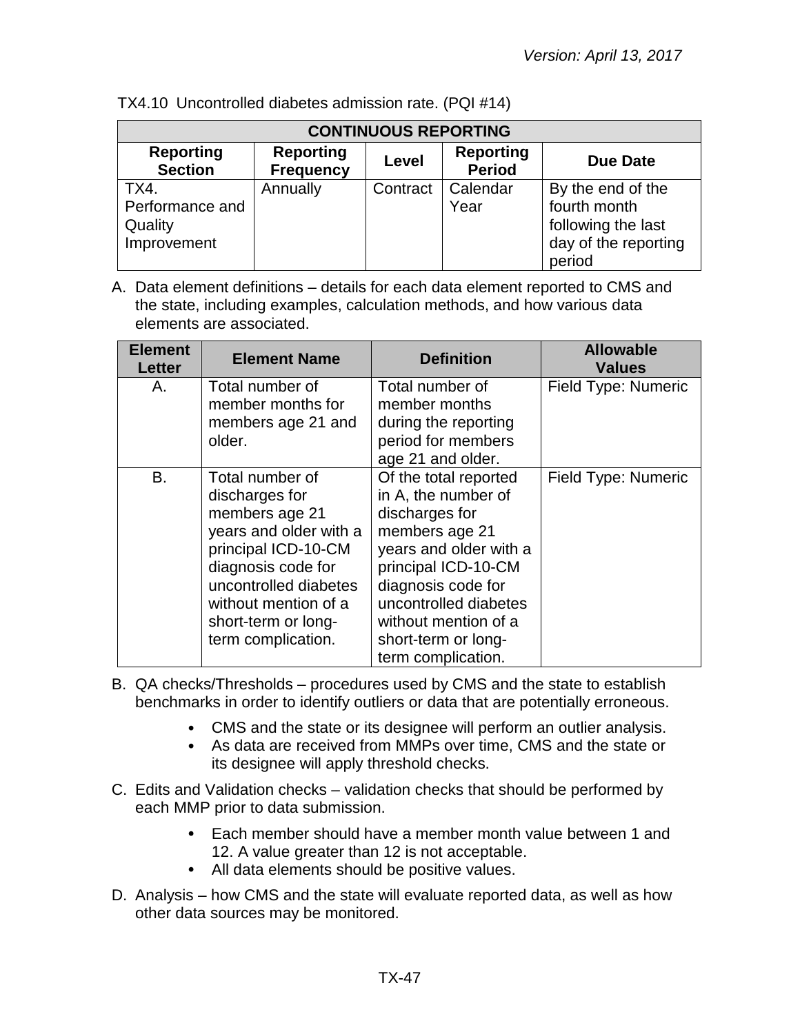TX4.10 Uncontrolled diabetes admission rate. (PQI #14)

| CONTINUOUS REPORTING | | | | |
|---|---|---|---|---|
| **Reporting Section** | **Reporting Frequency** | **Level** | **Reporting Period** | **Due Date** |
| TX4. Performance and Quality Improvement | Annually | Contract | Calendar Year | By the end of the fourth month following the last day of the reporting period |

A. Data element definitions – details for each data element reported to CMS and the state, including examples, calculation methods, and how various data elements are associated.

| Element Letter | Element Name | Definition | Allowable Values |
|---|---|---|---|
| A. | Total number of member months for members age 21 and older. | Total number of member months during the reporting period for members age 21 and older. | Field Type: Numeric |
| B. | Total number of discharges for members age 21 years and older with a principal ICD-10-CM diagnosis code for uncontrolled diabetes without mention of a short-term or long-term complication. | Of the total reported in A, the number of discharges for members age 21 years and older with a principal ICD-10-CM diagnosis code for uncontrolled diabetes without mention of a short-term or long-term complication. | Field Type: Numeric |

B. QA checks/Thresholds – procedures used by CMS and the state to establish benchmarks in order to identify outliers or data that are potentially erroneous.

- CMS and the state or its designee will perform an outlier analysis.
- As data are received from MMPs over time, CMS and the state or its designee will apply threshold checks.

C. Edits and Validation checks – validation checks that should be performed by each MMP prior to data submission.

- Each member should have a member month value between 1 and 12. A value greater than 12 is not acceptable.
- All data elements should be positive values.

D. Analysis – how CMS and the state will evaluate reported data, as well as how other data sources may be monitored.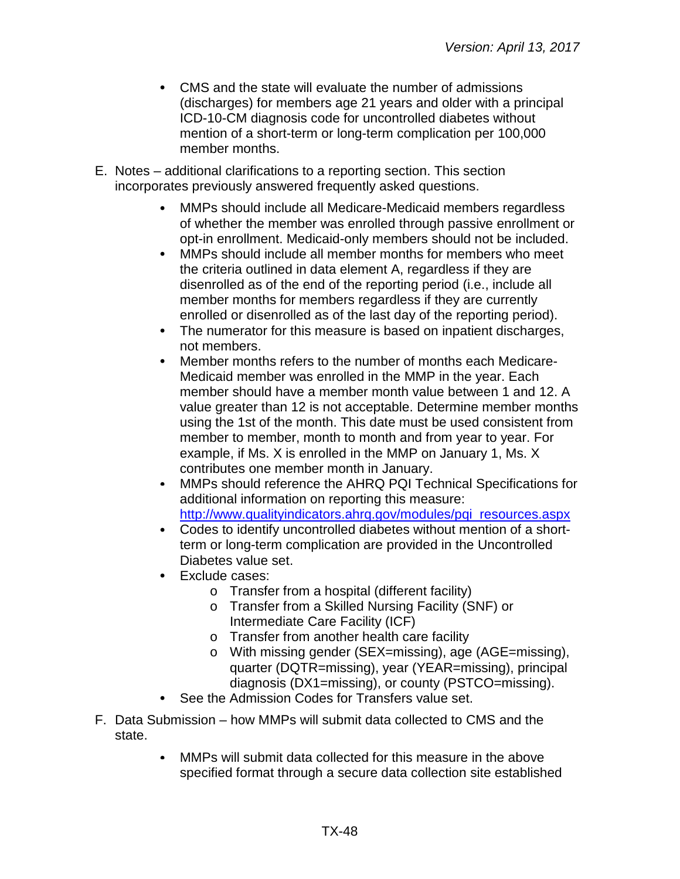- CMS and the state will evaluate the number of admissions (discharges) for members age 21 years and older with a principal ICD-10-CM diagnosis code for uncontrolled diabetes without mention of a short-term or long-term complication per 100,000 member months.

E. Notes – additional clarifications to a reporting section. This section incorporates previously answered frequently asked questions.

- MMPs should include all Medicare-Medicaid members regardless of whether the member was enrolled through passive enrollment or opt-in enrollment. Medicaid-only members should not be included.
- MMPs should include all member months for members who meet the criteria outlined in data element A, regardless if they are disenrolled as of the end of the reporting period (i.e., include all member months for members regardless if they are currently enrolled or disenrolled as of the last day of the reporting period).
- The numerator for this measure is based on inpatient discharges, not members.
- Member months refers to the number of months each Medicare-Medicaid member was enrolled in the MMP in the year. Each member should have a member month value between 1 and 12. A value greater than 12 is not acceptable. Determine member months using the 1st of the month. This date must be used consistent from member to member, month to month and from year to year. For example, if Ms. X is enrolled in the MMP on January 1, Ms. X contributes one member month in January.
- MMPs should reference the AHRQ PQI Technical Specifications for additional information on reporting this measure: [http://www.qualityindicators.ahrq.gov/modules/pqi_resources.aspx](http://www.qualityindicators.ahrq.gov/modules/pqi_resources.aspx)
- Codes to identify uncontrolled diabetes without mention of a short-term or long-term complication are provided in the Uncontrolled Diabetes value set.
- Exclude cases:
  - Transfer from a hospital (different facility)
  - Transfer from a Skilled Nursing Facility (SNF) or Intermediate Care Facility (ICF)
  - Transfer from another health care facility
  - With missing gender (SEX=missing), age (AGE=missing), quarter (DQTR=missing), year (YEAR=missing), principal diagnosis (DX1=missing), or county (PSTCO=missing).
- See the Admission Codes for Transfers value set.

F. Data Submission – how MMPs will submit data collected to CMS and the state.

- MMPs will submit data collected for this measure in the above specified format through a secure data collection site established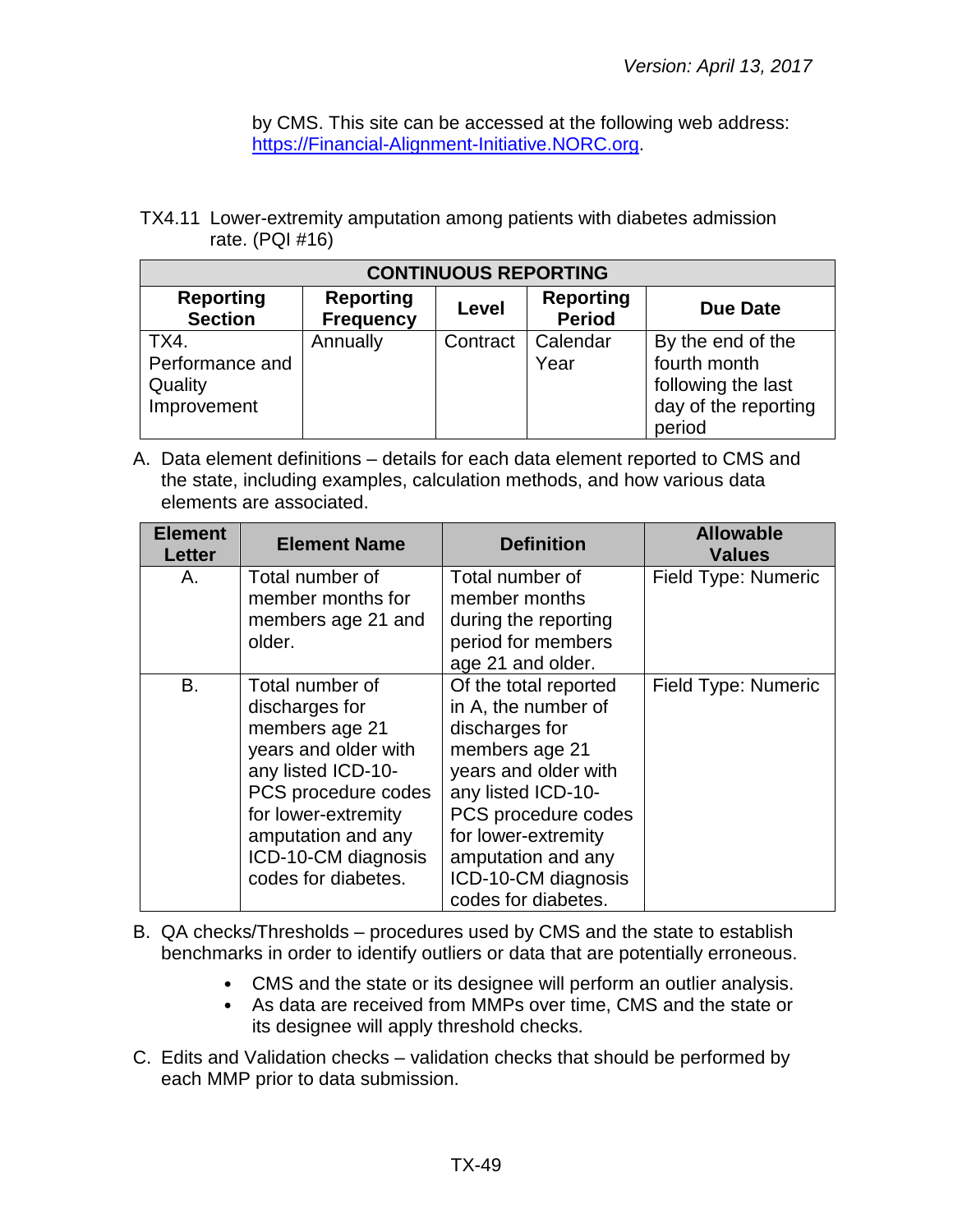by CMS. This site can be accessed at the following web address: https://Financial-Alignment-Initiative.NORC.org.

TX4.11 Lower-extremity amputation among patients with diabetes admission rate. (PQI #16)

| CONTINUOUS REPORTING | | | | |
|---|---|---|---|---|
| **Reporting Section** | **Reporting Frequency** | **Level** | **Reporting Period** | **Due Date** |
| TX4. Performance and Quality Improvement | Annually | Contract | Calendar Year | By the end of the fourth month following the last day of the reporting period |

A. Data element definitions – details for each data element reported to CMS and the state, including examples, calculation methods, and how various data elements are associated.

| Element Letter | Element Name | Definition | Allowable Values |
|---|---|---|---|
| A. | Total number of member months for members age 21 and older. | Total number of member months during the reporting period for members age 21 and older. | Field Type: Numeric |
| B. | Total number of discharges for members age 21 years and older with any listed ICD-10-PCS procedure codes for lower-extremity amputation and any ICD-10-CM diagnosis codes for diabetes. | Of the total reported in A, the number of discharges for members age 21 years and older with any listed ICD-10-PCS procedure codes for lower-extremity amputation and any ICD-10-CM diagnosis codes for diabetes. | Field Type: Numeric |

B. QA checks/Thresholds – procedures used by CMS and the state to establish benchmarks in order to identify outliers or data that are potentially erroneous.

- CMS and the state or its designee will perform an outlier analysis.
- As data are received from MMPs over time, CMS and the state or its designee will apply threshold checks.

C. Edits and Validation checks – validation checks that should be performed by each MMP prior to data submission.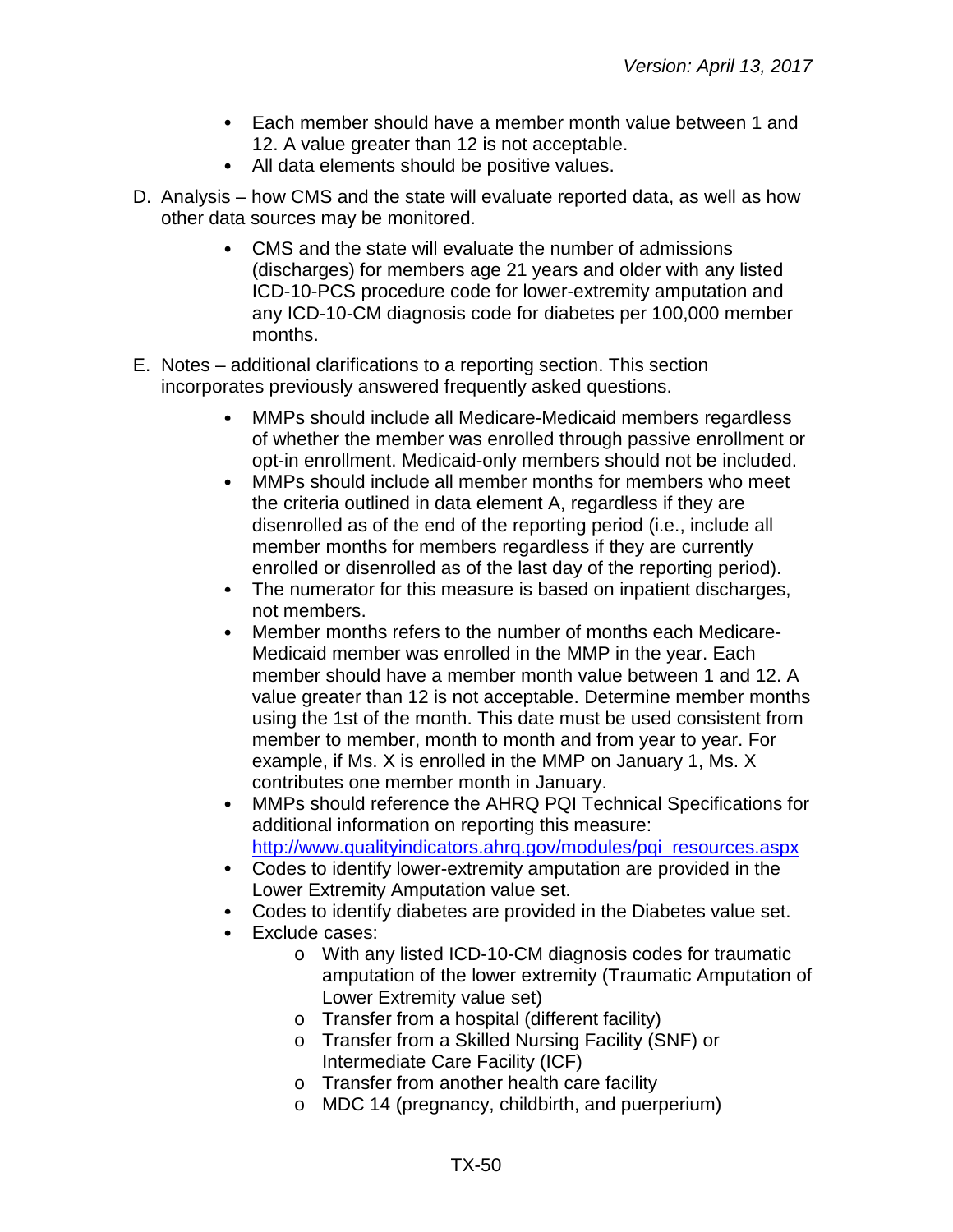- Each member should have a member month value between 1 and 12. A value greater than 12 is not acceptable.
- All data elements should be positive values.

D. Analysis – how CMS and the state will evaluate reported data, as well as how other data sources may be monitored.

- CMS and the state will evaluate the number of admissions (discharges) for members age 21 years and older with any listed ICD-10-PCS procedure code for lower-extremity amputation and any ICD-10-CM diagnosis code for diabetes per 100,000 member months.

E. Notes – additional clarifications to a reporting section. This section incorporates previously answered frequently asked questions.

- MMPs should include all Medicare-Medicaid members regardless of whether the member was enrolled through passive enrollment or opt-in enrollment. Medicaid-only members should not be included.
- MMPs should include all member months for members who meet the criteria outlined in data element A, regardless if they are disenrolled as of the end of the reporting period (i.e., include all member months for members regardless if they are currently enrolled or disenrolled as of the last day of the reporting period).
- The numerator for this measure is based on inpatient discharges, not members.
- Member months refers to the number of months each Medicare-Medicaid member was enrolled in the MMP in the year. Each member should have a member month value between 1 and 12. A value greater than 12 is not acceptable. Determine member months using the 1st of the month. This date must be used consistent from member to member, month to month and from year to year. For example, if Ms. X is enrolled in the MMP on January 1, Ms. X contributes one member month in January.
- MMPs should reference the AHRQ PQI Technical Specifications for additional information on reporting this measure: [http://www.qualityindicators.ahrq.gov/modules/pqi_resources.aspx](http://www.qualityindicators.ahrq.gov/modules/pqi_resources.aspx)
- Codes to identify lower-extremity amputation are provided in the Lower Extremity Amputation value set.
- Codes to identify diabetes are provided in the Diabetes value set.
- Exclude cases:
  - With any listed ICD-10-CM diagnosis codes for traumatic amputation of the lower extremity (Traumatic Amputation of Lower Extremity value set)
  - Transfer from a hospital (different facility)
  - Transfer from a Skilled Nursing Facility (SNF) or Intermediate Care Facility (ICF)
  - Transfer from another health care facility
  - MDC 14 (pregnancy, childbirth, and puerperium)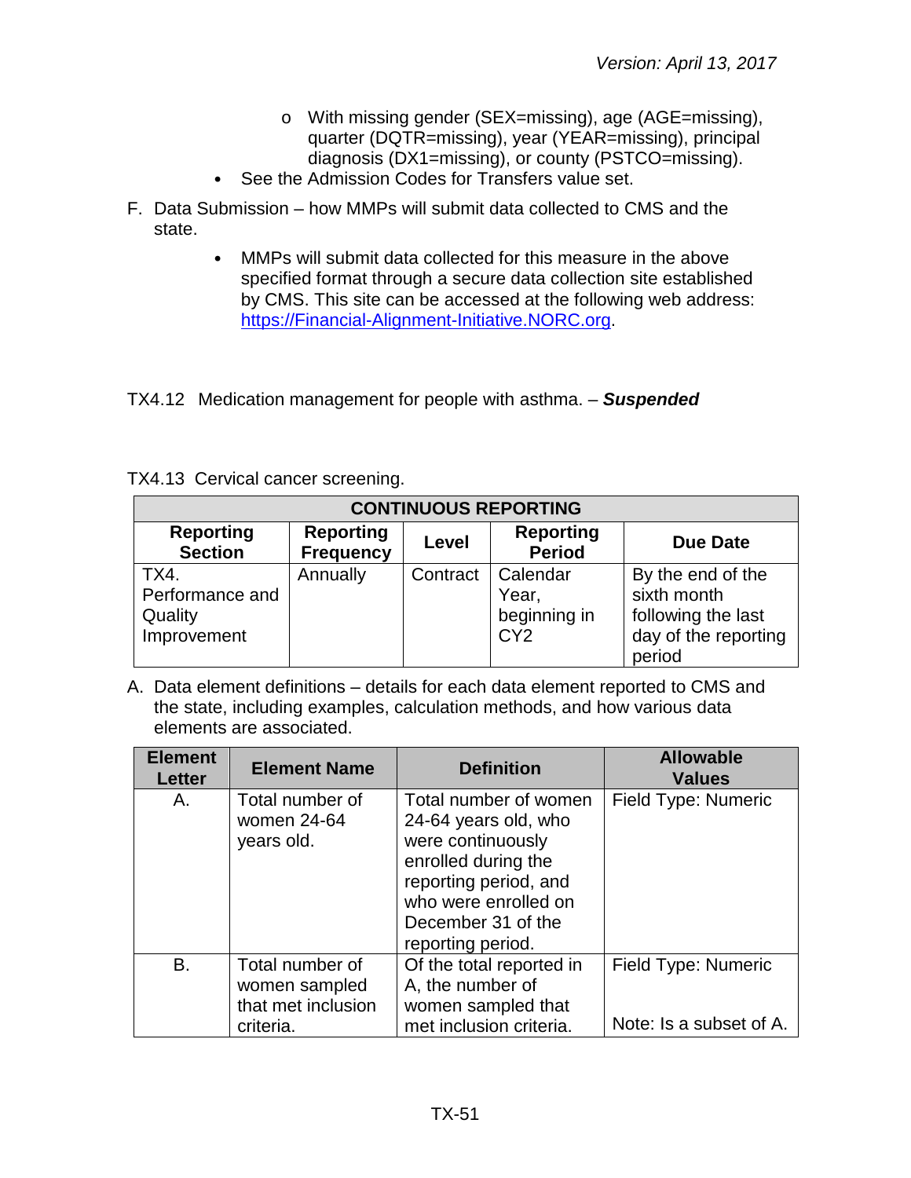- With missing gender (SEX=missing), age (AGE=missing), quarter (DQTR=missing), year (YEAR=missing), principal diagnosis (DX1=missing), or county (PSTCO=missing).
- See the Admission Codes for Transfers value set.

F. Data Submission – how MMPs will submit data collected to CMS and the state.

- MMPs will submit data collected for this measure in the above specified format through a secure data collection site established by CMS. This site can be accessed at the following web address: [https://Financial-Alignment-Initiative.NORC.org](https://Financial-Alignment-Initiative.NORC.org).

TX4.12 Medication management for people with asthma. – ***Suspended***

TX4.13 Cervical cancer screening.

| CONTINUOUS REPORTING | | | | |
|---|---|---|---|---|
| **Reporting Section** | **Reporting Frequency** | **Level** | **Reporting Period** | **Due Date** |
| TX4. Performance and Quality Improvement | Annually | Contract | Calendar Year, beginning in CY2 | By the end of the sixth month following the last day of the reporting period |

A. Data element definitions – details for each data element reported to CMS and the state, including examples, calculation methods, and how various data elements are associated.

| Element Letter | Element Name | Definition | Allowable Values |
|---|---|---|---|
| A. | Total number of women 24-64 years old. | Total number of women 24-64 years old, who were continuously enrolled during the reporting period, and who were enrolled on December 31 of the reporting period. | Field Type: Numeric |
| B. | Total number of women sampled that met inclusion criteria. | Of the total reported in A, the number of women sampled that met inclusion criteria. | Field Type: Numeric<br><br>Note: Is a subset of A. |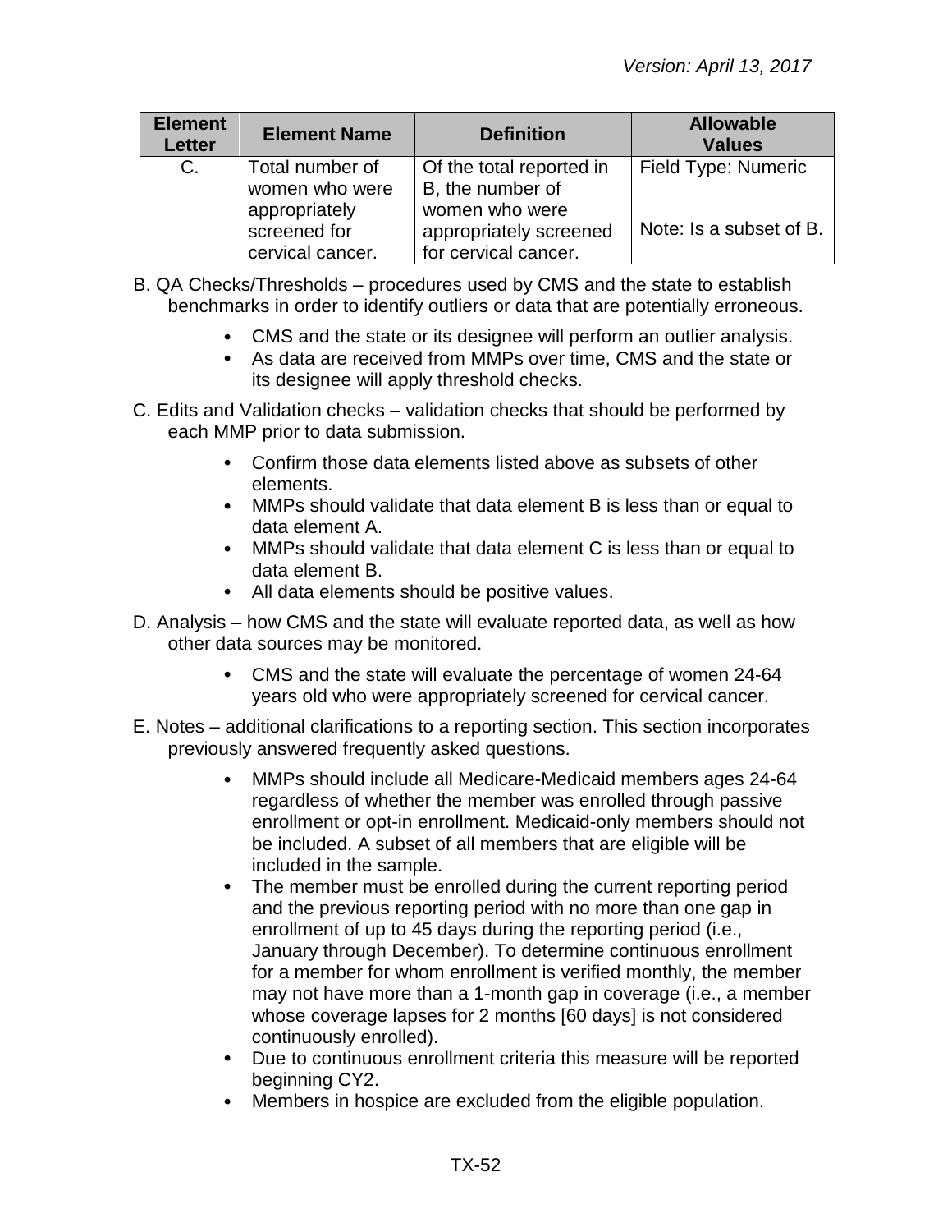| Element Letter | Element Name | Definition | Allowable Values |
|---|---|---|---|
| C. | Total number of women who were appropriately screened for cervical cancer. | Of the total reported in B, the number of women who were appropriately screened for cervical cancer. | Field Type: Numeric<br><br>Note: Is a subset of B. |

B. QA Checks/Thresholds – procedures used by CMS and the state to establish benchmarks in order to identify outliers or data that are potentially erroneous.

- CMS and the state or its designee will perform an outlier analysis.
- As data are received from MMPs over time, CMS and the state or its designee will apply threshold checks.

C. Edits and Validation checks – validation checks that should be performed by each MMP prior to data submission.

- Confirm those data elements listed above as subsets of other elements.
- MMPs should validate that data element B is less than or equal to data element A.
- MMPs should validate that data element C is less than or equal to data element B.
- All data elements should be positive values.

D. Analysis – how CMS and the state will evaluate reported data, as well as how other data sources may be monitored.

- CMS and the state will evaluate the percentage of women 24-64 years old who were appropriately screened for cervical cancer.

E. Notes – additional clarifications to a reporting section. This section incorporates previously answered frequently asked questions.

- MMPs should include all Medicare-Medicaid members ages 24-64 regardless of whether the member was enrolled through passive enrollment or opt-in enrollment. Medicaid-only members should not be included. A subset of all members that are eligible will be included in the sample.
- The member must be enrolled during the current reporting period and the previous reporting period with no more than one gap in enrollment of up to 45 days during the reporting period (i.e., January through December). To determine continuous enrollment for a member for whom enrollment is verified monthly, the member may not have more than a 1-month gap in coverage (i.e., a member whose coverage lapses for 2 months [60 days] is not considered continuously enrolled).
- Due to continuous enrollment criteria this measure will be reported beginning CY2.
- Members in hospice are excluded from the eligible population.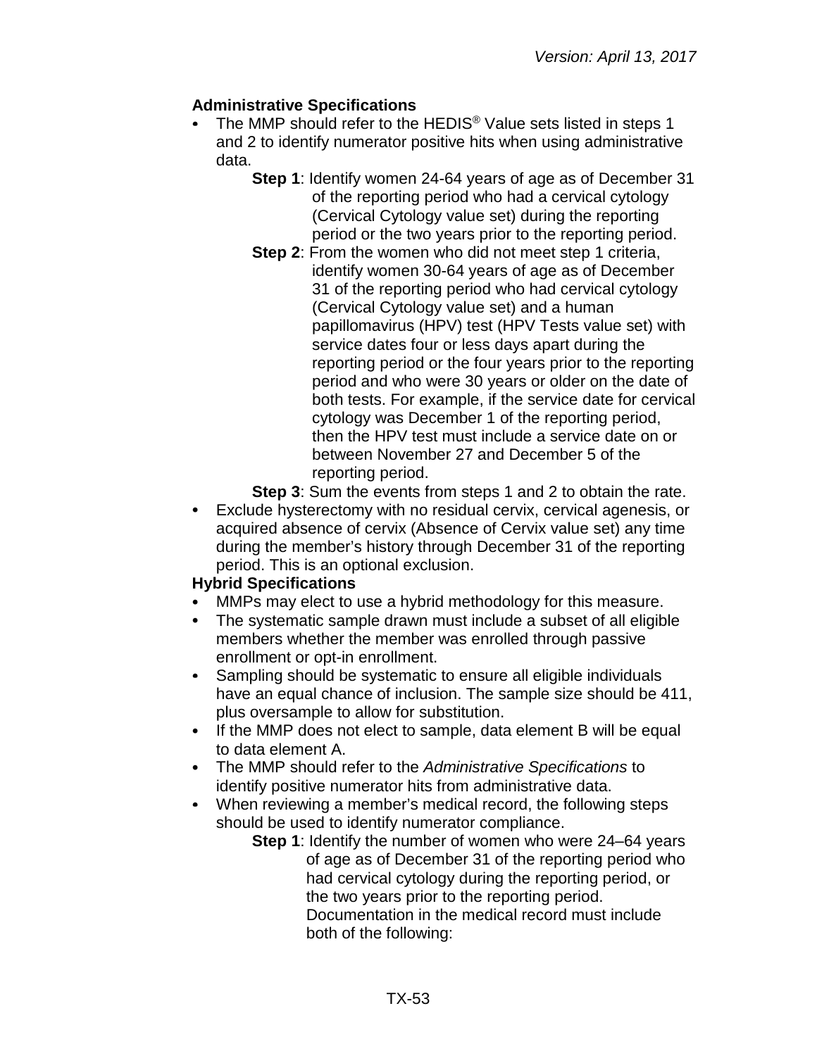**Administrative Specifications**

- The MMP should refer to the HEDIS® Value sets listed in steps 1 and 2 to identify numerator positive hits when using administrative data.
  - **Step 1**: Identify women 24-64 years of age as of December 31 of the reporting period who had a cervical cytology (Cervical Cytology value set) during the reporting period or the two years prior to the reporting period.
  - **Step 2**: From the women who did not meet step 1 criteria, identify women 30-64 years of age as of December 31 of the reporting period who had cervical cytology (Cervical Cytology value set) and a human papillomavirus (HPV) test (HPV Tests value set) with service dates four or less days apart during the reporting period or the four years prior to the reporting period and who were 30 years or older on the date of both tests. For example, if the service date for cervical cytology was December 1 of the reporting period, then the HPV test must include a service date on or between November 27 and December 5 of the reporting period.
  - **Step 3**: Sum the events from steps 1 and 2 to obtain the rate.
- Exclude hysterectomy with no residual cervix, cervical agenesis, or acquired absence of cervix (Absence of Cervix value set) any time during the member's history through December 31 of the reporting period. This is an optional exclusion.

**Hybrid Specifications**

- MMPs may elect to use a hybrid methodology for this measure.
- The systematic sample drawn must include a subset of all eligible members whether the member was enrolled through passive enrollment or opt-in enrollment.
- Sampling should be systematic to ensure all eligible individuals have an equal chance of inclusion. The sample size should be 411, plus oversample to allow for substitution.
- If the MMP does not elect to sample, data element B will be equal to data element A.
- The MMP should refer to the *Administrative Specifications* to identify positive numerator hits from administrative data.
- When reviewing a member's medical record, the following steps should be used to identify numerator compliance.
  - **Step 1**: Identify the number of women who were 24–64 years of age as of December 31 of the reporting period who had cervical cytology during the reporting period, or the two years prior to the reporting period. Documentation in the medical record must include both of the following: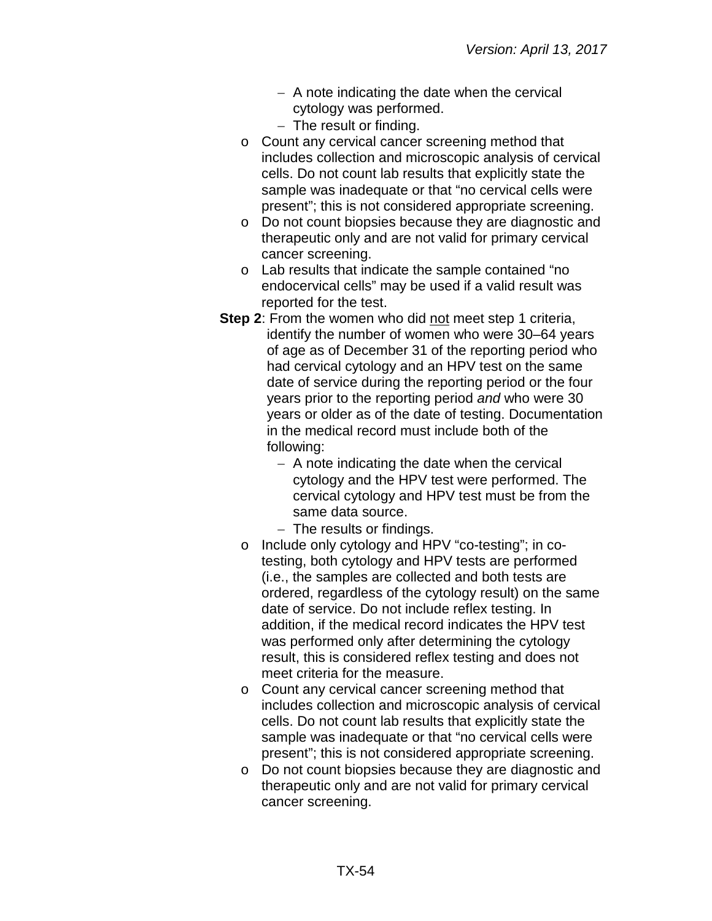- A note indicating the date when the cervical cytology was performed.
    - The result or finding.
  - Count any cervical cancer screening method that includes collection and microscopic analysis of cervical cells. Do not count lab results that explicitly state the sample was inadequate or that "no cervical cells were present"; this is not considered appropriate screening.
  - Do not count biopsies because they are diagnostic and therapeutic only and are not valid for primary cervical cancer screening.
  - Lab results that indicate the sample contained "no endocervical cells" may be used if a valid result was reported for the test.

**Step 2**: From the women who did <u>not</u> meet step 1 criteria, identify the number of women who were 30–64 years of age as of December 31 of the reporting period who had cervical cytology and an HPV test on the same date of service during the reporting period or the four years prior to the reporting period *and* who were 30 years or older as of the date of testing. Documentation in the medical record must include both of the following:

    - A note indicating the date when the cervical cytology and the HPV test were performed. The cervical cytology and HPV test must be from the same data source.
    - The results or findings.
  - Include only cytology and HPV "co-testing"; in co-testing, both cytology and HPV tests are performed (i.e., the samples are collected and both tests are ordered, regardless of the cytology result) on the same date of service. Do not include reflex testing. In addition, if the medical record indicates the HPV test was performed only after determining the cytology result, this is considered reflex testing and does not meet criteria for the measure.
  - Count any cervical cancer screening method that includes collection and microscopic analysis of cervical cells. Do not count lab results that explicitly state the sample was inadequate or that "no cervical cells were present"; this is not considered appropriate screening.
  - Do not count biopsies because they are diagnostic and therapeutic only and are not valid for primary cervical cancer screening.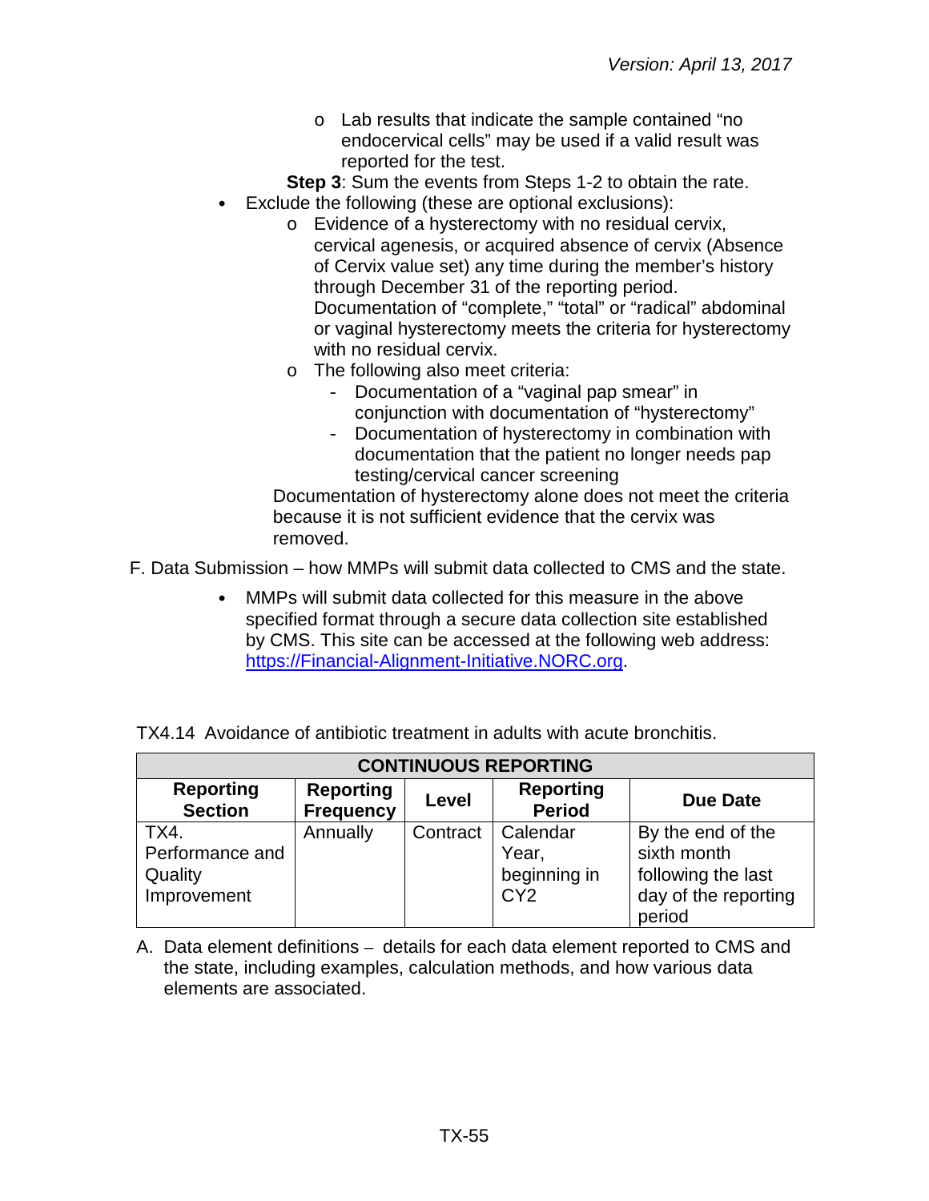- Lab results that indicate the sample contained "no endocervical cells" may be used if a valid result was reported for the test.

**Step 3**: Sum the events from Steps 1-2 to obtain the rate.

- Exclude the following (these are optional exclusions):
  - Evidence of a hysterectomy with no residual cervix, cervical agenesis, or acquired absence of cervix (Absence of Cervix value set) any time during the member's history through December 31 of the reporting period. Documentation of "complete," "total" or "radical" abdominal or vaginal hysterectomy meets the criteria for hysterectomy with no residual cervix.
  - The following also meet criteria:
    - Documentation of a "vaginal pap smear" in conjunction with documentation of "hysterectomy"
    - Documentation of hysterectomy in combination with documentation that the patient no longer needs pap testing/cervical cancer screening

  Documentation of hysterectomy alone does not meet the criteria because it is not sufficient evidence that the cervix was removed.

F. Data Submission – how MMPs will submit data collected to CMS and the state.

- MMPs will submit data collected for this measure in the above specified format through a secure data collection site established by CMS. This site can be accessed at the following web address: https://Financial-Alignment-Initiative.NORC.org.

TX4.14 Avoidance of antibiotic treatment in adults with acute bronchitis.

| CONTINUOUS REPORTING | | | | |
|---|---|---|---|---|
| **Reporting Section** | **Reporting Frequency** | **Level** | **Reporting Period** | **Due Date** |
| TX4. Performance and Quality Improvement | Annually | Contract | Calendar Year, beginning in CY2 | By the end of the sixth month following the last day of the reporting period |

A. Data element definitions – details for each data element reported to CMS and the state, including examples, calculation methods, and how various data elements are associated.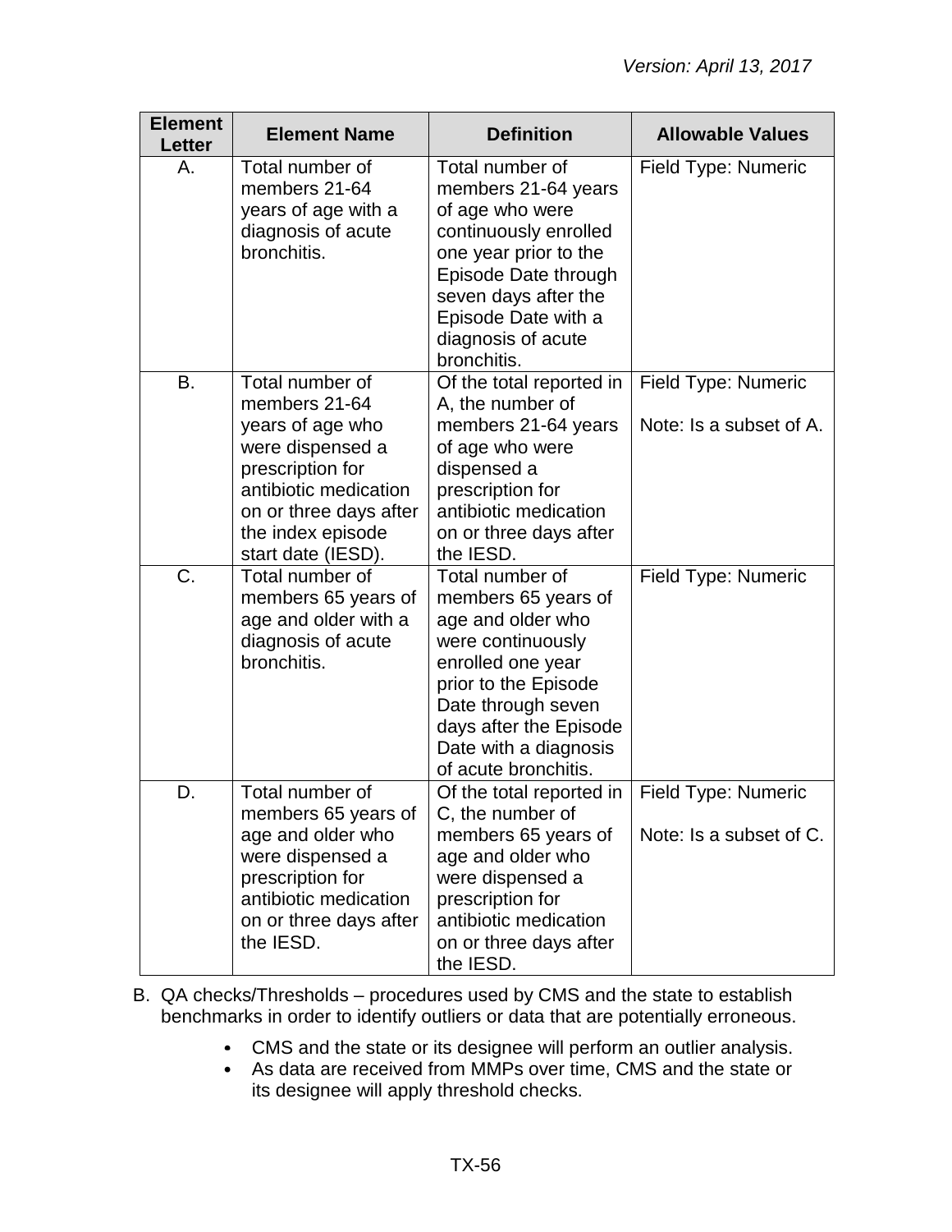| Element Letter | Element Name | Definition | Allowable Values |
| --- | --- | --- | --- |
| A. | Total number of members 21-64 years of age with a diagnosis of acute bronchitis. | Total number of members 21-64 years of age who were continuously enrolled one year prior to the Episode Date through seven days after the Episode Date with a diagnosis of acute bronchitis. | Field Type: Numeric |
| B. | Total number of members 21-64 years of age who were dispensed a prescription for antibiotic medication on or three days after the index episode start date (IESD). | Of the total reported in A, the number of members 21-64 years of age who were dispensed a prescription for antibiotic medication on or three days after the IESD. | Field Type: Numeric<br><br>Note: Is a subset of A. |
| C. | Total number of members 65 years of age and older with a diagnosis of acute bronchitis. | Total number of members 65 years of age and older who were continuously enrolled one year prior to the Episode Date through seven days after the Episode Date with a diagnosis of acute bronchitis. | Field Type: Numeric |
| D. | Total number of members 65 years of age and older who were dispensed a prescription for antibiotic medication on or three days after the IESD. | Of the total reported in C, the number of members 65 years of age and older who were dispensed a prescription for antibiotic medication on or three days after the IESD. | Field Type: Numeric<br><br>Note: Is a subset of C. |

B. QA checks/Thresholds – procedures used by CMS and the state to establish benchmarks in order to identify outliers or data that are potentially erroneous.

- CMS and the state or its designee will perform an outlier analysis.
- As data are received from MMPs over time, CMS and the state or its designee will apply threshold checks.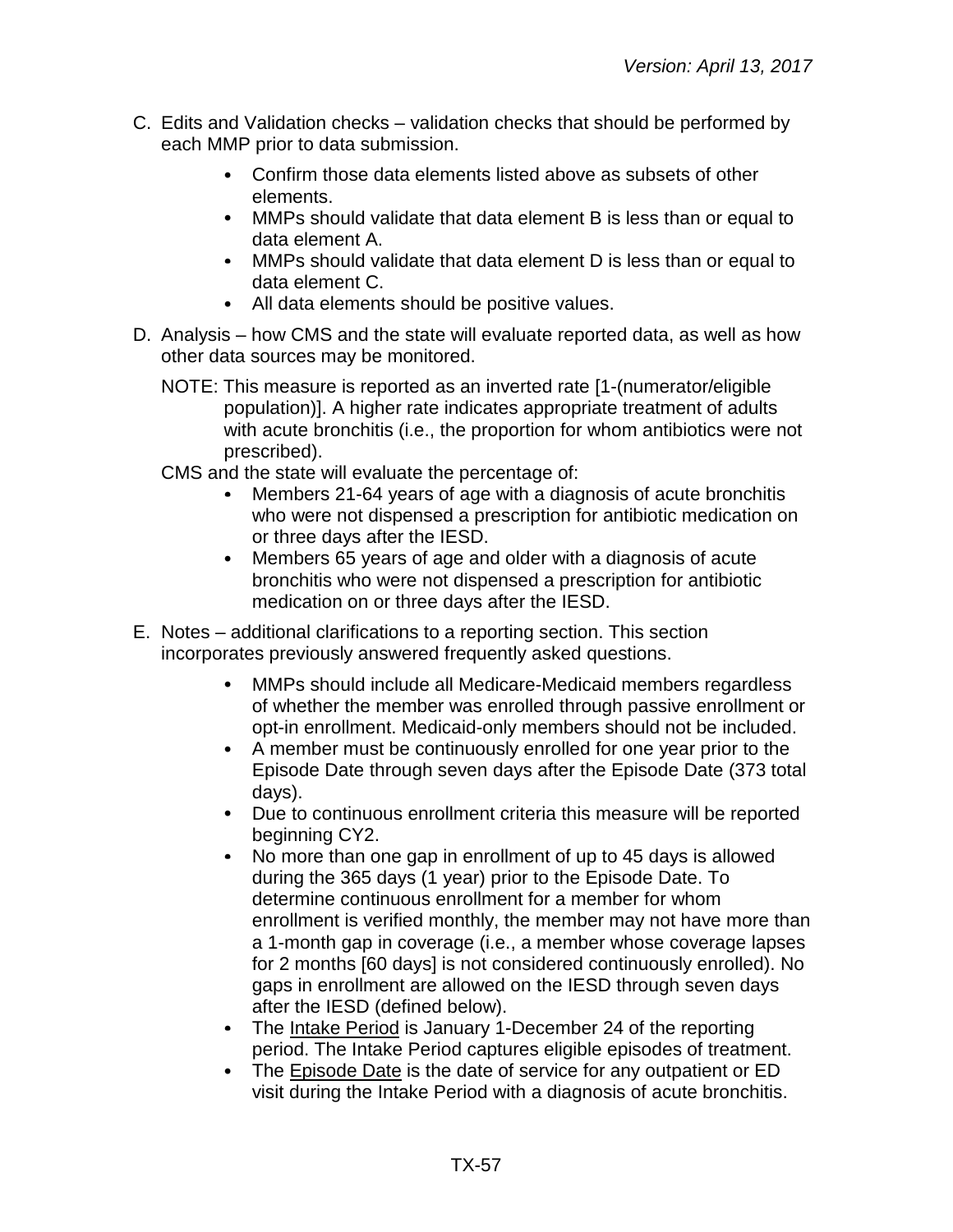C. Edits and Validation checks – validation checks that should be performed by each MMP prior to data submission.

- Confirm those data elements listed above as subsets of other elements.
- MMPs should validate that data element B is less than or equal to data element A.
- MMPs should validate that data element D is less than or equal to data element C.
- All data elements should be positive values.

D. Analysis – how CMS and the state will evaluate reported data, as well as how other data sources may be monitored.

NOTE: This measure is reported as an inverted rate [1-(numerator/eligible population)]. A higher rate indicates appropriate treatment of adults with acute bronchitis (i.e., the proportion for whom antibiotics were not prescribed).

CMS and the state will evaluate the percentage of:

- Members 21-64 years of age with a diagnosis of acute bronchitis who were not dispensed a prescription for antibiotic medication on or three days after the IESD.
- Members 65 years of age and older with a diagnosis of acute bronchitis who were not dispensed a prescription for antibiotic medication on or three days after the IESD.

E. Notes – additional clarifications to a reporting section. This section incorporates previously answered frequently asked questions.

- MMPs should include all Medicare-Medicaid members regardless of whether the member was enrolled through passive enrollment or opt-in enrollment. Medicaid-only members should not be included.
- A member must be continuously enrolled for one year prior to the Episode Date through seven days after the Episode Date (373 total days).
- Due to continuous enrollment criteria this measure will be reported beginning CY2.
- No more than one gap in enrollment of up to 45 days is allowed during the 365 days (1 year) prior to the Episode Date. To determine continuous enrollment for a member for whom enrollment is verified monthly, the member may not have more than a 1-month gap in coverage (i.e., a member whose coverage lapses for 2 months [60 days] is not considered continuously enrolled). No gaps in enrollment are allowed on the IESD through seven days after the IESD (defined below).
- The Intake Period is January 1-December 24 of the reporting period. The Intake Period captures eligible episodes of treatment.
- The Episode Date is the date of service for any outpatient or ED visit during the Intake Period with a diagnosis of acute bronchitis.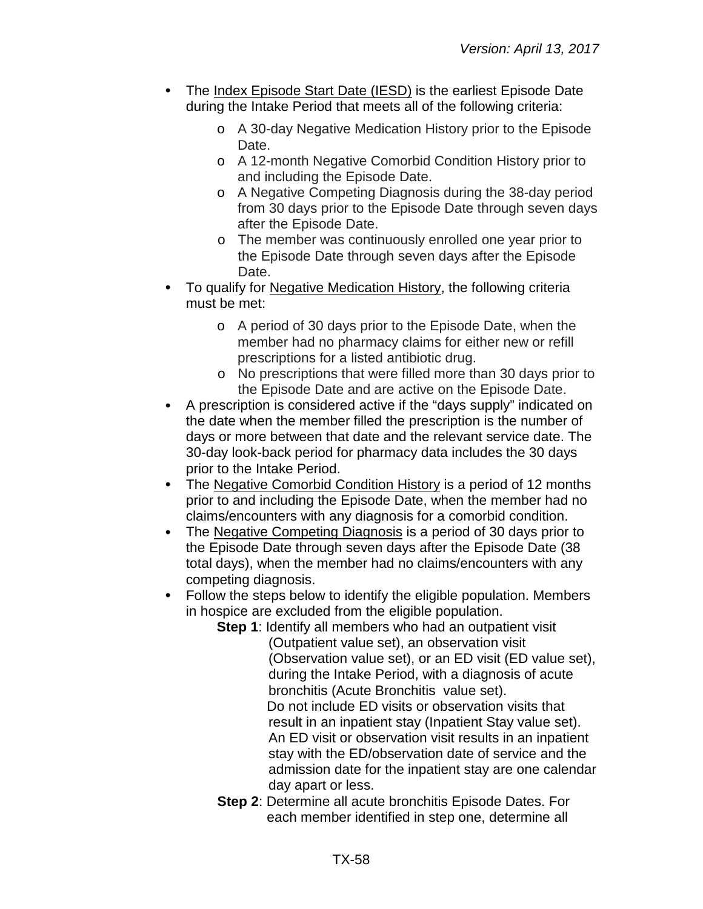- The Index Episode Start Date (IESD) is the earliest Episode Date during the Intake Period that meets all of the following criteria:
    - A 30-day Negative Medication History prior to the Episode Date.
    - A 12-month Negative Comorbid Condition History prior to and including the Episode Date.
    - A Negative Competing Diagnosis during the 38-day period from 30 days prior to the Episode Date through seven days after the Episode Date.
    - The member was continuously enrolled one year prior to the Episode Date through seven days after the Episode Date.
- To qualify for Negative Medication History, the following criteria must be met:
    - A period of 30 days prior to the Episode Date, when the member had no pharmacy claims for either new or refill prescriptions for a listed antibiotic drug.
    - No prescriptions that were filled more than 30 days prior to the Episode Date and are active on the Episode Date.
- A prescription is considered active if the "days supply" indicated on the date when the member filled the prescription is the number of days or more between that date and the relevant service date. The 30-day look-back period for pharmacy data includes the 30 days prior to the Intake Period.
- The Negative Comorbid Condition History is a period of 12 months prior to and including the Episode Date, when the member had no claims/encounters with any diagnosis for a comorbid condition.
- The Negative Competing Diagnosis is a period of 30 days prior to the Episode Date through seven days after the Episode Date (38 total days), when the member had no claims/encounters with any competing diagnosis.
- Follow the steps below to identify the eligible population. Members in hospice are excluded from the eligible population.

  **Step 1**: Identify all members who had an outpatient visit (Outpatient value set), an observation visit (Observation value set), or an ED visit (ED value set), during the Intake Period, with a diagnosis of acute bronchitis (Acute Bronchitis value set).
  Do not include ED visits or observation visits that result in an inpatient stay (Inpatient Stay value set). An ED visit or observation visit results in an inpatient stay with the ED/observation date of service and the admission date for the inpatient stay are one calendar day apart or less.

  **Step 2**: Determine all acute bronchitis Episode Dates. For each member identified in step one, determine all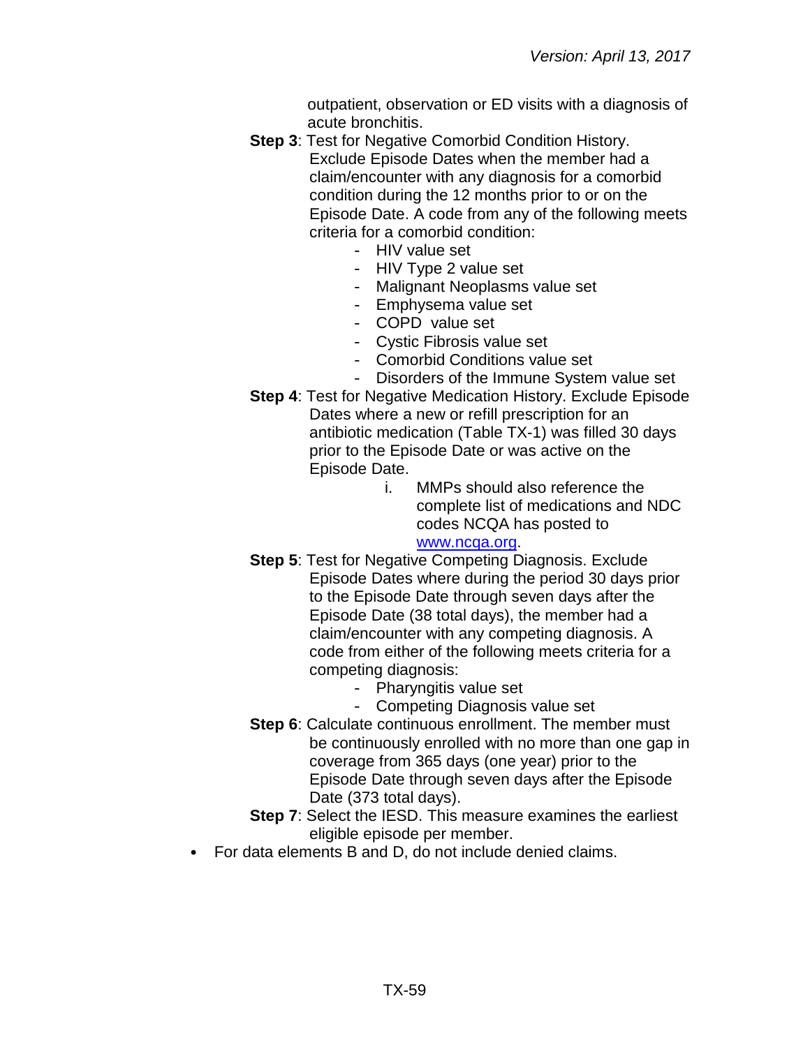outpatient, observation or ED visits with a diagnosis of acute bronchitis.

**Step 3**: Test for Negative Comorbid Condition History. Exclude Episode Dates when the member had a claim/encounter with any diagnosis for a comorbid condition during the 12 months prior to or on the Episode Date. A code from any of the following meets criteria for a comorbid condition:

- HIV value set
- HIV Type 2 value set
- Malignant Neoplasms value set
- Emphysema value set
- COPD value set
- Cystic Fibrosis value set
- Comorbid Conditions value set
- Disorders of the Immune System value set

**Step 4**: Test for Negative Medication History. Exclude Episode Dates where a new or refill prescription for an antibiotic medication (Table TX-1) was filled 30 days prior to the Episode Date or was active on the Episode Date.

i. MMPs should also reference the complete list of medications and NDC codes NCQA has posted to [www.ncqa.org](http://www.ncqa.org).

**Step 5**: Test for Negative Competing Diagnosis. Exclude Episode Dates where during the period 30 days prior to the Episode Date through seven days after the Episode Date (38 total days), the member had a claim/encounter with any competing diagnosis. A code from either of the following meets criteria for a competing diagnosis:

- Pharyngitis value set
- Competing Diagnosis value set

**Step 6**: Calculate continuous enrollment. The member must be continuously enrolled with no more than one gap in coverage from 365 days (one year) prior to the Episode Date through seven days after the Episode Date (373 total days).

**Step 7**: Select the IESD. This measure examines the earliest eligible episode per member.

- For data elements B and D, do not include denied claims.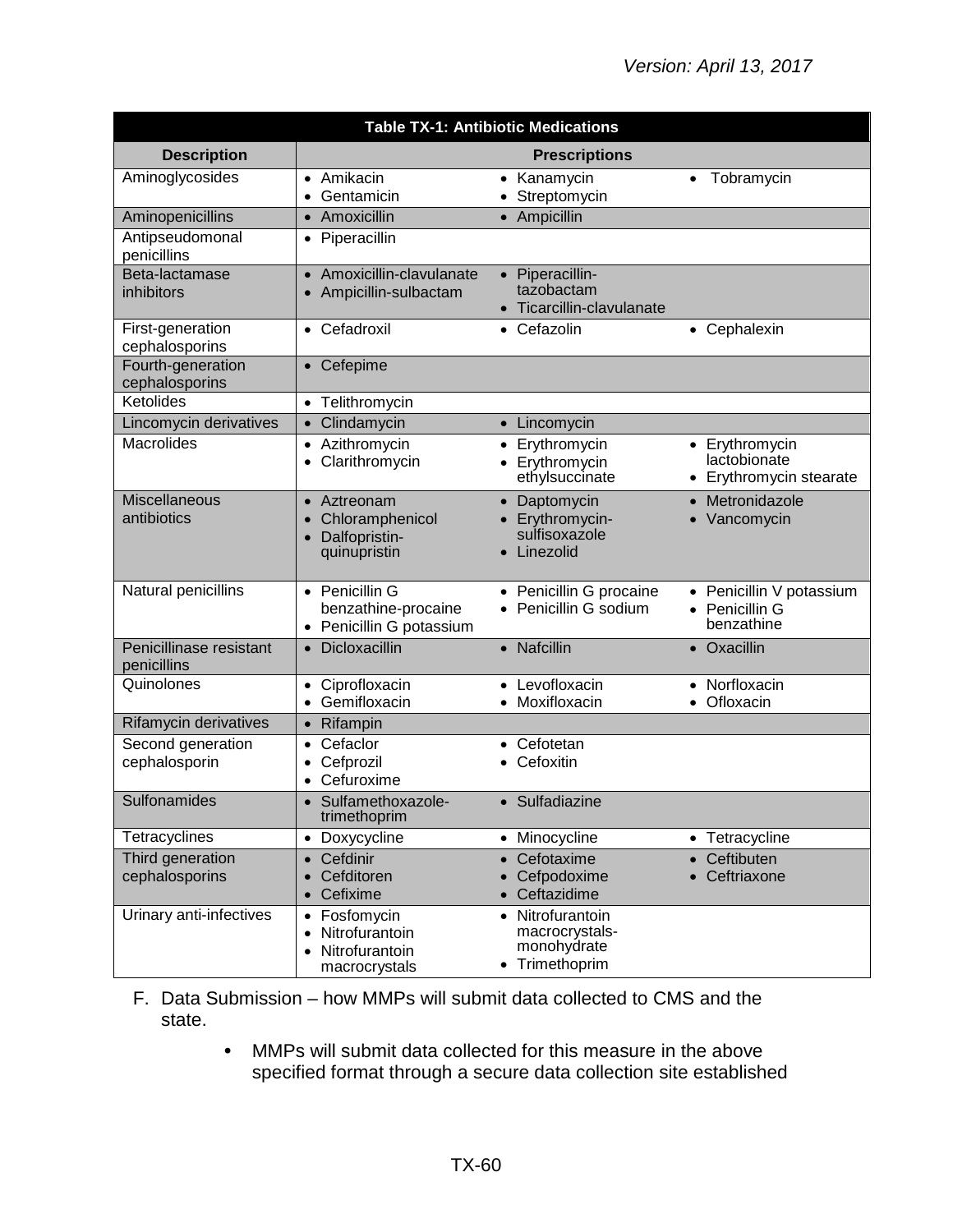| Table TX-1: Antibiotic Medications | |
|---|---|
| **Description** | **Prescriptions** |
| Aminoglycosides | • Amikacin<br>• Gentamicin<br>• Kanamycin<br>• Streptomycin<br>• Tobramycin |
| Aminopenicillins | • Amoxicillin<br>• Ampicillin |
| Antipseudomonal penicillins | • Piperacillin |
| Beta-lactamase inhibitors | • Amoxicillin-clavulanate<br>• Ampicillin-sulbactam<br>• Piperacillin-tazobactam<br>• Ticarcillin-clavulanate |
| First-generation cephalosporins | • Cefadroxil<br>• Cefazolin<br>• Cephalexin |
| Fourth-generation cephalosporins | • Cefepime |
| Ketolides | • Telithromycin |
| Lincomycin derivatives | • Clindamycin<br>• Lincomycin |
| Macrolides | • Azithromycin<br>• Clarithromycin<br>• Erythromycin<br>• Erythromycin ethylsuccinate<br>• Erythromycin lactobionate<br>• Erythromycin stearate |
| Miscellaneous antibiotics | • Aztreonam<br>• Chloramphenicol<br>• Dalfopristin-quinupristin<br>• Daptomycin<br>• Erythromycin-sulfisoxazole<br>• Linezolid<br>• Metronidazole<br>• Vancomycin |
| Natural penicillins | • Penicillin G benzathine-procaine<br>• Penicillin G potassium<br>• Penicillin G procaine<br>• Penicillin G sodium<br>• Penicillin V potassium<br>• Penicillin G benzathine |
| Penicillinase resistant penicillins | • Dicloxacillin<br>• Nafcillin<br>• Oxacillin |
| Quinolones | • Ciprofloxacin<br>• Gemifloxacin<br>• Levofloxacin<br>• Moxifloxacin<br>• Norfloxacin<br>• Ofloxacin |
| Rifamycin derivatives | • Rifampin |
| Second generation cephalosporin | • Cefaclor<br>• Cefprozil<br>• Cefuroxime<br>• Cefotetan<br>• Cefoxitin |
| Sulfonamides | • Sulfamethoxazole-trimethoprim<br>• Sulfadiazine |
| Tetracyclines | • Doxycycline<br>• Minocycline<br>• Tetracycline |
| Third generation cephalosporins | • Cefdinir<br>• Cefditoren<br>• Cefixime<br>• Cefotaxime<br>• Cefpodoxime<br>• Ceftazidime<br>• Ceftibuten<br>• Ceftriaxone |
| Urinary anti-infectives | • Fosfomycin<br>• Nitrofurantoin<br>• Nitrofurantoin macrocrystals<br>• Nitrofurantoin macrocrystals-monohydrate<br>• Trimethoprim |

F. Data Submission – how MMPs will submit data collected to CMS and the state.

- MMPs will submit data collected for this measure in the above specified format through a secure data collection site established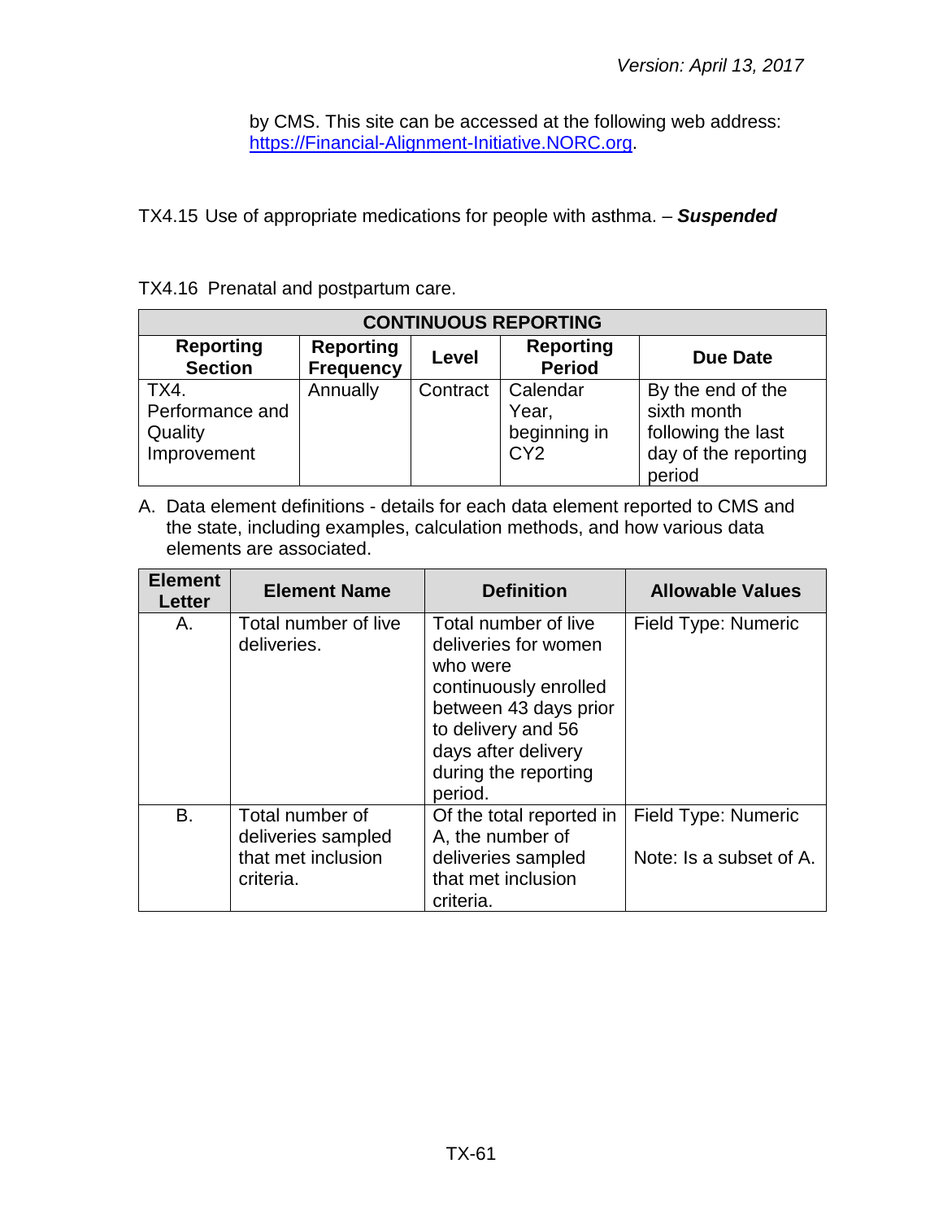by CMS. This site can be accessed at the following web address: https://Financial-Alignment-Initiative.NORC.org.

TX4.15 Use of appropriate medications for people with asthma. – ***Suspended***

TX4.16 Prenatal and postpartum care.

| CONTINUOUS REPORTING | | | | |
|---|---|---|---|---|
| **Reporting Section** | **Reporting Frequency** | **Level** | **Reporting Period** | **Due Date** |
| TX4. Performance and Quality Improvement | Annually | Contract | Calendar Year, beginning in CY2 | By the end of the sixth month following the last day of the reporting period |

A. Data element definitions - details for each data element reported to CMS and the state, including examples, calculation methods, and how various data elements are associated.

| Element Letter | Element Name | Definition | Allowable Values |
|---|---|---|---|
| A. | Total number of live deliveries. | Total number of live deliveries for women who were continuously enrolled between 43 days prior to delivery and 56 days after delivery during the reporting period. | Field Type: Numeric |
| B. | Total number of deliveries sampled that met inclusion criteria. | Of the total reported in A, the number of deliveries sampled that met inclusion criteria. | Field Type: Numeric<br><br>Note: Is a subset of A. |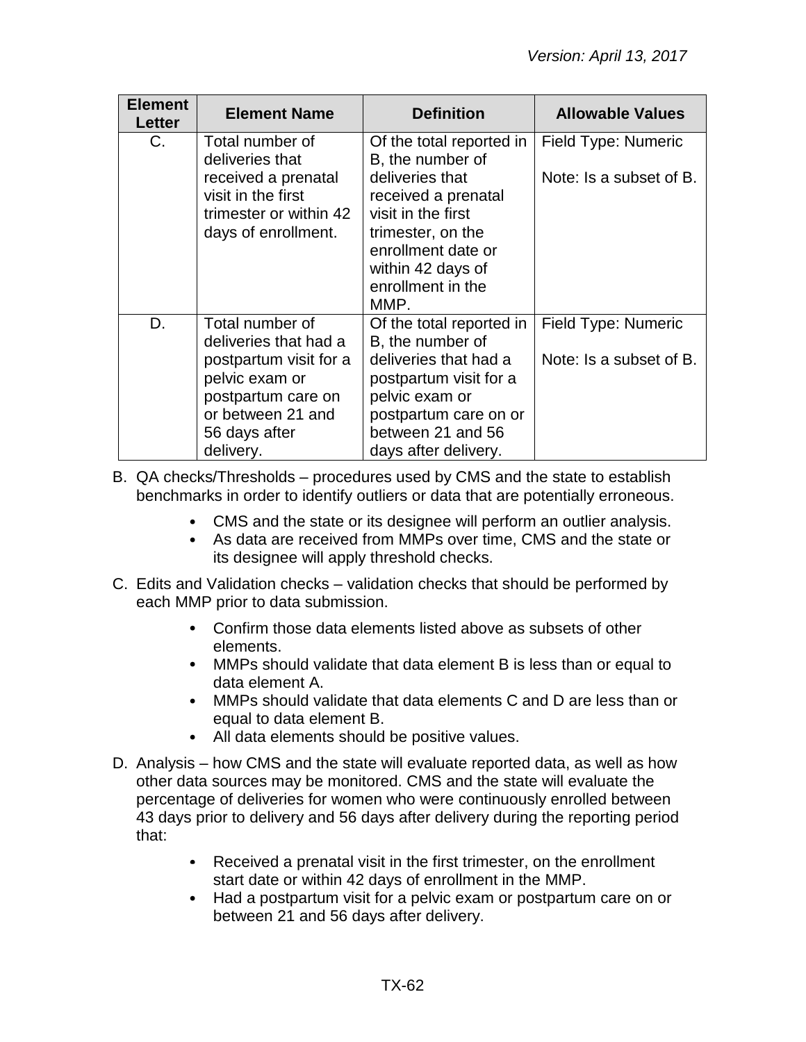| Element Letter | Element Name | Definition | Allowable Values |
|---|---|---|---|
| C. | Total number of deliveries that received a prenatal visit in the first trimester or within 42 days of enrollment. | Of the total reported in B, the number of deliveries that received a prenatal visit in the first trimester, on the enrollment date or within 42 days of enrollment in the MMP. | Field Type: Numeric<br><br>Note: Is a subset of B. |
| D. | Total number of deliveries that had a postpartum visit for a pelvic exam or postpartum care on or between 21 and 56 days after delivery. | Of the total reported in B, the number of deliveries that had a postpartum visit for a pelvic exam or postpartum care on or between 21 and 56 days after delivery. | Field Type: Numeric<br><br>Note: Is a subset of B. |

B. QA checks/Thresholds – procedures used by CMS and the state to establish benchmarks in order to identify outliers or data that are potentially erroneous.

- CMS and the state or its designee will perform an outlier analysis.
- As data are received from MMPs over time, CMS and the state or its designee will apply threshold checks.

C. Edits and Validation checks – validation checks that should be performed by each MMP prior to data submission.

- Confirm those data elements listed above as subsets of other elements.
- MMPs should validate that data element B is less than or equal to data element A.
- MMPs should validate that data elements C and D are less than or equal to data element B.
- All data elements should be positive values.

D. Analysis – how CMS and the state will evaluate reported data, as well as how other data sources may be monitored. CMS and the state will evaluate the percentage of deliveries for women who were continuously enrolled between 43 days prior to delivery and 56 days after delivery during the reporting period that:

- Received a prenatal visit in the first trimester, on the enrollment start date or within 42 days of enrollment in the MMP.
- Had a postpartum visit for a pelvic exam or postpartum care on or between 21 and 56 days after delivery.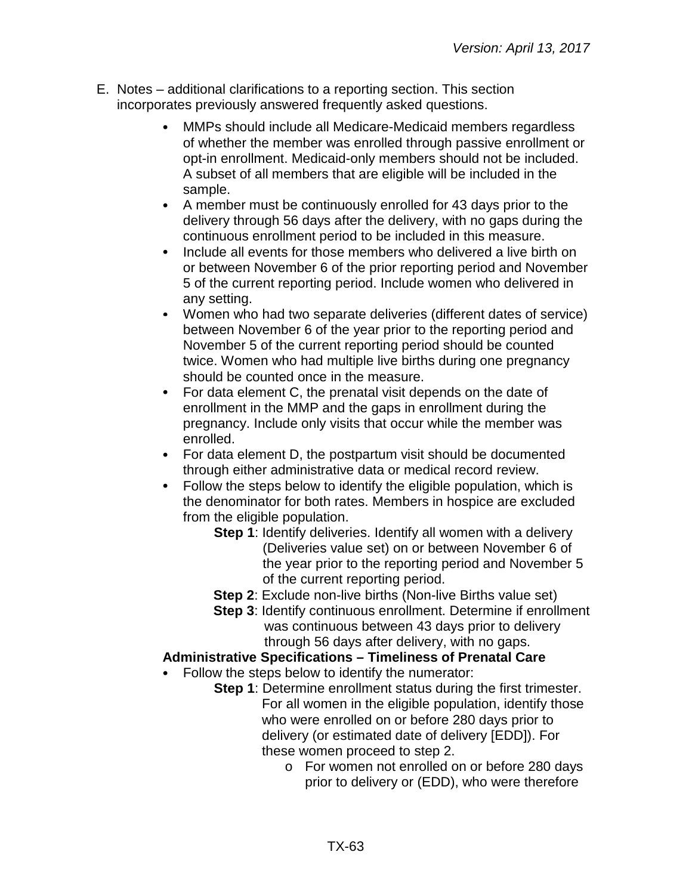E. Notes – additional clarifications to a reporting section. This section incorporates previously answered frequently asked questions.

- MMPs should include all Medicare-Medicaid members regardless of whether the member was enrolled through passive enrollment or opt-in enrollment. Medicaid-only members should not be included. A subset of all members that are eligible will be included in the sample.
- A member must be continuously enrolled for 43 days prior to the delivery through 56 days after the delivery, with no gaps during the continuous enrollment period to be included in this measure.
- Include all events for those members who delivered a live birth on or between November 6 of the prior reporting period and November 5 of the current reporting period. Include women who delivered in any setting.
- Women who had two separate deliveries (different dates of service) between November 6 of the year prior to the reporting period and November 5 of the current reporting period should be counted twice. Women who had multiple live births during one pregnancy should be counted once in the measure.
- For data element C, the prenatal visit depends on the date of enrollment in the MMP and the gaps in enrollment during the pregnancy. Include only visits that occur while the member was enrolled.
- For data element D, the postpartum visit should be documented through either administrative data or medical record review.
- Follow the steps below to identify the eligible population, which is the denominator for both rates. Members in hospice are excluded from the eligible population.
  - **Step 1**: Identify deliveries. Identify all women with a delivery (Deliveries value set) on or between November 6 of the year prior to the reporting period and November 5 of the current reporting period.
  - **Step 2**: Exclude non-live births (Non-live Births value set)
  - **Step 3**: Identify continuous enrollment. Determine if enrollment was continuous between 43 days prior to delivery through 56 days after delivery, with no gaps.

**Administrative Specifications – Timeliness of Prenatal Care**

- Follow the steps below to identify the numerator:
  - **Step 1**: Determine enrollment status during the first trimester. For all women in the eligible population, identify those who were enrolled on or before 280 days prior to delivery (or estimated date of delivery [EDD]). For these women proceed to step 2.
    - o For women not enrolled on or before 280 days prior to delivery or (EDD), who were therefore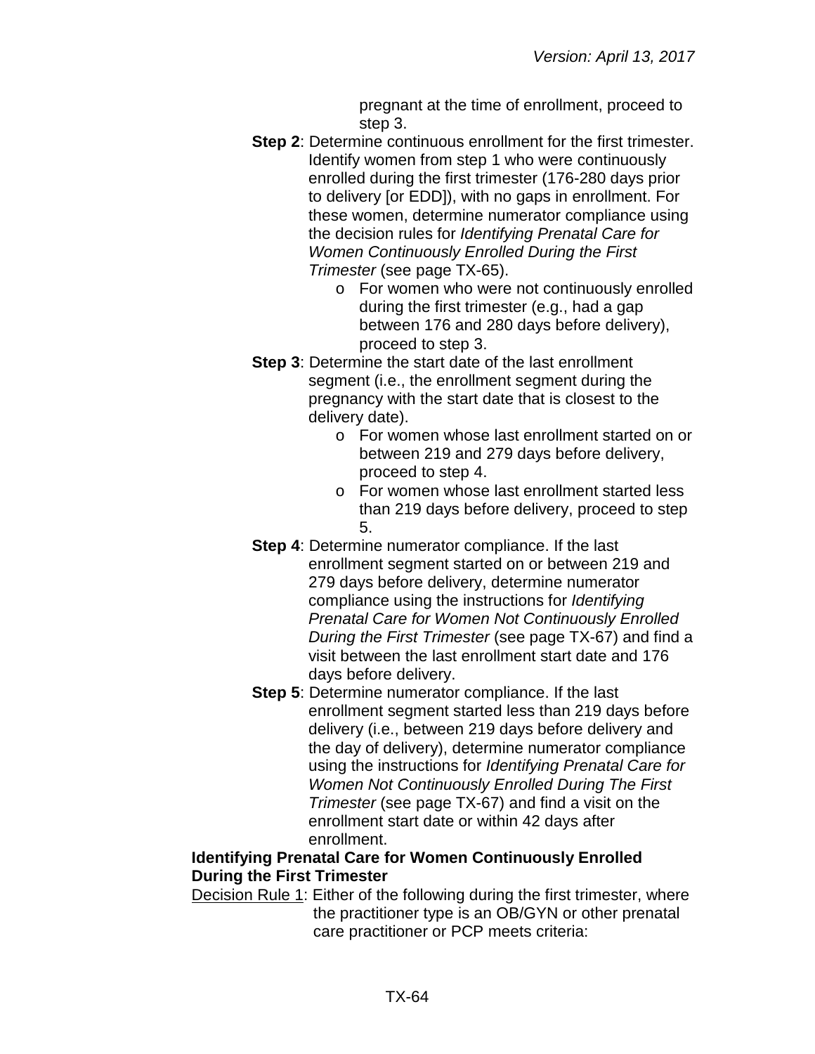pregnant at the time of enrollment, proceed to step 3.

- **Step 2**: Determine continuous enrollment for the first trimester. Identify women from step 1 who were continuously enrolled during the first trimester (176-280 days prior to delivery [or EDD]), with no gaps in enrollment. For these women, determine numerator compliance using the decision rules for *Identifying Prenatal Care for Women Continuously Enrolled During the First Trimester* (see page TX-65).
  - For women who were not continuously enrolled during the first trimester (e.g., had a gap between 176 and 280 days before delivery), proceed to step 3.
- **Step 3**: Determine the start date of the last enrollment segment (i.e., the enrollment segment during the pregnancy with the start date that is closest to the delivery date).
  - For women whose last enrollment started on or between 219 and 279 days before delivery, proceed to step 4.
  - For women whose last enrollment started less than 219 days before delivery, proceed to step 5.
- **Step 4**: Determine numerator compliance. If the last enrollment segment started on or between 219 and 279 days before delivery, determine numerator compliance using the instructions for *Identifying Prenatal Care for Women Not Continuously Enrolled During the First Trimester* (see page TX-67) and find a visit between the last enrollment start date and 176 days before delivery.
- **Step 5**: Determine numerator compliance. If the last enrollment segment started less than 219 days before delivery (i.e., between 219 days before delivery and the day of delivery), determine numerator compliance using the instructions for *Identifying Prenatal Care for Women Not Continuously Enrolled During The First Trimester* (see page TX-67) and find a visit on the enrollment start date or within 42 days after enrollment.

**Identifying Prenatal Care for Women Continuously Enrolled During the First Trimester**

Decision Rule 1: Either of the following during the first trimester, where the practitioner type is an OB/GYN or other prenatal care practitioner or PCP meets criteria: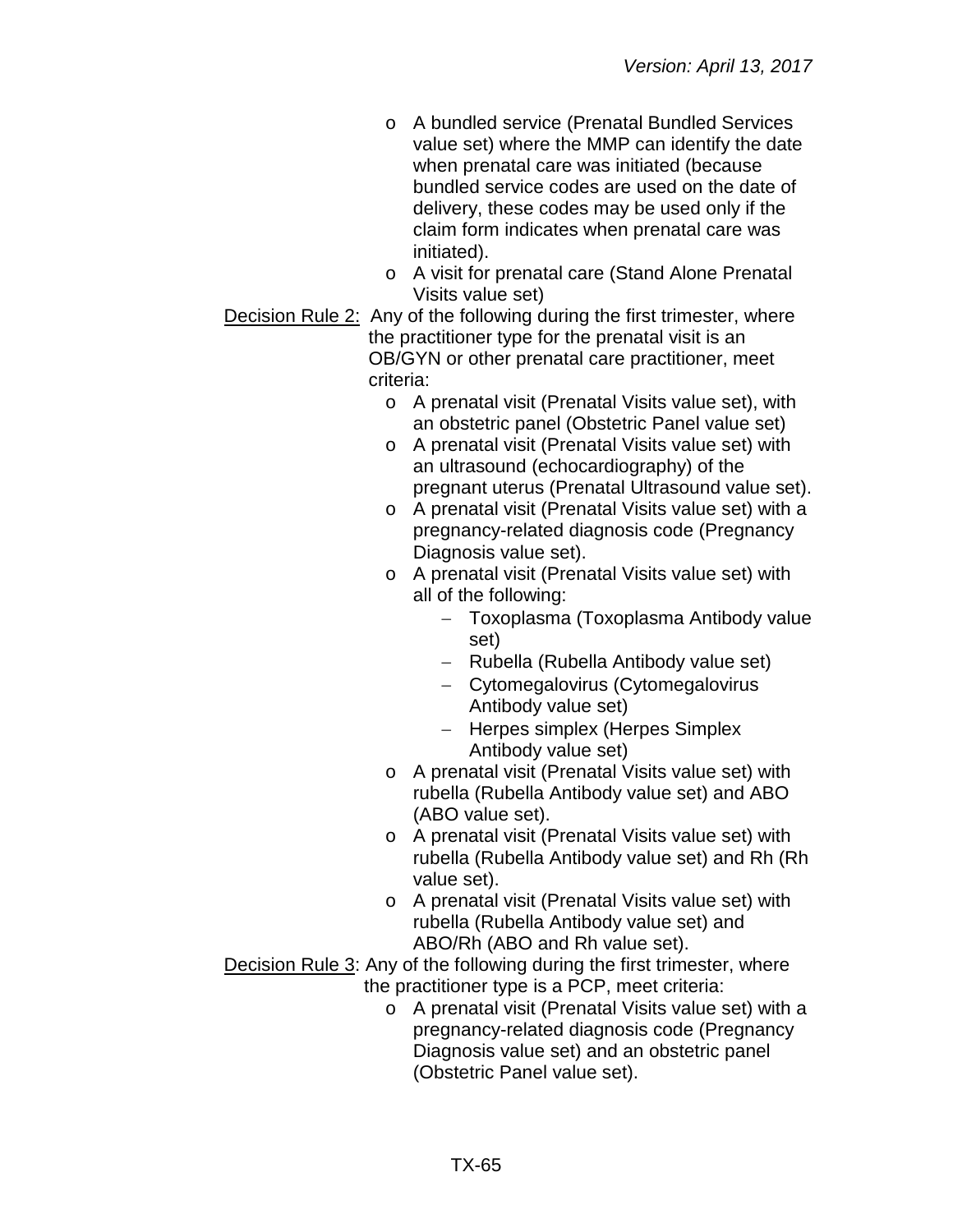- A bundled service (Prenatal Bundled Services value set) where the MMP can identify the date when prenatal care was initiated (because bundled service codes are used on the date of delivery, these codes may be used only if the claim form indicates when prenatal care was initiated).
- A visit for prenatal care (Stand Alone Prenatal Visits value set)

Decision Rule 2: Any of the following during the first trimester, where the practitioner type for the prenatal visit is an OB/GYN or other prenatal care practitioner, meet criteria:

- A prenatal visit (Prenatal Visits value set), with an obstetric panel (Obstetric Panel value set)
- A prenatal visit (Prenatal Visits value set) with an ultrasound (echocardiography) of the pregnant uterus (Prenatal Ultrasound value set).
- A prenatal visit (Prenatal Visits value set) with a pregnancy-related diagnosis code (Pregnancy Diagnosis value set).
- A prenatal visit (Prenatal Visits value set) with all of the following:
    - Toxoplasma (Toxoplasma Antibody value set)
    - Rubella (Rubella Antibody value set)
    - Cytomegalovirus (Cytomegalovirus Antibody value set)
    - Herpes simplex (Herpes Simplex Antibody value set)
- A prenatal visit (Prenatal Visits value set) with rubella (Rubella Antibody value set) and ABO (ABO value set).
- A prenatal visit (Prenatal Visits value set) with rubella (Rubella Antibody value set) and Rh (Rh value set).
- A prenatal visit (Prenatal Visits value set) with rubella (Rubella Antibody value set) and ABO/Rh (ABO and Rh value set).

Decision Rule 3: Any of the following during the first trimester, where the practitioner type is a PCP, meet criteria:

- A prenatal visit (Prenatal Visits value set) with a pregnancy-related diagnosis code (Pregnancy Diagnosis value set) and an obstetric panel (Obstetric Panel value set).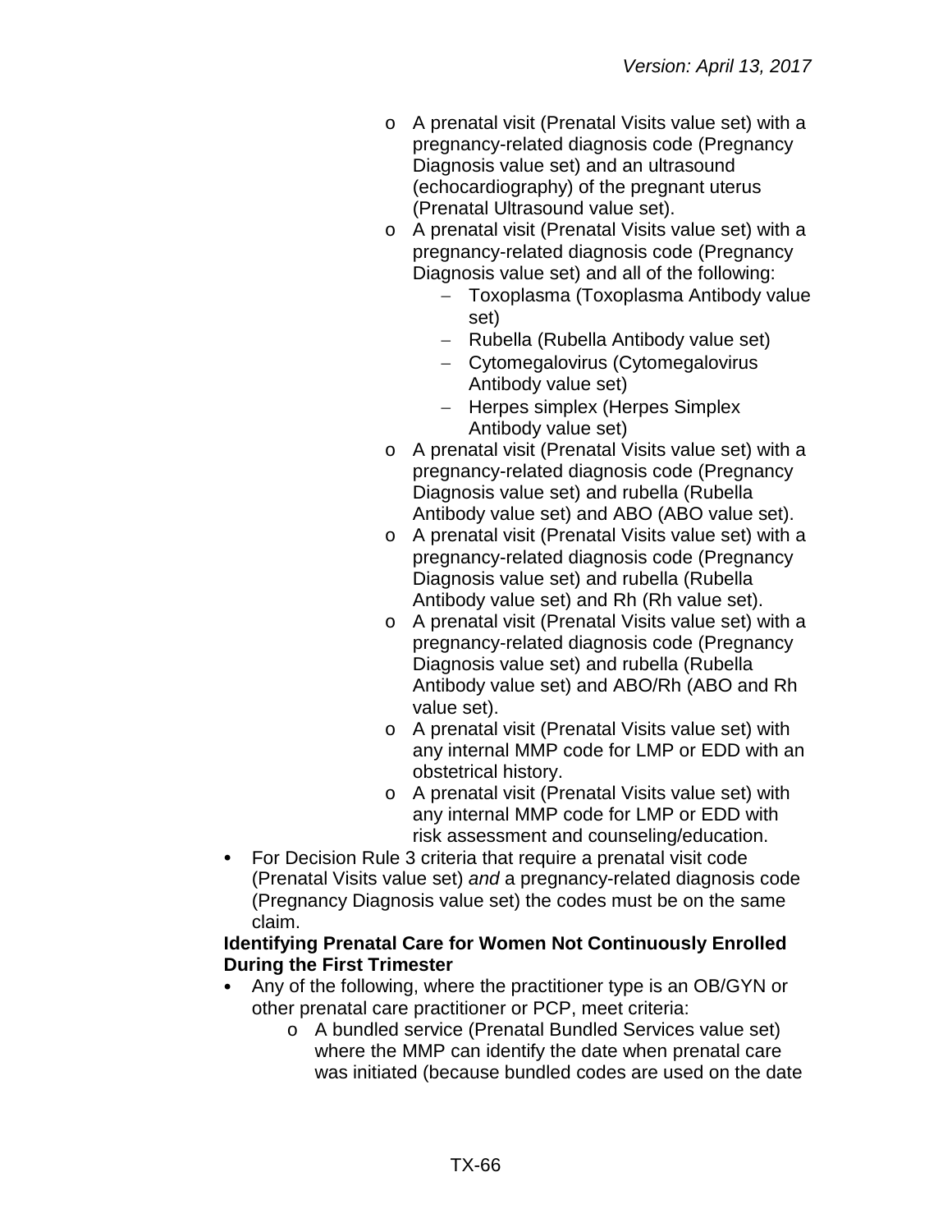- A prenatal visit (Prenatal Visits value set) with a pregnancy-related diagnosis code (Pregnancy Diagnosis value set) and an ultrasound (echocardiography) of the pregnant uterus (Prenatal Ultrasound value set).
- A prenatal visit (Prenatal Visits value set) with a pregnancy-related diagnosis code (Pregnancy Diagnosis value set) and all of the following:
  - Toxoplasma (Toxoplasma Antibody value set)
  - Rubella (Rubella Antibody value set)
  - Cytomegalovirus (Cytomegalovirus Antibody value set)
  - Herpes simplex (Herpes Simplex Antibody value set)
- A prenatal visit (Prenatal Visits value set) with a pregnancy-related diagnosis code (Pregnancy Diagnosis value set) and rubella (Rubella Antibody value set) and ABO (ABO value set).
- A prenatal visit (Prenatal Visits value set) with a pregnancy-related diagnosis code (Pregnancy Diagnosis value set) and rubella (Rubella Antibody value set) and Rh (Rh value set).
- A prenatal visit (Prenatal Visits value set) with a pregnancy-related diagnosis code (Pregnancy Diagnosis value set) and rubella (Rubella Antibody value set) and ABO/Rh (ABO and Rh value set).
- A prenatal visit (Prenatal Visits value set) with any internal MMP code for LMP or EDD with an obstetrical history.
- A prenatal visit (Prenatal Visits value set) with any internal MMP code for LMP or EDD with risk assessment and counseling/education.

- For Decision Rule 3 criteria that require a prenatal visit code (Prenatal Visits value set) *and* a pregnancy-related diagnosis code (Pregnancy Diagnosis value set) the codes must be on the same claim.

**Identifying Prenatal Care for Women Not Continuously Enrolled During the First Trimester**

- Any of the following, where the practitioner type is an OB/GYN or other prenatal care practitioner or PCP, meet criteria:
  - A bundled service (Prenatal Bundled Services value set) where the MMP can identify the date when prenatal care was initiated (because bundled codes are used on the date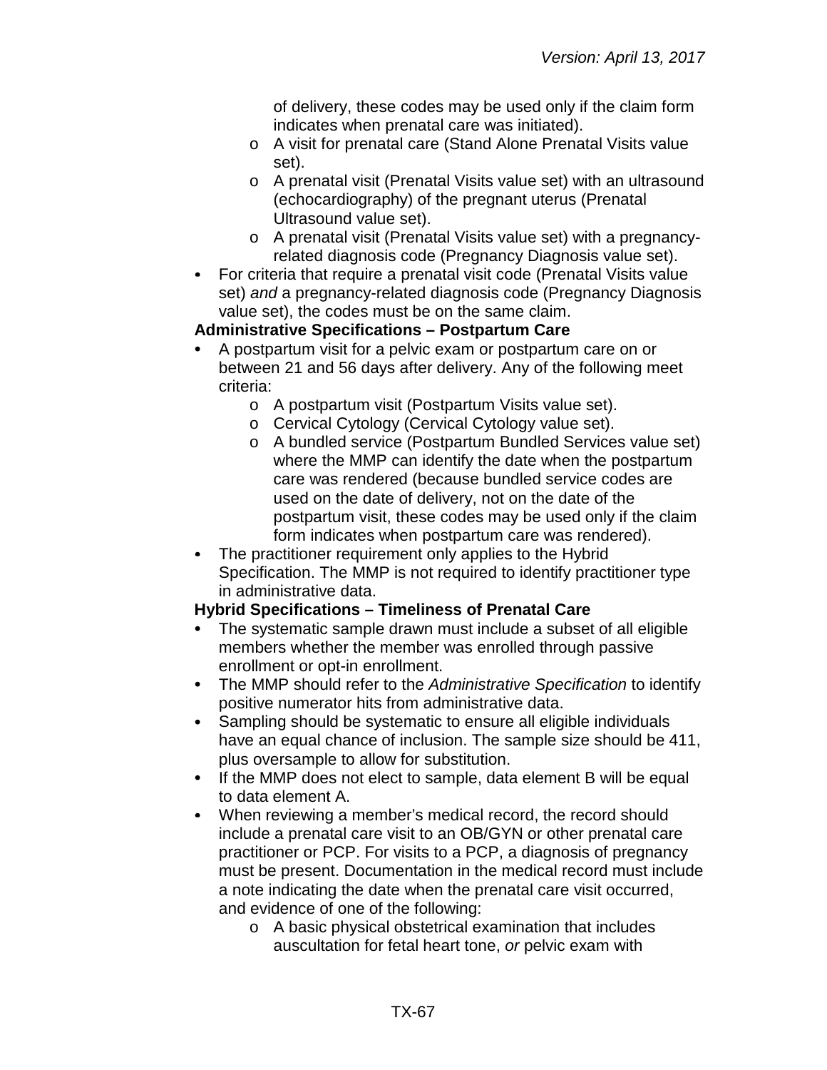of delivery, these codes may be used only if the claim form indicates when prenatal care was initiated).
  - A visit for prenatal care (Stand Alone Prenatal Visits value set).
  - A prenatal visit (Prenatal Visits value set) with an ultrasound (echocardiography) of the pregnant uterus (Prenatal Ultrasound value set).
  - A prenatal visit (Prenatal Visits value set) with a pregnancy-related diagnosis code (Pregnancy Diagnosis value set).
- For criteria that require a prenatal visit code (Prenatal Visits value set) *and* a pregnancy-related diagnosis code (Pregnancy Diagnosis value set), the codes must be on the same claim.

**Administrative Specifications – Postpartum Care**

- A postpartum visit for a pelvic exam or postpartum care on or between 21 and 56 days after delivery. Any of the following meet criteria:
  - A postpartum visit (Postpartum Visits value set).
  - Cervical Cytology (Cervical Cytology value set).
  - A bundled service (Postpartum Bundled Services value set) where the MMP can identify the date when the postpartum care was rendered (because bundled service codes are used on the date of delivery, not on the date of the postpartum visit, these codes may be used only if the claim form indicates when postpartum care was rendered).
- The practitioner requirement only applies to the Hybrid Specification. The MMP is not required to identify practitioner type in administrative data.

**Hybrid Specifications – Timeliness of Prenatal Care**

- The systematic sample drawn must include a subset of all eligible members whether the member was enrolled through passive enrollment or opt-in enrollment.
- The MMP should refer to the *Administrative Specification* to identify positive numerator hits from administrative data.
- Sampling should be systematic to ensure all eligible individuals have an equal chance of inclusion. The sample size should be 411, plus oversample to allow for substitution.
- If the MMP does not elect to sample, data element B will be equal to data element A.
- When reviewing a member's medical record, the record should include a prenatal care visit to an OB/GYN or other prenatal care practitioner or PCP. For visits to a PCP, a diagnosis of pregnancy must be present. Documentation in the medical record must include a note indicating the date when the prenatal care visit occurred, and evidence of one of the following:
  - A basic physical obstetrical examination that includes auscultation for fetal heart tone, *or* pelvic exam with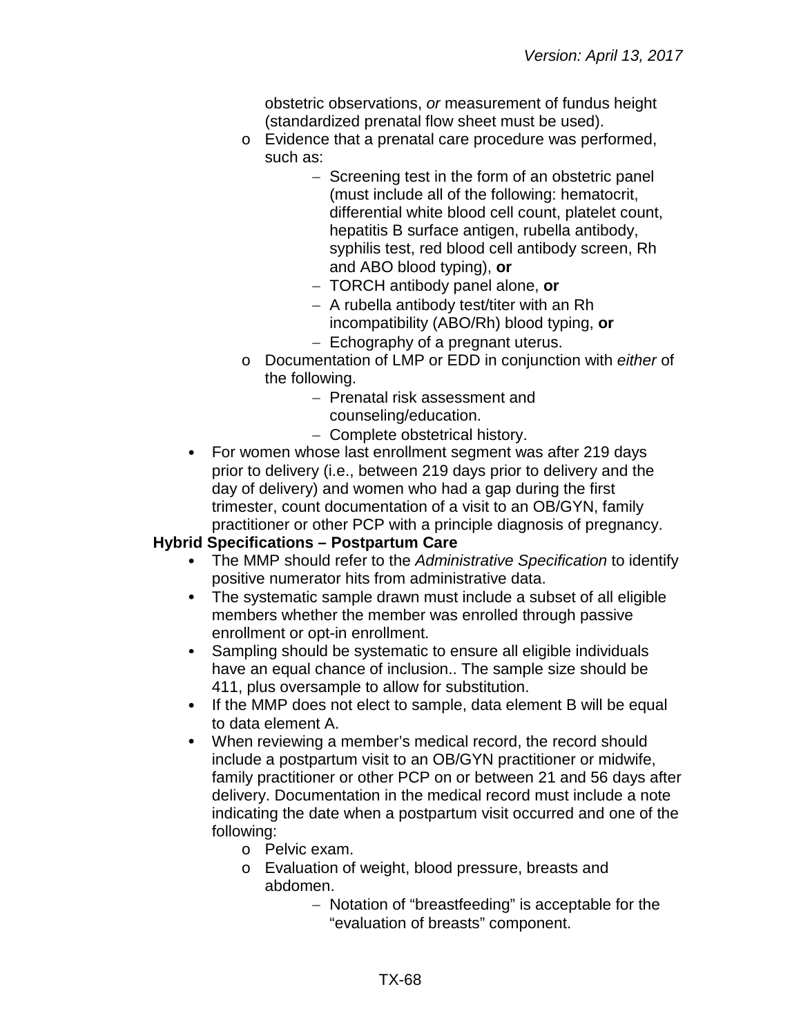obstetric observations, *or* measurement of fundus height (standardized prenatal flow sheet must be used).

  - Evidence that a prenatal care procedure was performed, such as:
    - Screening test in the form of an obstetric panel (must include all of the following: hematocrit, differential white blood cell count, platelet count, hepatitis B surface antigen, rubella antibody, syphilis test, red blood cell antibody screen, Rh and ABO blood typing), **or**
    - TORCH antibody panel alone, **or**
    - A rubella antibody test/titer with an Rh incompatibility (ABO/Rh) blood typing, **or**
    - Echography of a pregnant uterus.
  - Documentation of LMP or EDD in conjunction with *either* of the following.
    - Prenatal risk assessment and counseling/education.
    - Complete obstetrical history.
- For women whose last enrollment segment was after 219 days prior to delivery (i.e., between 219 days prior to delivery and the day of delivery) and women who had a gap during the first trimester, count documentation of a visit to an OB/GYN, family practitioner or other PCP with a principle diagnosis of pregnancy.

**Hybrid Specifications – Postpartum Care**

- The MMP should refer to the *Administrative Specification* to identify positive numerator hits from administrative data.
- The systematic sample drawn must include a subset of all eligible members whether the member was enrolled through passive enrollment or opt-in enrollment.
- Sampling should be systematic to ensure all eligible individuals have an equal chance of inclusion.. The sample size should be 411, plus oversample to allow for substitution.
- If the MMP does not elect to sample, data element B will be equal to data element A.
- When reviewing a member's medical record, the record should include a postpartum visit to an OB/GYN practitioner or midwife, family practitioner or other PCP on or between 21 and 56 days after delivery. Documentation in the medical record must include a note indicating the date when a postpartum visit occurred and one of the following:
  - Pelvic exam.
  - Evaluation of weight, blood pressure, breasts and abdomen.
    - Notation of "breastfeeding" is acceptable for the "evaluation of breasts" component.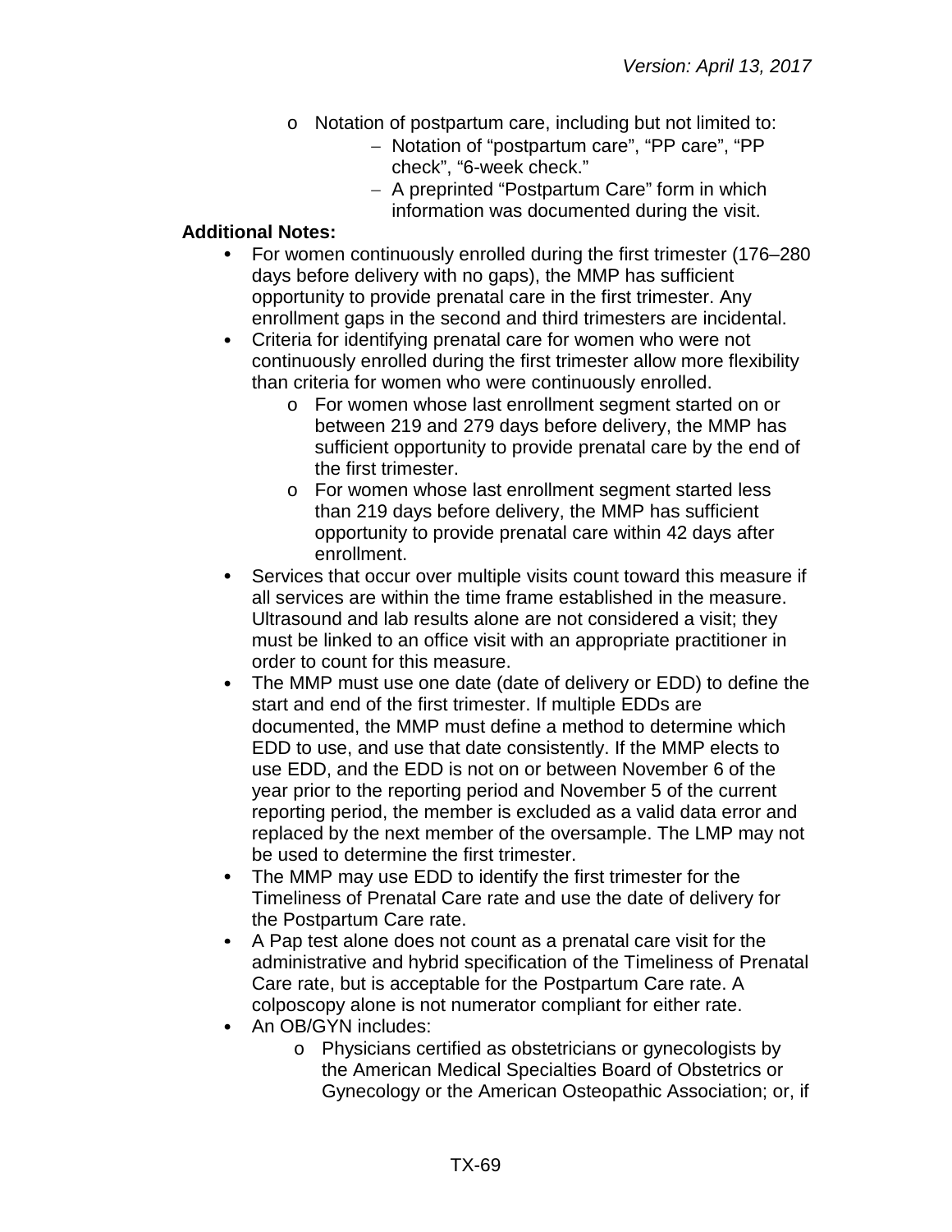- Notation of postpartum care, including but not limited to:
  - Notation of “postpartum care”, “PP care”, “PP check”, “6-week check.”
  - A preprinted “Postpartum Care” form in which information was documented during the visit.

**Additional Notes:**

- For women continuously enrolled during the first trimester (176–280 days before delivery with no gaps), the MMP has sufficient opportunity to provide prenatal care in the first trimester. Any enrollment gaps in the second and third trimesters are incidental.
- Criteria for identifying prenatal care for women who were not continuously enrolled during the first trimester allow more flexibility than criteria for women who were continuously enrolled.
  - For women whose last enrollment segment started on or between 219 and 279 days before delivery, the MMP has sufficient opportunity to provide prenatal care by the end of the first trimester.
  - For women whose last enrollment segment started less than 219 days before delivery, the MMP has sufficient opportunity to provide prenatal care within 42 days after enrollment.
- Services that occur over multiple visits count toward this measure if all services are within the time frame established in the measure. Ultrasound and lab results alone are not considered a visit; they must be linked to an office visit with an appropriate practitioner in order to count for this measure.
- The MMP must use one date (date of delivery or EDD) to define the start and end of the first trimester. If multiple EDDs are documented, the MMP must define a method to determine which EDD to use, and use that date consistently. If the MMP elects to use EDD, and the EDD is not on or between November 6 of the year prior to the reporting period and November 5 of the current reporting period, the member is excluded as a valid data error and replaced by the next member of the oversample. The LMP may not be used to determine the first trimester.
- The MMP may use EDD to identify the first trimester for the Timeliness of Prenatal Care rate and use the date of delivery for the Postpartum Care rate.
- A Pap test alone does not count as a prenatal care visit for the administrative and hybrid specification of the Timeliness of Prenatal Care rate, but is acceptable for the Postpartum Care rate. A colposcopy alone is not numerator compliant for either rate.
- An OB/GYN includes:
  - Physicians certified as obstetricians or gynecologists by the American Medical Specialties Board of Obstetrics or Gynecology or the American Osteopathic Association; or, if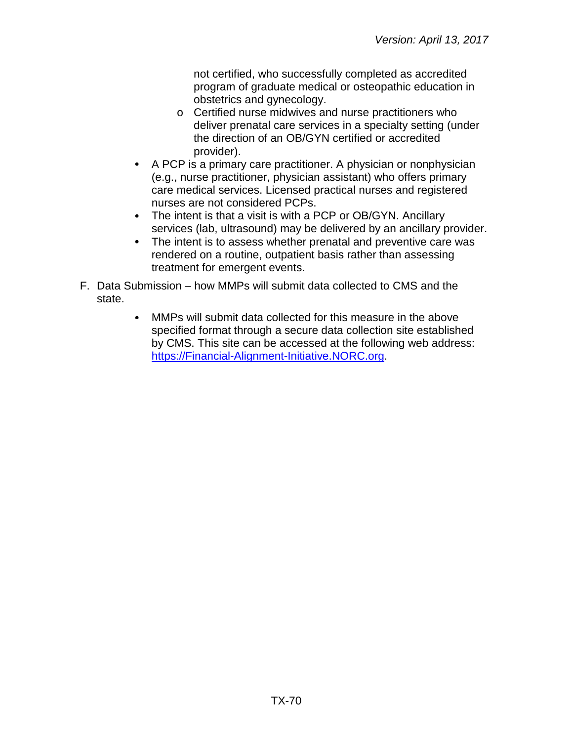not certified, who successfully completed as accredited program of graduate medical or osteopathic education in obstetrics and gynecology.
  - Certified nurse midwives and nurse practitioners who deliver prenatal care services in a specialty setting (under the direction of an OB/GYN certified or accredited provider).
- A PCP is a primary care practitioner. A physician or nonphysician (e.g., nurse practitioner, physician assistant) who offers primary care medical services. Licensed practical nurses and registered nurses are not considered PCPs.
- The intent is that a visit is with a PCP or OB/GYN. Ancillary services (lab, ultrasound) may be delivered by an ancillary provider.
- The intent is to assess whether prenatal and preventive care was rendered on a routine, outpatient basis rather than assessing treatment for emergent events.

F. Data Submission – how MMPs will submit data collected to CMS and the state.

- MMPs will submit data collected for this measure in the above specified format through a secure data collection site established by CMS. This site can be accessed at the following web address: https://Financial-Alignment-Initiative.NORC.org.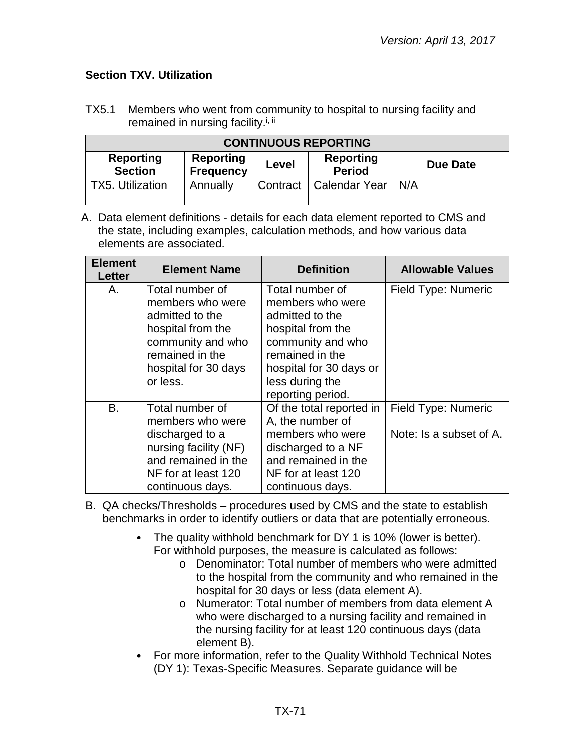### Section TXV. Utilization

TX5.1 Members who went from community to hospital to nursing facility and remained in nursing facility.[i, ii]

| CONTINUOUS REPORTING | | | | |
|---|---|---|---|---|
| **Reporting Section** | **Reporting Frequency** | **Level** | **Reporting Period** | **Due Date** |
| TX5. Utilization | Annually | Contract | Calendar Year | N/A |

A. Data element definitions - details for each data element reported to CMS and the state, including examples, calculation methods, and how various data elements are associated.

| Element Letter | Element Name | Definition | Allowable Values |
|---|---|---|---|
| A. | Total number of members who were admitted to the hospital from the community and who remained in the hospital for 30 days or less. | Total number of members who were admitted to the hospital from the community and who remained in the hospital for 30 days or less during the reporting period. | Field Type: Numeric |
| B. | Total number of members who were discharged to a nursing facility (NF) and remained in the NF for at least 120 continuous days. | Of the total reported in A, the number of members who were discharged to a NF and remained in the NF for at least 120 continuous days. | Field Type: Numeric<br><br>Note: Is a subset of A. |

B. QA checks/Thresholds – procedures used by CMS and the state to establish benchmarks in order to identify outliers or data that are potentially erroneous.

- The quality withhold benchmark for DY 1 is 10% (lower is better). For withhold purposes, the measure is calculated as follows:
  - Denominator: Total number of members who were admitted to the hospital from the community and who remained in the hospital for 30 days or less (data element A).
  - Numerator: Total number of members from data element A who were discharged to a nursing facility and remained in the nursing facility for at least 120 continuous days (data element B).
- For more information, refer to the Quality Withhold Technical Notes (DY 1): Texas-Specific Measures. Separate guidance will be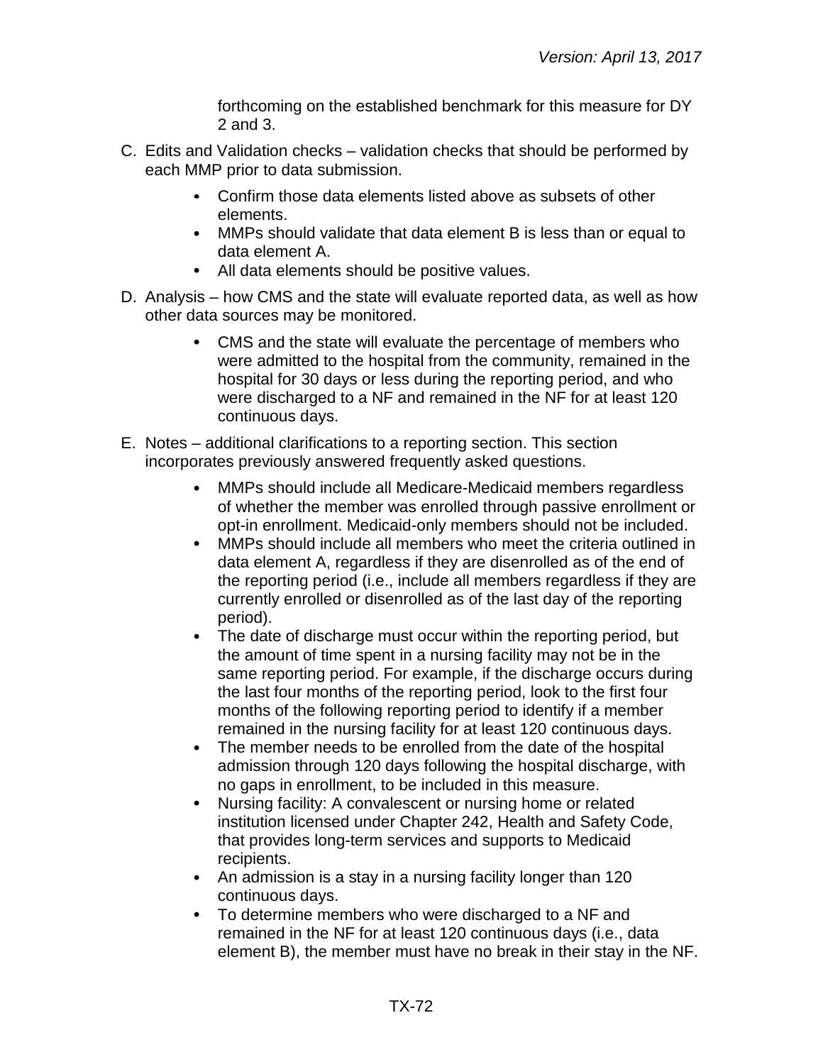forthcoming on the established benchmark for this measure for DY 2 and 3.

C. Edits and Validation checks – validation checks that should be performed by each MMP prior to data submission.

   - Confirm those data elements listed above as subsets of other elements.
   - MMPs should validate that data element B is less than or equal to data element A.
   - All data elements should be positive values.

D. Analysis – how CMS and the state will evaluate reported data, as well as how other data sources may be monitored.

   - CMS and the state will evaluate the percentage of members who were admitted to the hospital from the community, remained in the hospital for 30 days or less during the reporting period, and who were discharged to a NF and remained in the NF for at least 120 continuous days.

E. Notes – additional clarifications to a reporting section. This section incorporates previously answered frequently asked questions.

   - MMPs should include all Medicare-Medicaid members regardless of whether the member was enrolled through passive enrollment or opt-in enrollment. Medicaid-only members should not be included.
   - MMPs should include all members who meet the criteria outlined in data element A, regardless if they are disenrolled as of the end of the reporting period (i.e., include all members regardless if they are currently enrolled or disenrolled as of the last day of the reporting period).
   - The date of discharge must occur within the reporting period, but the amount of time spent in a nursing facility may not be in the same reporting period. For example, if the discharge occurs during the last four months of the reporting period, look to the first four months of the following reporting period to identify if a member remained in the nursing facility for at least 120 continuous days.
   - The member needs to be enrolled from the date of the hospital admission through 120 days following the hospital discharge, with no gaps in enrollment, to be included in this measure.
   - Nursing facility: A convalescent or nursing home or related institution licensed under Chapter 242, Health and Safety Code, that provides long-term services and supports to Medicaid recipients.
   - An admission is a stay in a nursing facility longer than 120 continuous days.
   - To determine members who were discharged to a NF and remained in the NF for at least 120 continuous days (i.e., data element B), the member must have no break in their stay in the NF.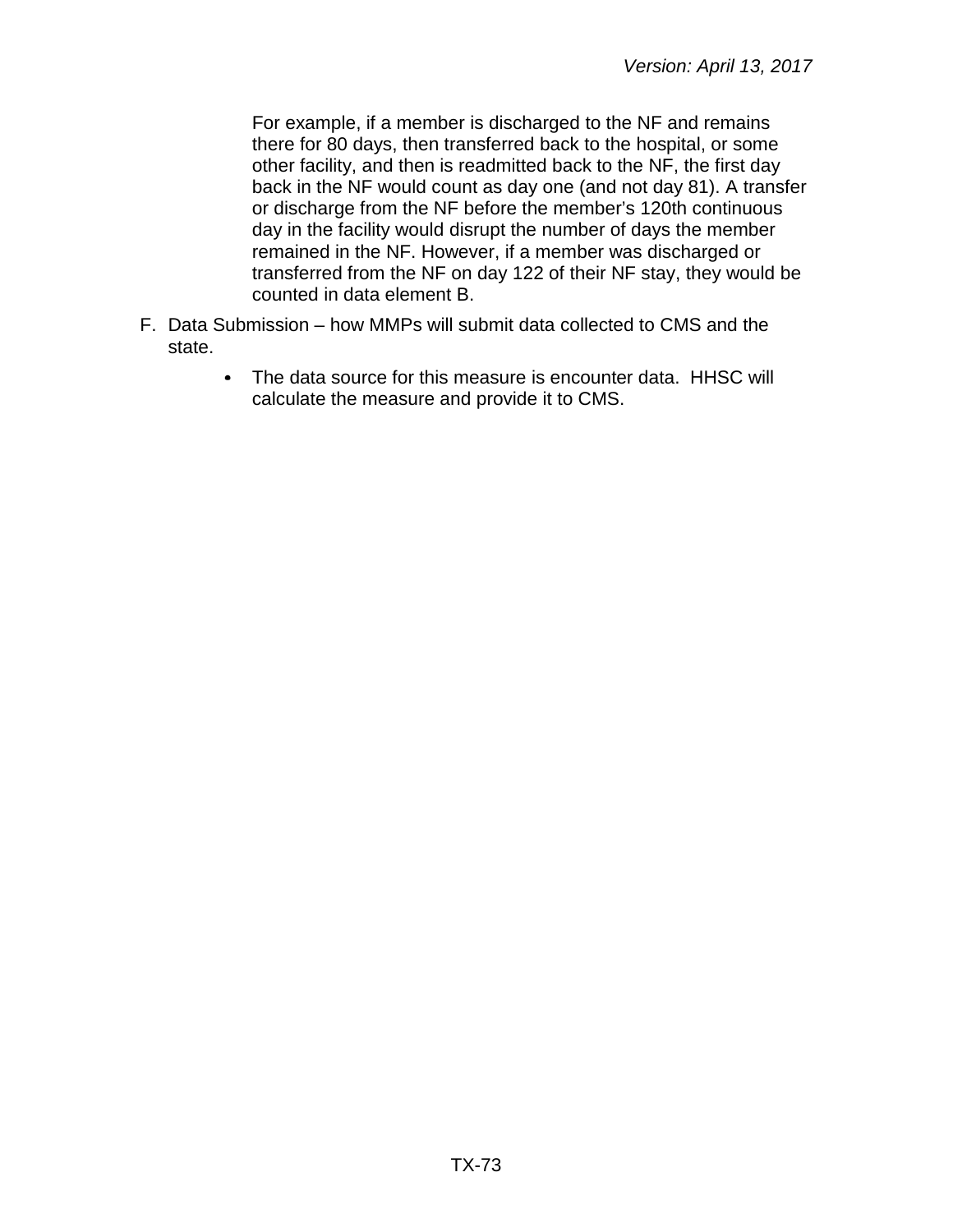For example, if a member is discharged to the NF and remains there for 80 days, then transferred back to the hospital, or some other facility, and then is readmitted back to the NF, the first day back in the NF would count as day one (and not day 81). A transfer or discharge from the NF before the member's 120th continuous day in the facility would disrupt the number of days the member remained in the NF. However, if a member was discharged or transferred from the NF on day 122 of their NF stay, they would be counted in data element B.

F. Data Submission – how MMPs will submit data collected to CMS and the state.

- The data source for this measure is encounter data. HHSC will calculate the measure and provide it to CMS.